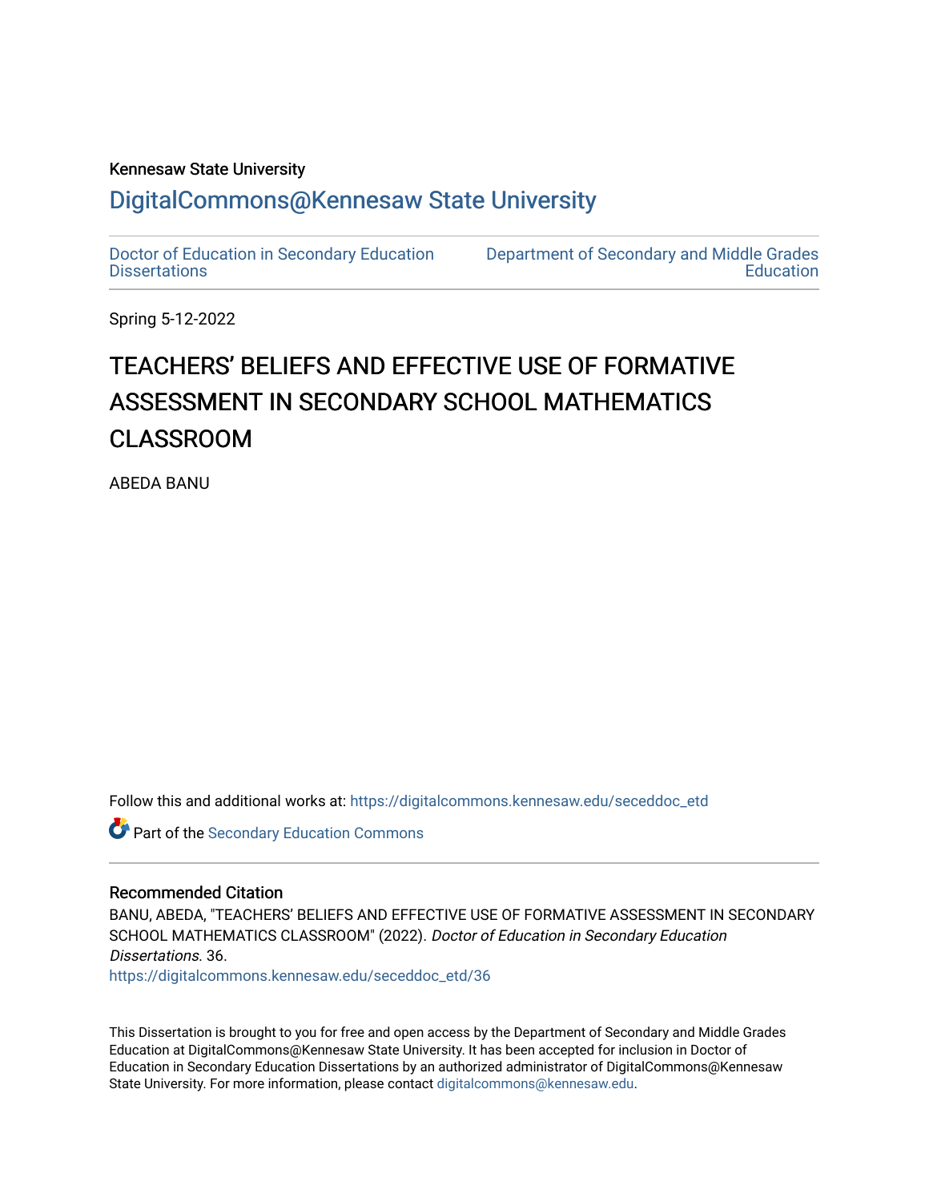Kennesaw State University

# DigitalCommons@Kennesaw State University

Doctor of Education in Secondary Education Dissertations

Department of Secondary and Middle Grades Education

Spring 5-12-2022

# TEACHERS' BELIEFS AND EFFECTIVE USE OF FORMATIVE ASSESSMENT IN SECONDARY SCHOOL MATHEMATICS CLASSROOM

ABEDA BANU

Follow this and additional works at: https://digitalcommons.kennesaw.edu/seceddoc_etd

Part of the Secondary Education Commons

## Recommended Citation

BANU, ABEDA, "TEACHERS' BELIEFS AND EFFECTIVE USE OF FORMATIVE ASSESSMENT IN SECONDARY SCHOOL MATHEMATICS CLASSROOM" (2022). *Doctor of Education in Secondary Education Dissertations*. 36.
https://digitalcommons.kennesaw.edu/seceddoc_etd/36

This Dissertation is brought to you for free and open access by the Department of Secondary and Middle Grades Education at DigitalCommons@Kennesaw State University. It has been accepted for inclusion in Doctor of Education in Secondary Education Dissertations by an authorized administrator of DigitalCommons@Kennesaw State University. For more information, please contact digitalcommons@kennesaw.edu.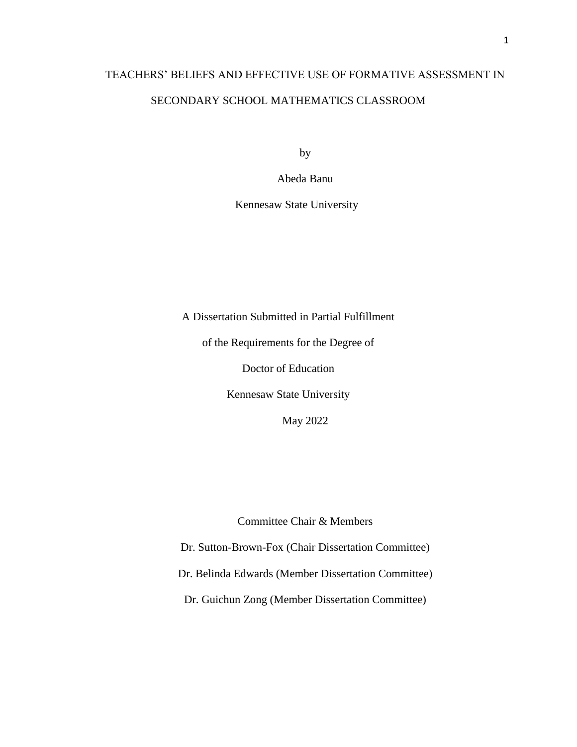# TEACHERS' BELIEFS AND EFFECTIVE USE OF FORMATIVE ASSESSMENT IN SECONDARY SCHOOL MATHEMATICS CLASSROOM

by

Abeda Banu

Kennesaw State University

A Dissertation Submitted in Partial Fulfillment

of the Requirements for the Degree of

Doctor of Education

Kennesaw State University

May 2022

Committee Chair & Members

Dr. Sutton-Brown-Fox (Chair Dissertation Committee)

Dr. Belinda Edwards (Member Dissertation Committee)

Dr. Guichun Zong (Member Dissertation Committee)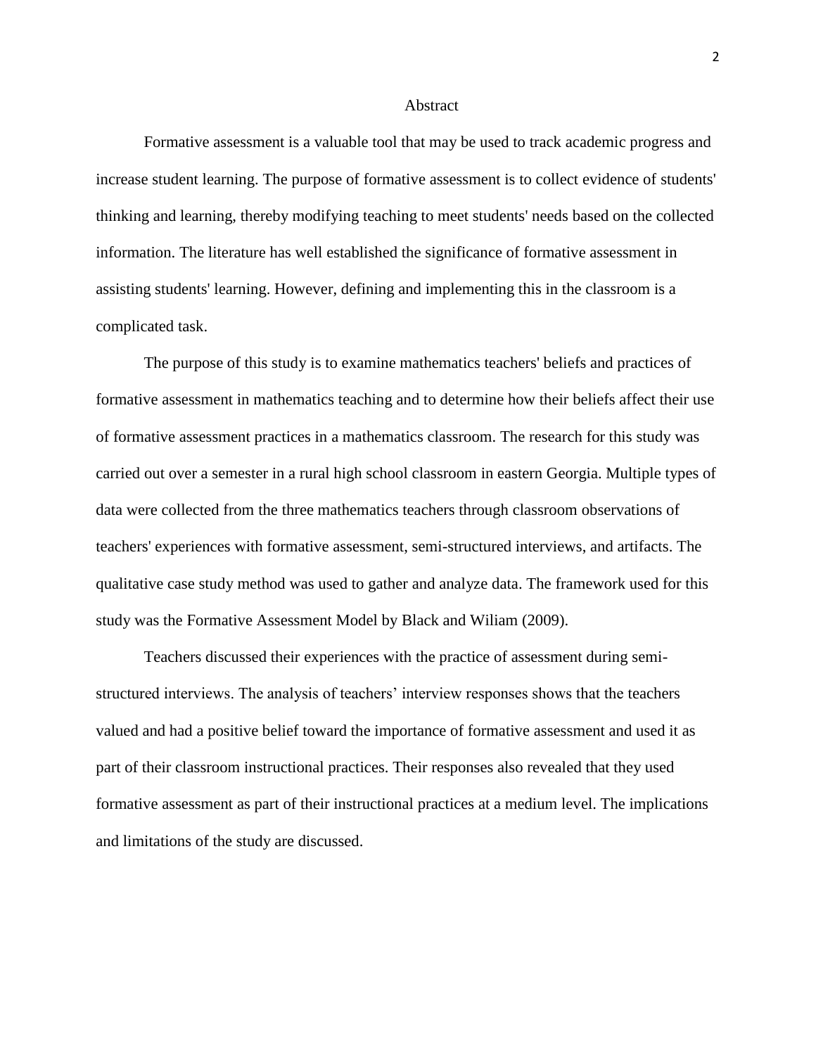# Abstract

Formative assessment is a valuable tool that may be used to track academic progress and increase student learning. The purpose of formative assessment is to collect evidence of students' thinking and learning, thereby modifying teaching to meet students' needs based on the collected information. The literature has well established the significance of formative assessment in assisting students' learning. However, defining and implementing this in the classroom is a complicated task.

The purpose of this study is to examine mathematics teachers' beliefs and practices of formative assessment in mathematics teaching and to determine how their beliefs affect their use of formative assessment practices in a mathematics classroom. The research for this study was carried out over a semester in a rural high school classroom in eastern Georgia. Multiple types of data were collected from the three mathematics teachers through classroom observations of teachers' experiences with formative assessment, semi-structured interviews, and artifacts. The qualitative case study method was used to gather and analyze data. The framework used for this study was the Formative Assessment Model by Black and Wiliam (2009).

Teachers discussed their experiences with the practice of assessment during semi-structured interviews. The analysis of teachers' interview responses shows that the teachers valued and had a positive belief toward the importance of formative assessment and used it as part of their classroom instructional practices. Their responses also revealed that they used formative assessment as part of their instructional practices at a medium level. The implications and limitations of the study are discussed.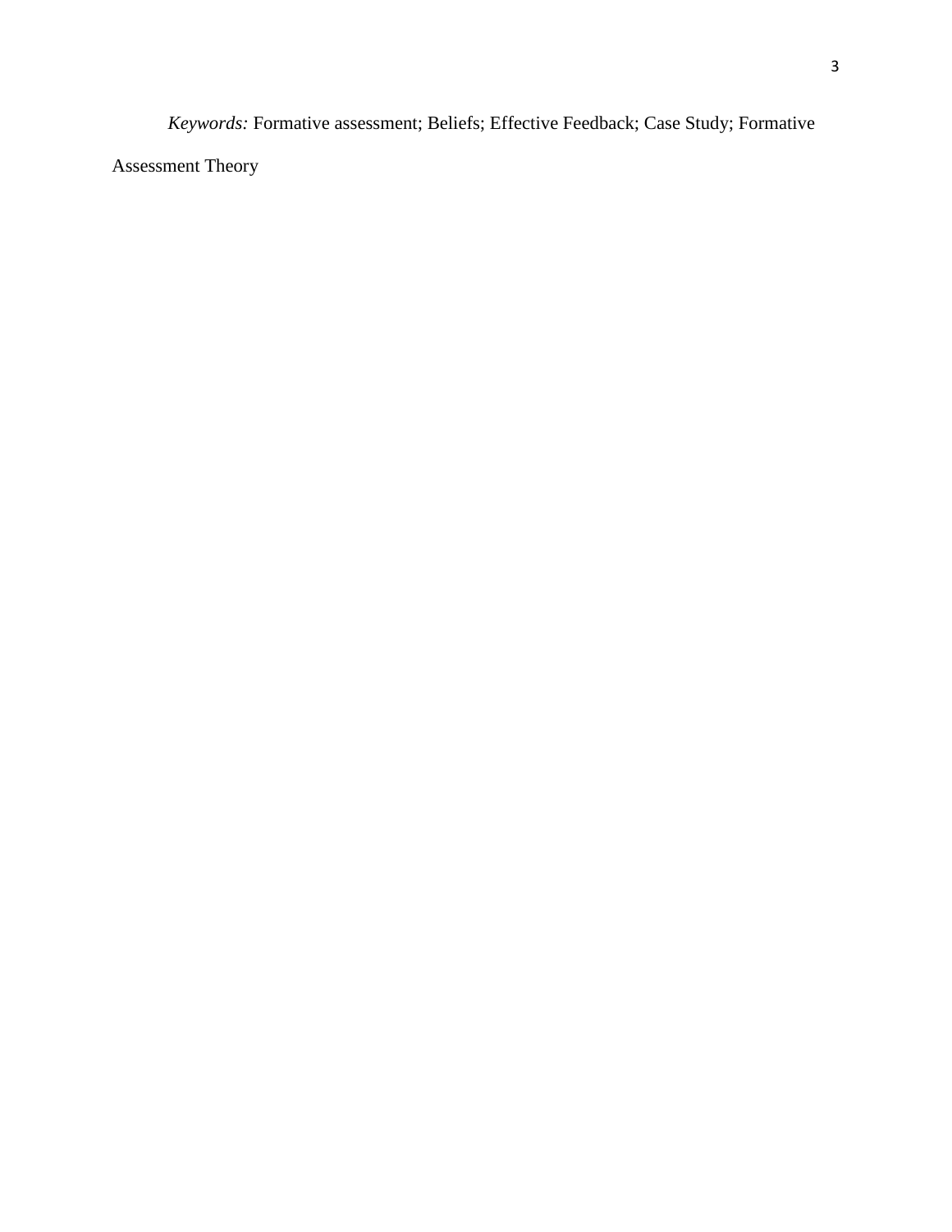*Keywords:* Formative assessment; Beliefs; Effective Feedback; Case Study; Formative Assessment Theory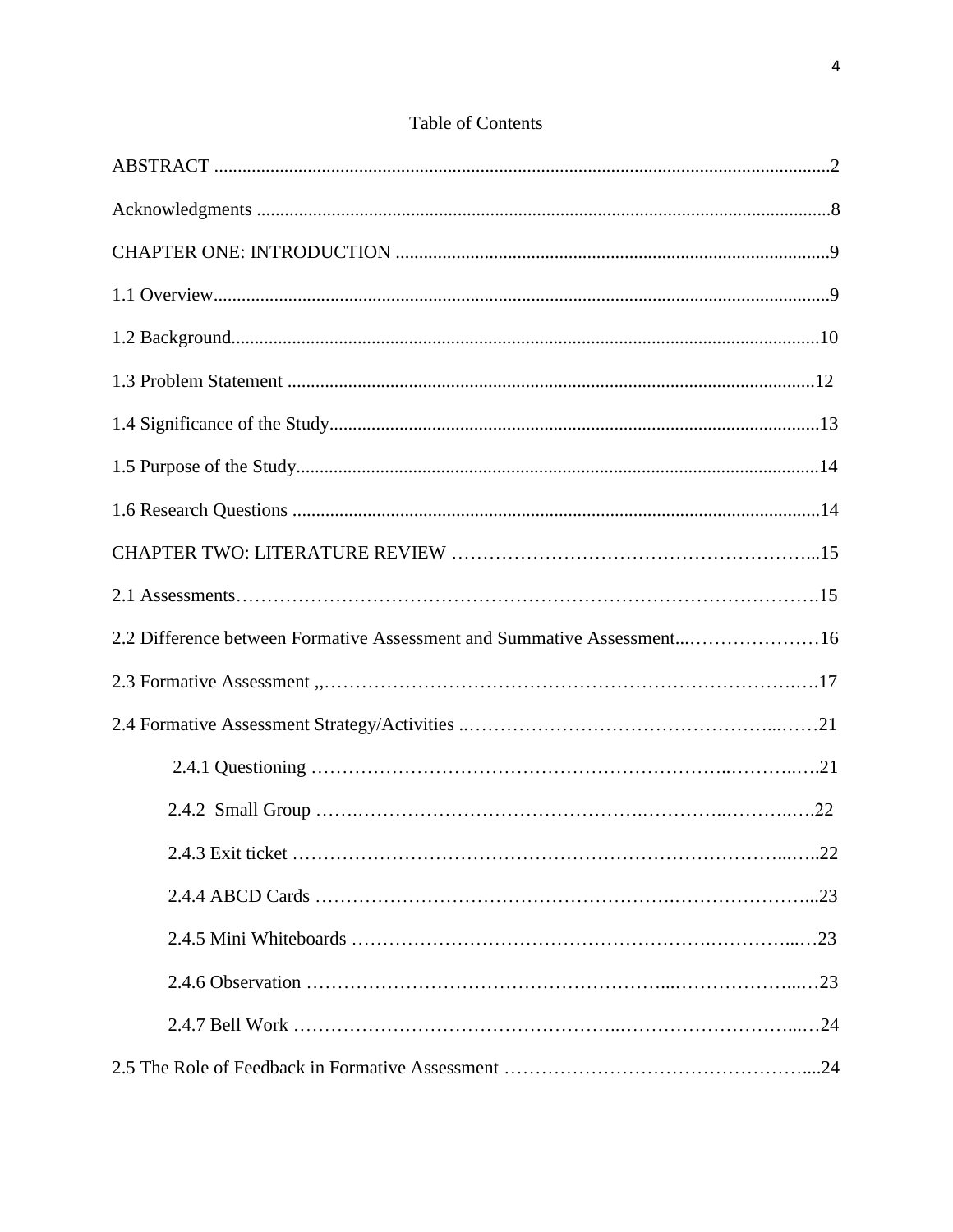# Table of Contents

ABSTRACT ....................................................................................................................................2

Acknowledgments ..........................................................................................................................8

CHAPTER ONE: INTRODUCTION ............................................................................................9

1.1 Overview...................................................................................................................................9

1.2 Background.............................................................................................................................10

1.3 Problem Statement ................................................................................................................12

1.4 Significance of the Study........................................................................................................13

1.5 Purpose of the Study................................................................................................................14

1.6 Research Questions .................................................................................................................14

CHAPTER TWO: LITERATURE REVIEW …………………………………………………...15

2.1 Assessments……………………………………………………………………………….15

2.2 Difference between Formative Assessment and Summative Assessment...…………………16

2.3 Formative Assessment ,,……………………………………………………………….….17

2.4 Formative Assessment Strategy/Activities ..…………………………………………...……21

  2.4.1 Questioning …………………………………………………………..………..….21

  2.4.2 Small Group …….……………………………………….…………..………..….22

  2.4.3 Exit ticket ………………………….…………………………………………..…..22

  2.4.4 ABCD Cards ……………………………………………….…………………...23

  2.4.5 Mini Whiteboards ……………….……………………………….…………....…23

  2.4.6 Observation …………………………………………………...………………...…23

  2.4.7 Bell Work ……………………………………………..………………………...…24

2.5 The Role of Feedback in Formative Assessment …………………………………………....24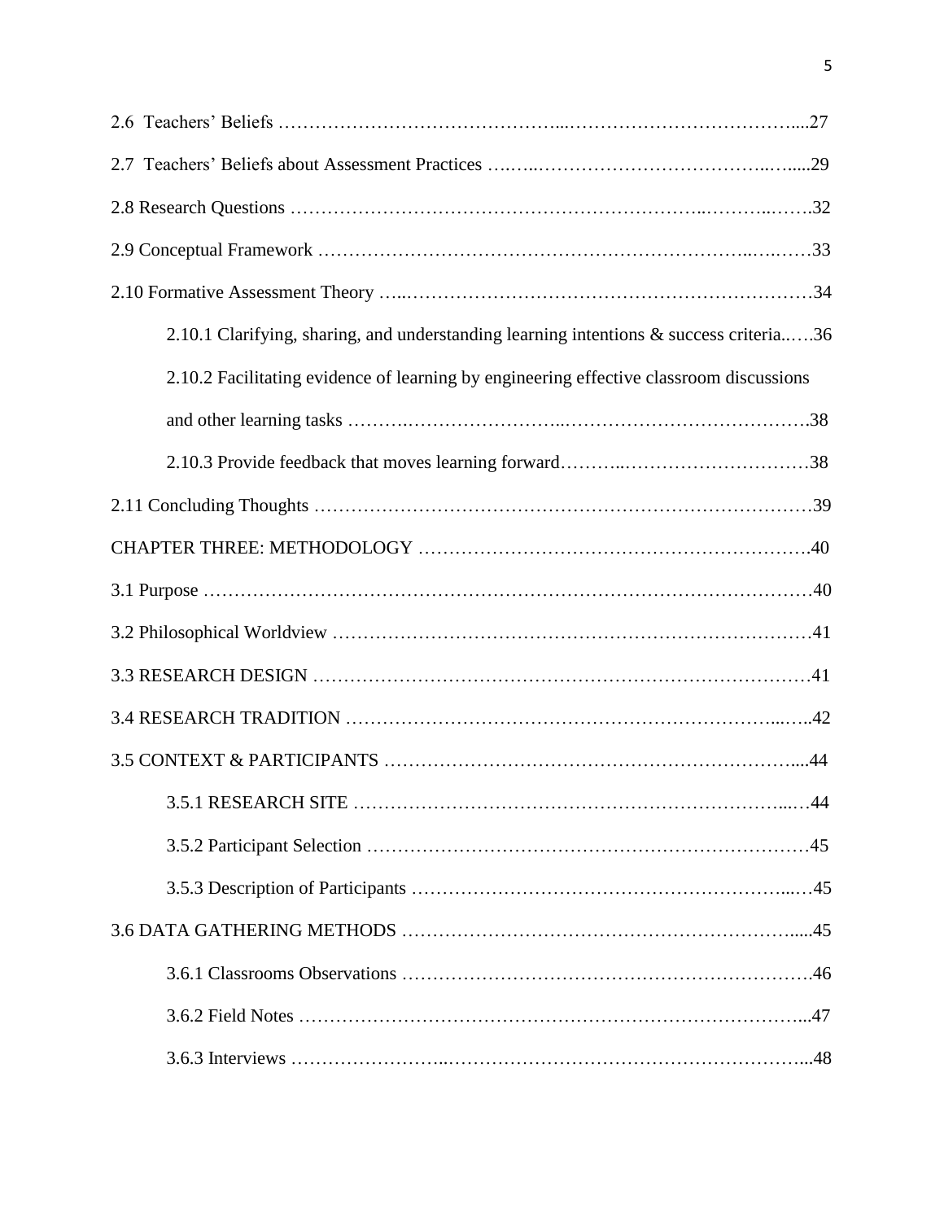2.6 Teachers' Beliefs ……………………………………...………………………………....27

2.7 Teachers' Beliefs about Assessment Practices ….…..……………………………..…....29

2.8 Research Questions ……………………………………………….……..……...…….32

2.9 Conceptual Framework ………………………………………………………..….……33

2.10 Formative Assessment Theory …..…………………………………………………….34

2.10.1 Clarifying, sharing, and understanding learning intentions & success criteria..….36

2.10.2 Facilitating evidence of learning by engineering effective classroom discussions and other learning tasks ……….……………………...…………………………………….38

2.10.3 Provide feedback that moves learning forward………..…………………………38

2.11 Concluding Thoughts ……………………………………………………………………39

CHAPTER THREE: METHODOLOGY ……………………………………………………….40

3.1 Purpose ……………………………………………………………………………………40

3.2 Philosophical Worldview …………………………………………………………………41

3.3 RESEARCH DESIGN ……………………………………………………………………41

3.4 RESEARCH TRADITION ……………………………………………………...…..42

3.5 CONTEXT & PARTICIPANTS …………………………………………………………...44

3.5.1 RESEARCH SITE ……………………………………………………………...…44

3.5.2 Participant Selection ……………………………………………………………45

3.5.3 Description of Participants ……………………………………………………...…45

3.6 DATA GATHERING METHODS ……………………………………………………….....45

3.6.1 Classrooms Observations …………………………………………………………46

3.6.2 Field Notes ……………………………………………………………………...47

3.6.3 Interviews …………………..…………………………………………………...48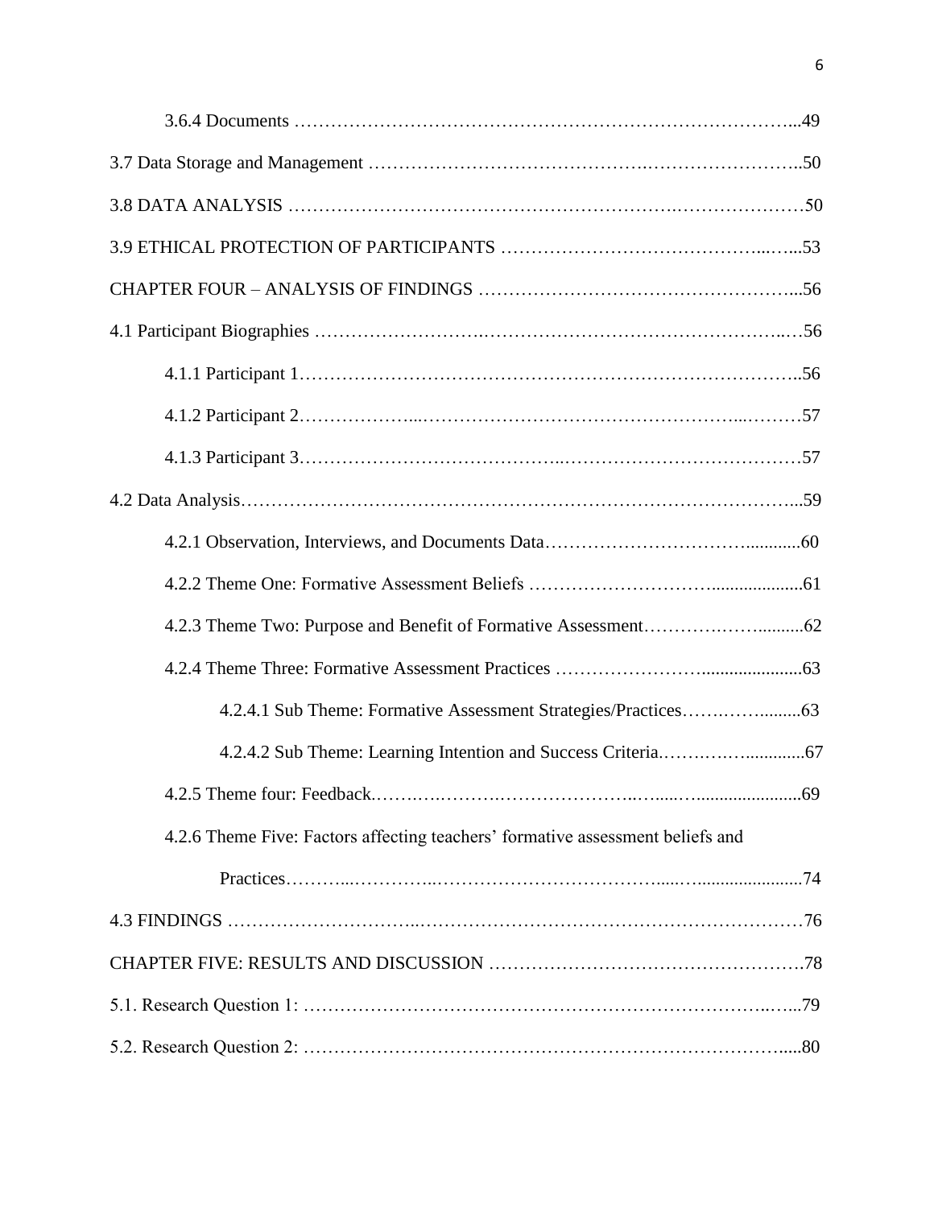3.6.4 Documents ........................................................................................49

3.7 Data Storage and Management ..........................................................................50

3.8 DATA ANALYSIS ...........................................................................................50

3.9 ETHICAL PROTECTION OF PARTICIPANTS ...................................................53

CHAPTER FOUR – ANALYSIS OF FINDINGS .......................................................56

4.1 Participant Biographies ....................................................................................56

4.1.1 Participant 1...............................................................................................56

4.1.2 Participant 2...............................................................................................57

4.1.3 Participant 3...............................................................................................57

4.2 Data Analysis...................................................................................................59

4.2.1 Observation, Interviews, and Documents Data...................................................60

4.2.2 Theme One: Formative Assessment Beliefs ........................................................61

4.2.3 Theme Two: Purpose and Benefit of Formative Assessment..................................62

4.2.4 Theme Three: Formative Assessment Practices ..................................................63

4.2.4.1 Sub Theme: Formative Assessment Strategies/Practices..................................63

4.2.4.2 Sub Theme: Learning Intention and Success Criteria.......................................67

4.2.5 Theme four: Feedback.......................................................................................69

4.2.6 Theme Five: Factors affecting teachers' formative assessment beliefs and Practices.......................................................................................................74

4.3 FINDINGS .......................................................................................................76

CHAPTER FIVE: RESULTS AND DISCUSSION .....................................................78

5.1. Research Question 1: ........................................................................................79

5.2. Research Question 2: ........................................................................................80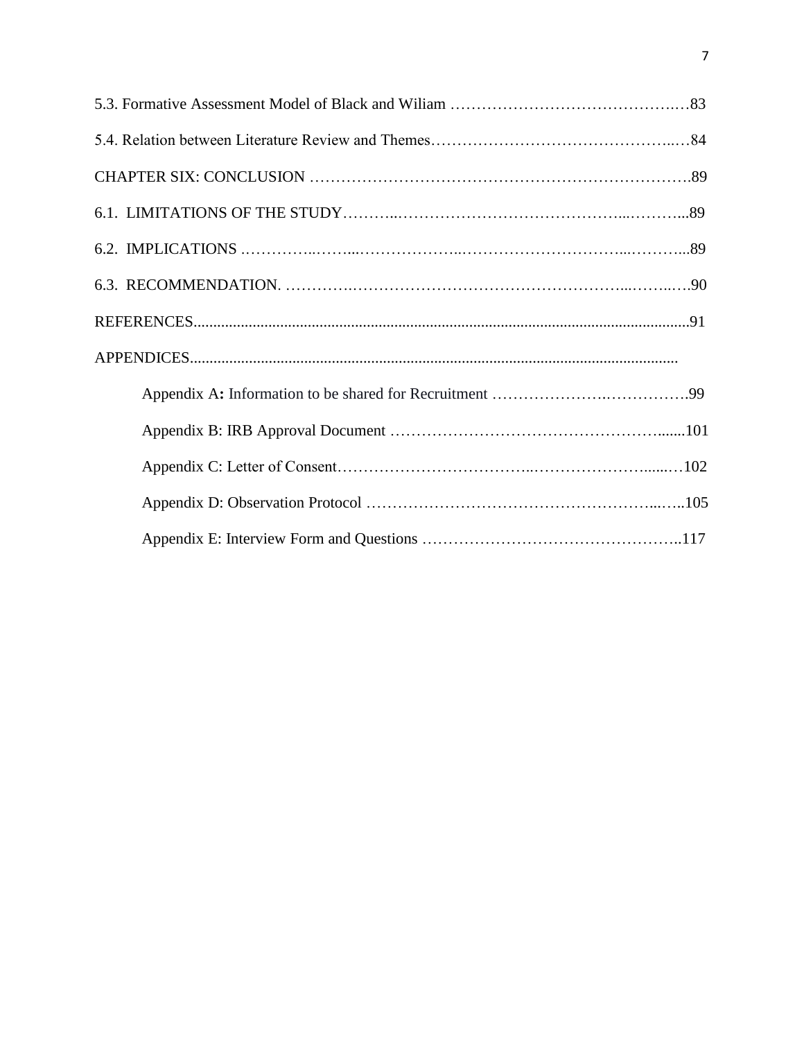5.3. Formative Assessment Model of Black and Wiliam …………………………………….…83

5.4. Relation between Literature Review and Themes………………………………………..…84

CHAPTER SIX: CONCLUSION …………………………………………………………………….89

6.1. LIMITATIONS OF THE STUDY………..……………………………………...………...89

6.2. IMPLICATIONS …………..……...………………..…………………………...………...89

6.3. RECOMMENDATION. ………….……………………………………………...……..….90

REFERENCES...........................................................................................................................91

APPENDICES.........................................................................................................................

Appendix A**:** Information to be shared for Recruitment ………………….…………….99

Appendix B: IRB Approval Document …………………………………………….......101

Appendix C: Letter of Consent……………………………..…………………......…102

Appendix D: Observation Protocol ………………………………………………...…..105

Appendix E: Interview Form and Questions …………………………………………..117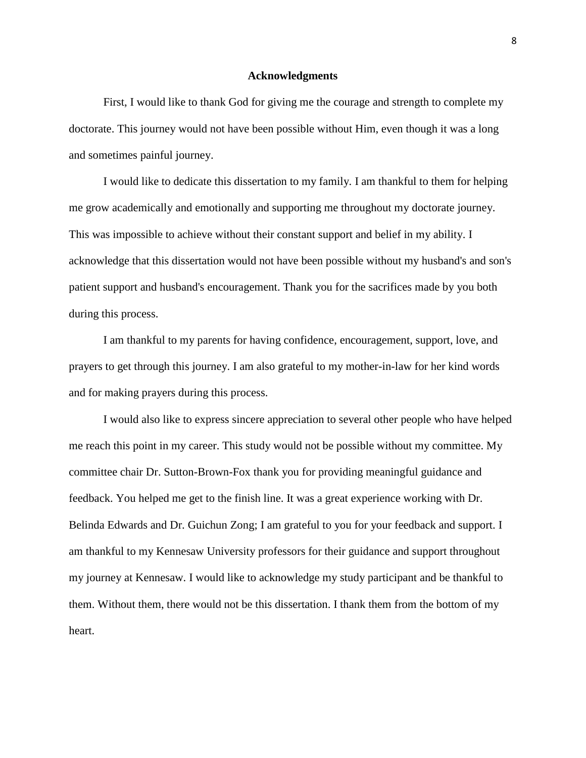# Acknowledgments

First, I would like to thank God for giving me the courage and strength to complete my doctorate. This journey would not have been possible without Him, even though it was a long and sometimes painful journey.

I would like to dedicate this dissertation to my family. I am thankful to them for helping me grow academically and emotionally and supporting me throughout my doctorate journey. This was impossible to achieve without their constant support and belief in my ability. I acknowledge that this dissertation would not have been possible without my husband's and son's patient support and husband's encouragement. Thank you for the sacrifices made by you both during this process.

I am thankful to my parents for having confidence, encouragement, support, love, and prayers to get through this journey. I am also grateful to my mother-in-law for her kind words and for making prayers during this process.

I would also like to express sincere appreciation to several other people who have helped me reach this point in my career. This study would not be possible without my committee. My committee chair Dr. Sutton-Brown-Fox thank you for providing meaningful guidance and feedback. You helped me get to the finish line. It was a great experience working with Dr. Belinda Edwards and Dr. Guichun Zong; I am grateful to you for your feedback and support. I am thankful to my Kennesaw University professors for their guidance and support throughout my journey at Kennesaw. I would like to acknowledge my study participant and be thankful to them. Without them, there would not be this dissertation. I thank them from the bottom of my heart.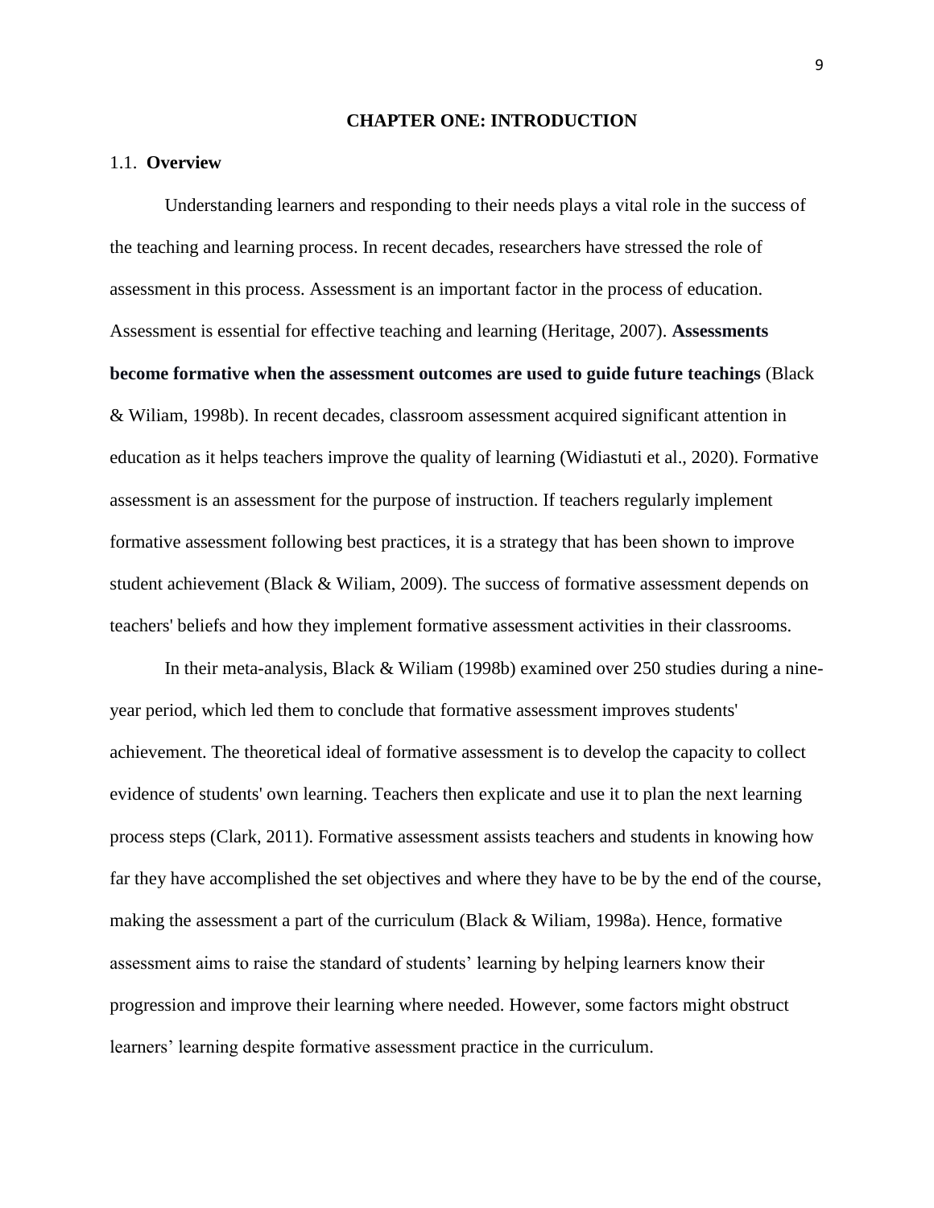# CHAPTER ONE: INTRODUCTION

## 1.1. Overview

Understanding learners and responding to their needs plays a vital role in the success of the teaching and learning process. In recent decades, researchers have stressed the role of assessment in this process. Assessment is an important factor in the process of education. Assessment is essential for effective teaching and learning (Heritage, 2007). **Assessments become formative when the assessment outcomes are used to guide future teachings** (Black & Wiliam, 1998b). In recent decades, classroom assessment acquired significant attention in education as it helps teachers improve the quality of learning (Widiastuti et al., 2020). Formative assessment is an assessment for the purpose of instruction. If teachers regularly implement formative assessment following best practices, it is a strategy that has been shown to improve student achievement (Black & Wiliam, 2009). The success of formative assessment depends on teachers' beliefs and how they implement formative assessment activities in their classrooms.

In their meta-analysis, Black & Wiliam (1998b) examined over 250 studies during a nine-year period, which led them to conclude that formative assessment improves students' achievement. The theoretical ideal of formative assessment is to develop the capacity to collect evidence of students' own learning. Teachers then explicate and use it to plan the next learning process steps (Clark, 2011). Formative assessment assists teachers and students in knowing how far they have accomplished the set objectives and where they have to be by the end of the course, making the assessment a part of the curriculum (Black & Wiliam, 1998a). Hence, formative assessment aims to raise the standard of students' learning by helping learners know their progression and improve their learning where needed. However, some factors might obstruct learners' learning despite formative assessment practice in the curriculum.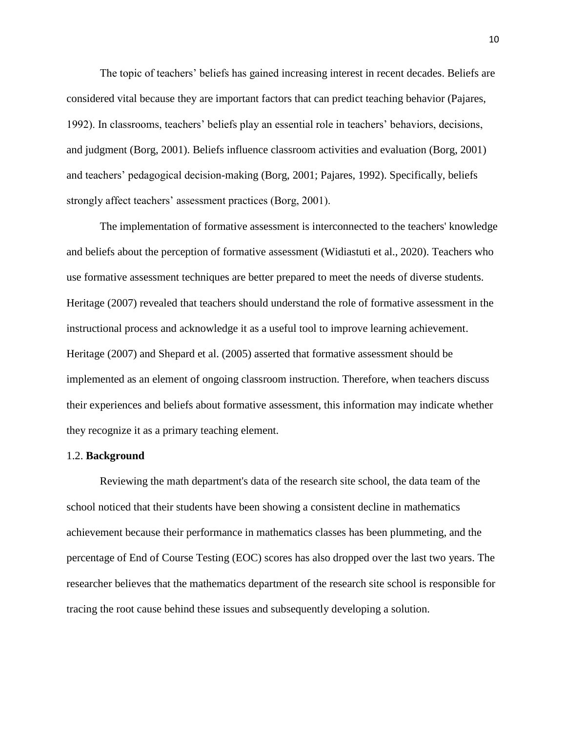The topic of teachers' beliefs has gained increasing interest in recent decades. Beliefs are considered vital because they are important factors that can predict teaching behavior (Pajares, 1992). In classrooms, teachers' beliefs play an essential role in teachers' behaviors, decisions, and judgment (Borg, 2001). Beliefs influence classroom activities and evaluation (Borg, 2001) and teachers' pedagogical decision-making (Borg, 2001; Pajares, 1992). Specifically, beliefs strongly affect teachers' assessment practices (Borg, 2001).

The implementation of formative assessment is interconnected to the teachers' knowledge and beliefs about the perception of formative assessment (Widiastuti et al., 2020). Teachers who use formative assessment techniques are better prepared to meet the needs of diverse students. Heritage (2007) revealed that teachers should understand the role of formative assessment in the instructional process and acknowledge it as a useful tool to improve learning achievement. Heritage (2007) and Shepard et al. (2005) asserted that formative assessment should be implemented as an element of ongoing classroom instruction. Therefore, when teachers discuss their experiences and beliefs about formative assessment, this information may indicate whether they recognize it as a primary teaching element.

## 1.2. **Background**

Reviewing the math department's data of the research site school, the data team of the school noticed that their students have been showing a consistent decline in mathematics achievement because their performance in mathematics classes has been plummeting, and the percentage of End of Course Testing (EOC) scores has also dropped over the last two years. The researcher believes that the mathematics department of the research site school is responsible for tracing the root cause behind these issues and subsequently developing a solution.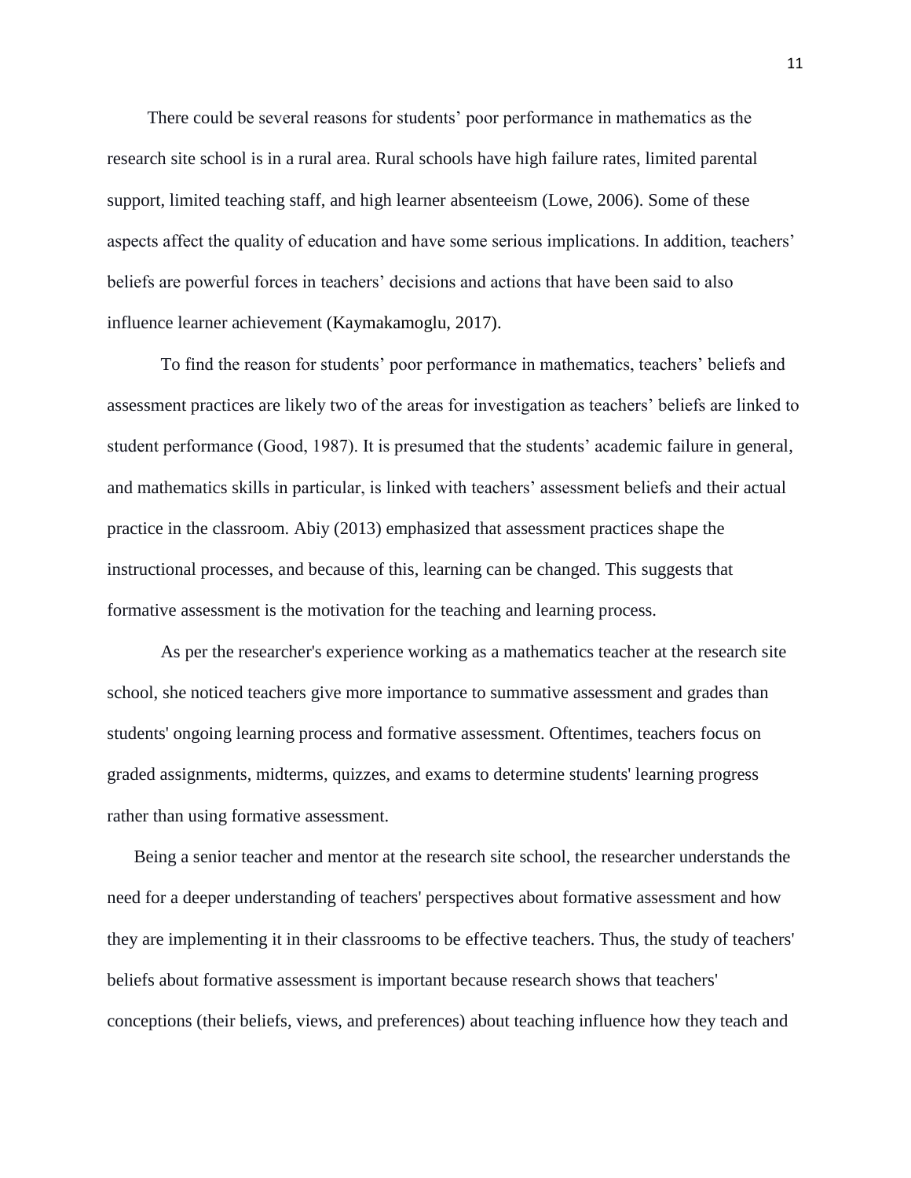There could be several reasons for students' poor performance in mathematics as the research site school is in a rural area. Rural schools have high failure rates, limited parental support, limited teaching staff, and high learner absenteeism (Lowe, 2006). Some of these aspects affect the quality of education and have some serious implications. In addition, teachers' beliefs are powerful forces in teachers' decisions and actions that have been said to also influence learner achievement (Kaymakamoglu, 2017).

To find the reason for students' poor performance in mathematics, teachers' beliefs and assessment practices are likely two of the areas for investigation as teachers' beliefs are linked to student performance (Good, 1987). It is presumed that the students' academic failure in general, and mathematics skills in particular, is linked with teachers' assessment beliefs and their actual practice in the classroom. Abiy (2013) emphasized that assessment practices shape the instructional processes, and because of this, learning can be changed. This suggests that formative assessment is the motivation for the teaching and learning process.

As per the researcher's experience working as a mathematics teacher at the research site school, she noticed teachers give more importance to summative assessment and grades than students' ongoing learning process and formative assessment. Oftentimes, teachers focus on graded assignments, midterms, quizzes, and exams to determine students' learning progress rather than using formative assessment.

Being a senior teacher and mentor at the research site school, the researcher understands the need for a deeper understanding of teachers' perspectives about formative assessment and how they are implementing it in their classrooms to be effective teachers. Thus, the study of teachers' beliefs about formative assessment is important because research shows that teachers' conceptions (their beliefs, views, and preferences) about teaching influence how they teach and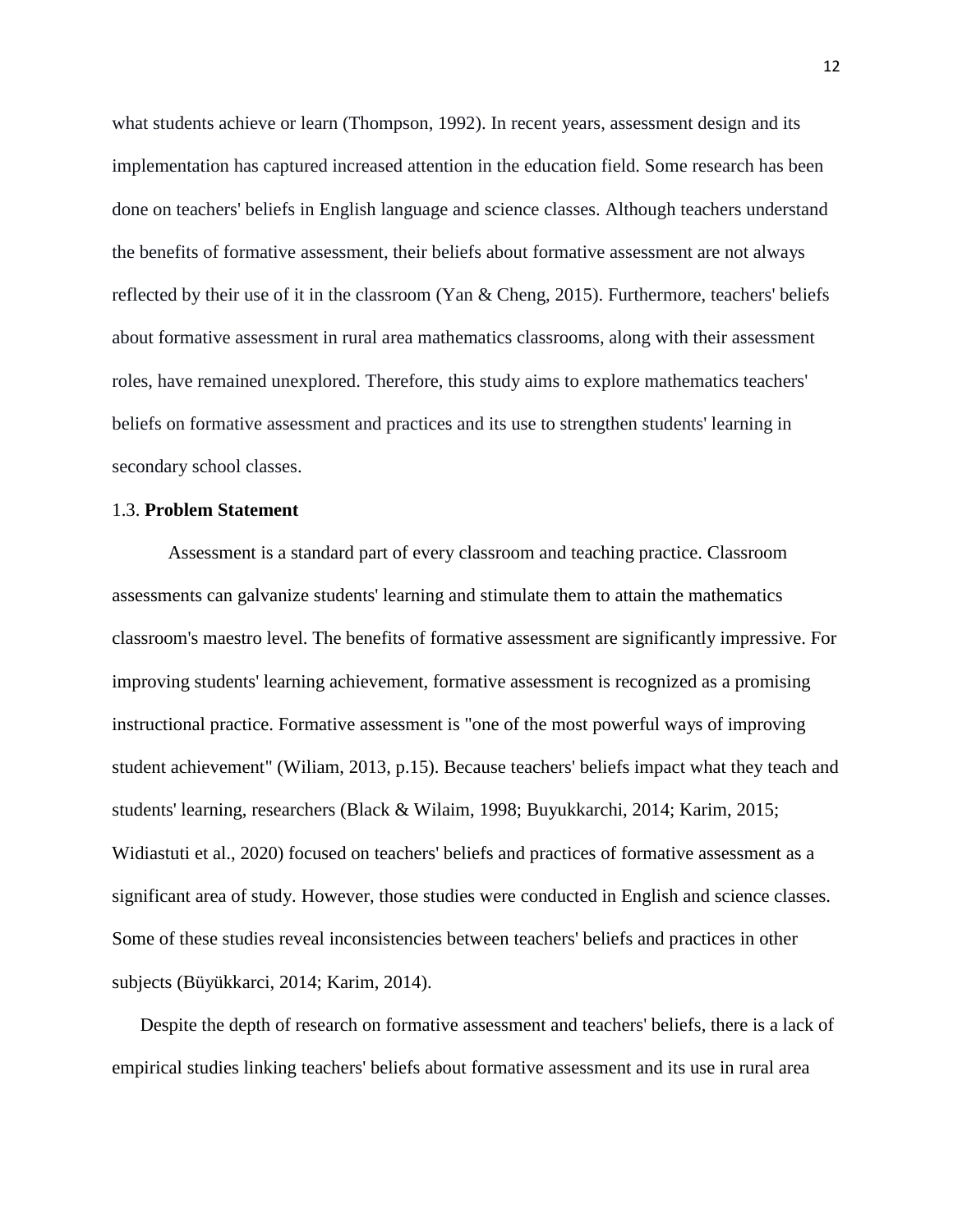what students achieve or learn (Thompson, 1992). In recent years, assessment design and its implementation has captured increased attention in the education field. Some research has been done on teachers' beliefs in English language and science classes. Although teachers understand the benefits of formative assessment, their beliefs about formative assessment are not always reflected by their use of it in the classroom (Yan & Cheng, 2015). Furthermore, teachers' beliefs about formative assessment in rural area mathematics classrooms, along with their assessment roles, have remained unexplored. Therefore, this study aims to explore mathematics teachers' beliefs on formative assessment and practices and its use to strengthen students' learning in secondary school classes.

### 1.3. **Problem Statement**

Assessment is a standard part of every classroom and teaching practice. Classroom assessments can galvanize students' learning and stimulate them to attain the mathematics classroom's maestro level. The benefits of formative assessment are significantly impressive. For improving students' learning achievement, formative assessment is recognized as a promising instructional practice. Formative assessment is "one of the most powerful ways of improving student achievement" (Wiliam, 2013, p.15). Because teachers' beliefs impact what they teach and students' learning, researchers (Black & Wilaim, 1998; Buyukkarchi, 2014; Karim, 2015; Widiastuti et al., 2020) focused on teachers' beliefs and practices of formative assessment as a significant area of study. However, those studies were conducted in English and science classes. Some of these studies reveal inconsistencies between teachers' beliefs and practices in other subjects (Büyükkarci, 2014; Karim, 2014).

Despite the depth of research on formative assessment and teachers' beliefs, there is a lack of empirical studies linking teachers' beliefs about formative assessment and its use in rural area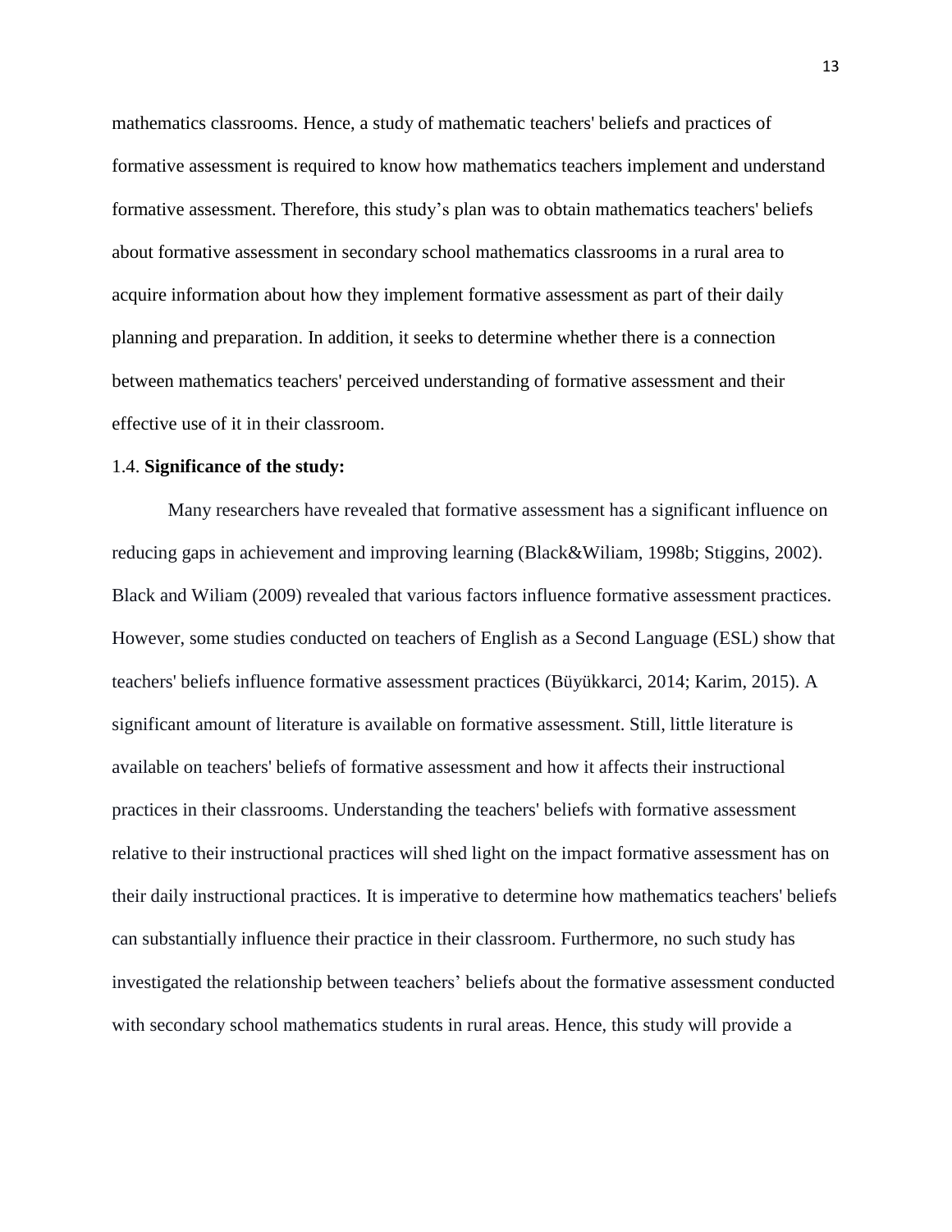mathematics classrooms. Hence, a study of mathematic teachers' beliefs and practices of formative assessment is required to know how mathematics teachers implement and understand formative assessment. Therefore, this study's plan was to obtain mathematics teachers' beliefs about formative assessment in secondary school mathematics classrooms in a rural area to acquire information about how they implement formative assessment as part of their daily planning and preparation. In addition, it seeks to determine whether there is a connection between mathematics teachers' perceived understanding of formative assessment and their effective use of it in their classroom.

### 1.4. **Significance of the study:**

Many researchers have revealed that formative assessment has a significant influence on reducing gaps in achievement and improving learning (Black&Wiliam, 1998b; Stiggins, 2002). Black and Wiliam (2009) revealed that various factors influence formative assessment practices. However, some studies conducted on teachers of English as a Second Language (ESL) show that teachers' beliefs influence formative assessment practices (Büyükkarci, 2014; Karim, 2015). A significant amount of literature is available on formative assessment. Still, little literature is available on teachers' beliefs of formative assessment and how it affects their instructional practices in their classrooms. Understanding the teachers' beliefs with formative assessment relative to their instructional practices will shed light on the impact formative assessment has on their daily instructional practices. It is imperative to determine how mathematics teachers' beliefs can substantially influence their practice in their classroom. Furthermore, no such study has investigated the relationship between teachers' beliefs about the formative assessment conducted with secondary school mathematics students in rural areas. Hence, this study will provide a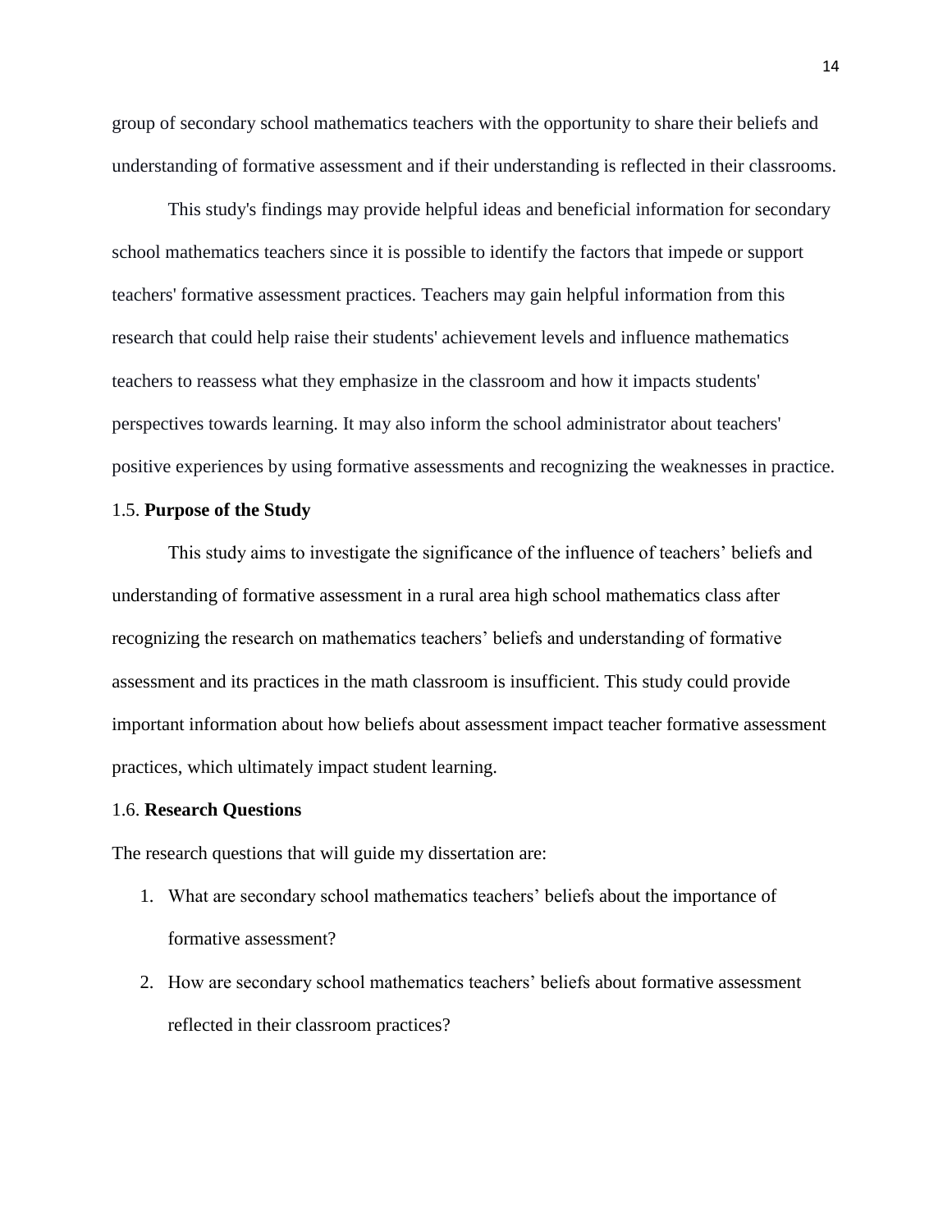group of secondary school mathematics teachers with the opportunity to share their beliefs and understanding of formative assessment and if their understanding is reflected in their classrooms.

This study's findings may provide helpful ideas and beneficial information for secondary school mathematics teachers since it is possible to identify the factors that impede or support teachers' formative assessment practices. Teachers may gain helpful information from this research that could help raise their students' achievement levels and influence mathematics teachers to reassess what they emphasize in the classroom and how it impacts students' perspectives towards learning. It may also inform the school administrator about teachers' positive experiences by using formative assessments and recognizing the weaknesses in practice.

### 1.5. **Purpose of the Study**

This study aims to investigate the significance of the influence of teachers' beliefs and understanding of formative assessment in a rural area high school mathematics class after recognizing the research on mathematics teachers' beliefs and understanding of formative assessment and its practices in the math classroom is insufficient. This study could provide important information about how beliefs about assessment impact teacher formative assessment practices, which ultimately impact student learning.

### 1.6. **Research Questions**

The research questions that will guide my dissertation are:

1. What are secondary school mathematics teachers' beliefs about the importance of formative assessment?
2. How are secondary school mathematics teachers' beliefs about formative assessment reflected in their classroom practices?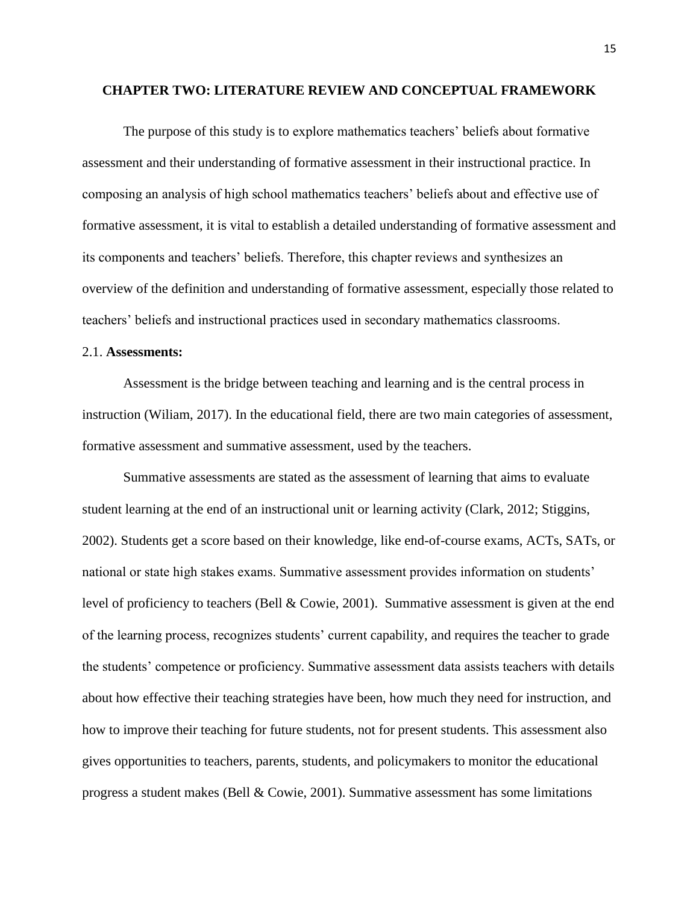# CHAPTER TWO: LITERATURE REVIEW AND CONCEPTUAL FRAMEWORK

The purpose of this study is to explore mathematics teachers' beliefs about formative assessment and their understanding of formative assessment in their instructional practice. In composing an analysis of high school mathematics teachers' beliefs about and effective use of formative assessment, it is vital to establish a detailed understanding of formative assessment and its components and teachers' beliefs. Therefore, this chapter reviews and synthesizes an overview of the definition and understanding of formative assessment, especially those related to teachers' beliefs and instructional practices used in secondary mathematics classrooms.

## 2.1. **Assessments:**

Assessment is the bridge between teaching and learning and is the central process in instruction (Wiliam, 2017). In the educational field, there are two main categories of assessment, formative assessment and summative assessment, used by the teachers.

Summative assessments are stated as the assessment of learning that aims to evaluate student learning at the end of an instructional unit or learning activity (Clark, 2012; Stiggins, 2002). Students get a score based on their knowledge, like end-of-course exams, ACTs, SATs, or national or state high stakes exams. Summative assessment provides information on students' level of proficiency to teachers (Bell & Cowie, 2001). Summative assessment is given at the end of the learning process, recognizes students' current capability, and requires the teacher to grade the students' competence or proficiency. Summative assessment data assists teachers with details about how effective their teaching strategies have been, how much they need for instruction, and how to improve their teaching for future students, not for present students. This assessment also gives opportunities to teachers, parents, students, and policymakers to monitor the educational progress a student makes (Bell & Cowie, 2001). Summative assessment has some limitations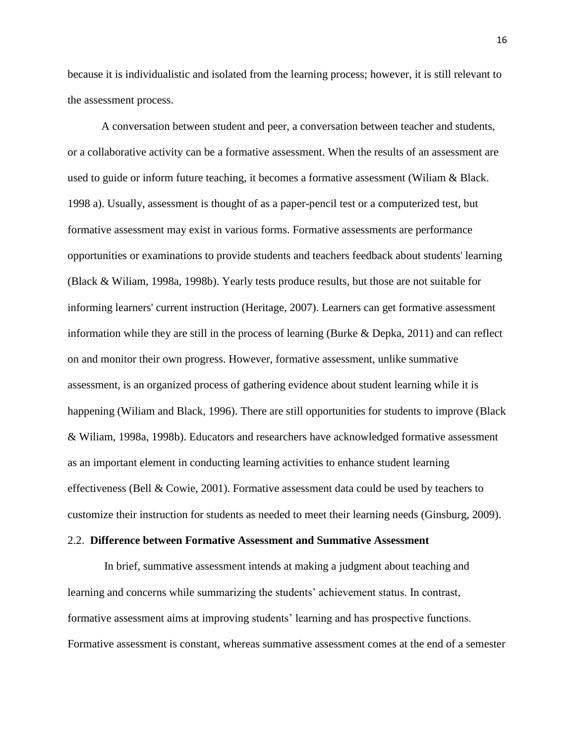because it is individualistic and isolated from the learning process; however, it is still relevant to the assessment process.

A conversation between student and peer, a conversation between teacher and students, or a collaborative activity can be a formative assessment. When the results of an assessment are used to guide or inform future teaching, it becomes a formative assessment (Wiliam & Black. 1998 a). Usually, assessment is thought of as a paper-pencil test or a computerized test, but formative assessment may exist in various forms. Formative assessments are performance opportunities or examinations to provide students and teachers feedback about students' learning (Black & Wiliam, 1998a, 1998b). Yearly tests produce results, but those are not suitable for informing learners' current instruction (Heritage, 2007). Learners can get formative assessment information while they are still in the process of learning (Burke & Depka, 2011) and can reflect on and monitor their own progress. However, formative assessment, unlike summative assessment, is an organized process of gathering evidence about student learning while it is happening (Wiliam and Black, 1996). There are still opportunities for students to improve (Black & Wiliam, 1998a, 1998b). Educators and researchers have acknowledged formative assessment as an important element in conducting learning activities to enhance student learning effectiveness (Bell & Cowie, 2001). Formative assessment data could be used by teachers to customize their instruction for students as needed to meet their learning needs (Ginsburg, 2009).

## 2.2. **Difference between Formative Assessment and Summative Assessment**

In brief, summative assessment intends at making a judgment about teaching and learning and concerns while summarizing the students' achievement status. In contrast, formative assessment aims at improving students' learning and has prospective functions. Formative assessment is constant, whereas summative assessment comes at the end of a semester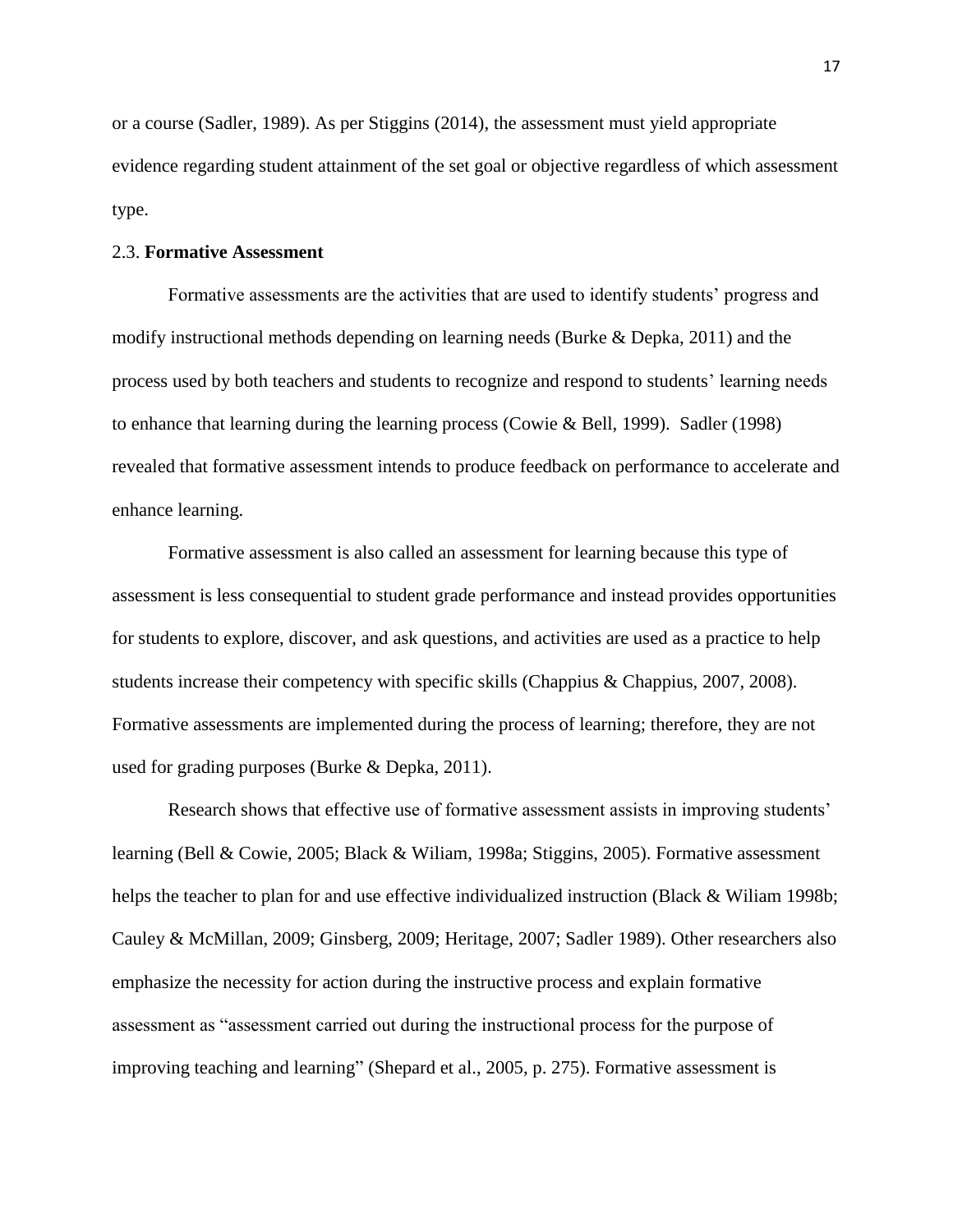or a course (Sadler, 1989). As per Stiggins (2014), the assessment must yield appropriate evidence regarding student attainment of the set goal or objective regardless of which assessment type.

## 2.3. **Formative Assessment**

Formative assessments are the activities that are used to identify students' progress and modify instructional methods depending on learning needs (Burke & Depka, 2011) and the process used by both teachers and students to recognize and respond to students' learning needs to enhance that learning during the learning process (Cowie & Bell, 1999). Sadler (1998) revealed that formative assessment intends to produce feedback on performance to accelerate and enhance learning.

Formative assessment is also called an assessment for learning because this type of assessment is less consequential to student grade performance and instead provides opportunities for students to explore, discover, and ask questions, and activities are used as a practice to help students increase their competency with specific skills (Chappius & Chappius, 2007, 2008). Formative assessments are implemented during the process of learning; therefore, they are not used for grading purposes (Burke & Depka, 2011).

Research shows that effective use of formative assessment assists in improving students' learning (Bell & Cowie, 2005; Black & Wiliam, 1998a; Stiggins, 2005). Formative assessment helps the teacher to plan for and use effective individualized instruction (Black & Wiliam 1998b; Cauley & McMillan, 2009; Ginsberg, 2009; Heritage, 2007; Sadler 1989). Other researchers also emphasize the necessity for action during the instructive process and explain formative assessment as "assessment carried out during the instructional process for the purpose of improving teaching and learning" (Shepard et al., 2005, p. 275). Formative assessment is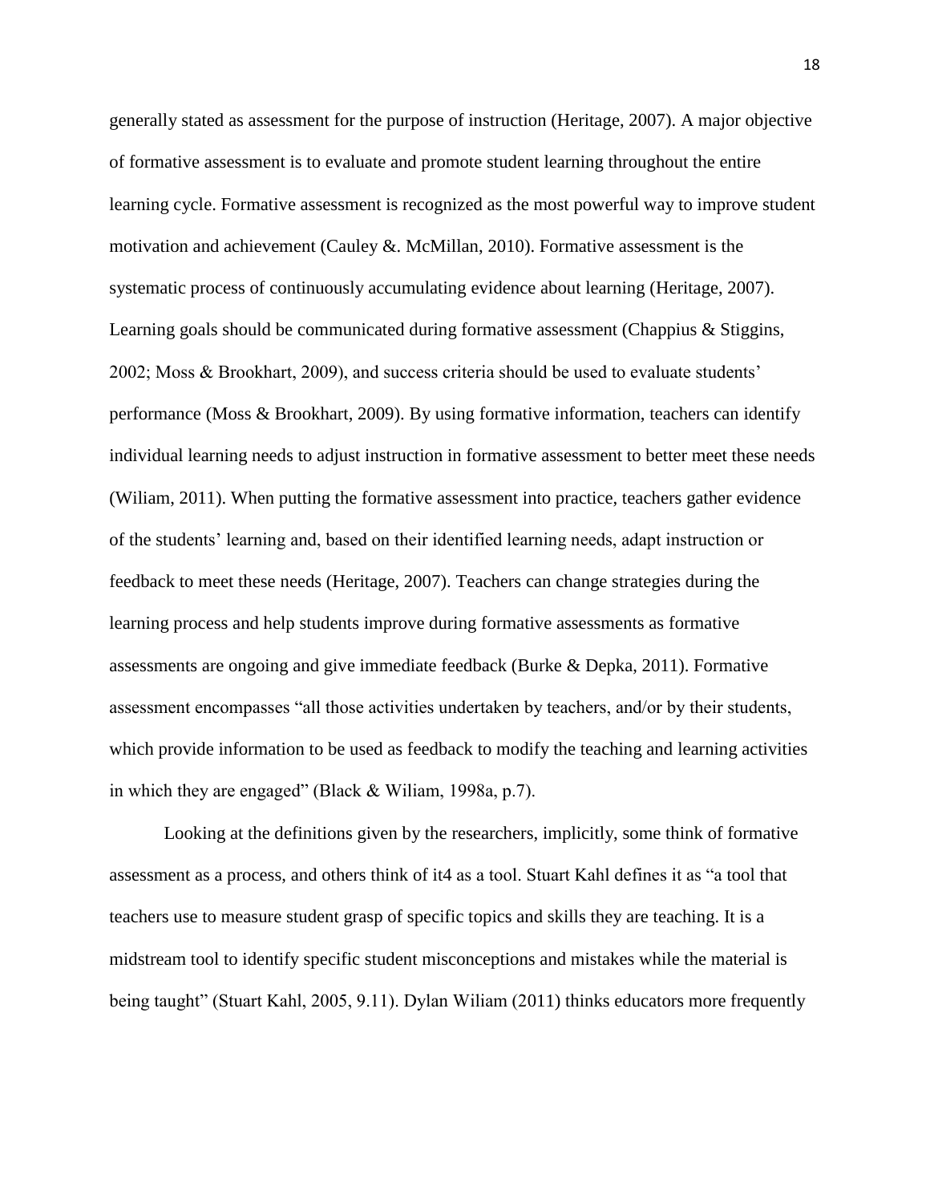generally stated as assessment for the purpose of instruction (Heritage, 2007). A major objective of formative assessment is to evaluate and promote student learning throughout the entire learning cycle. Formative assessment is recognized as the most powerful way to improve student motivation and achievement (Cauley &. McMillan, 2010). Formative assessment is the systematic process of continuously accumulating evidence about learning (Heritage, 2007). Learning goals should be communicated during formative assessment (Chappius & Stiggins, 2002; Moss & Brookhart, 2009), and success criteria should be used to evaluate students' performance (Moss & Brookhart, 2009). By using formative information, teachers can identify individual learning needs to adjust instruction in formative assessment to better meet these needs (Wiliam, 2011). When putting the formative assessment into practice, teachers gather evidence of the students' learning and, based on their identified learning needs, adapt instruction or feedback to meet these needs (Heritage, 2007). Teachers can change strategies during the learning process and help students improve during formative assessments as formative assessments are ongoing and give immediate feedback (Burke & Depka, 2011). Formative assessment encompasses "all those activities undertaken by teachers, and/or by their students, which provide information to be used as feedback to modify the teaching and learning activities in which they are engaged" (Black & Wiliam, 1998a, p.7).

Looking at the definitions given by the researchers, implicitly, some think of formative assessment as a process, and others think of it4 as a tool. Stuart Kahl defines it as "a tool that teachers use to measure student grasp of specific topics and skills they are teaching. It is a midstream tool to identify specific student misconceptions and mistakes while the material is being taught" (Stuart Kahl, 2005, 9.11). Dylan Wiliam (2011) thinks educators more frequently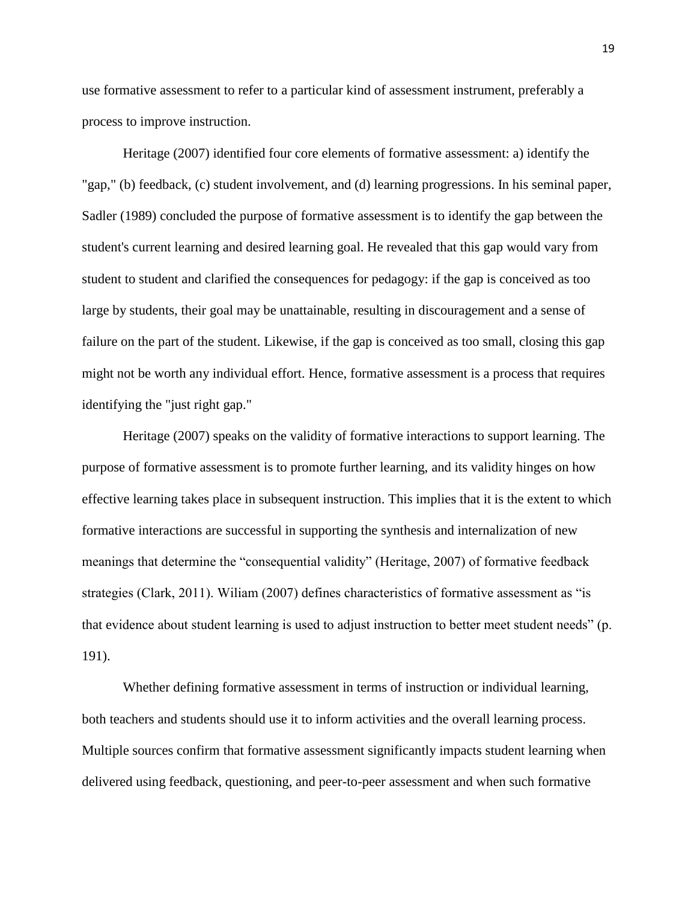use formative assessment to refer to a particular kind of assessment instrument, preferably a process to improve instruction.

Heritage (2007) identified four core elements of formative assessment: a) identify the "gap," (b) feedback, (c) student involvement, and (d) learning progressions. In his seminal paper, Sadler (1989) concluded the purpose of formative assessment is to identify the gap between the student's current learning and desired learning goal. He revealed that this gap would vary from student to student and clarified the consequences for pedagogy: if the gap is conceived as too large by students, their goal may be unattainable, resulting in discouragement and a sense of failure on the part of the student. Likewise, if the gap is conceived as too small, closing this gap might not be worth any individual effort. Hence, formative assessment is a process that requires identifying the "just right gap."

Heritage (2007) speaks on the validity of formative interactions to support learning. The purpose of formative assessment is to promote further learning, and its validity hinges on how effective learning takes place in subsequent instruction. This implies that it is the extent to which formative interactions are successful in supporting the synthesis and internalization of new meanings that determine the "consequential validity" (Heritage, 2007) of formative feedback strategies (Clark, 2011). Wiliam (2007) defines characteristics of formative assessment as "is that evidence about student learning is used to adjust instruction to better meet student needs" (p. 191).

Whether defining formative assessment in terms of instruction or individual learning, both teachers and students should use it to inform activities and the overall learning process. Multiple sources confirm that formative assessment significantly impacts student learning when delivered using feedback, questioning, and peer-to-peer assessment and when such formative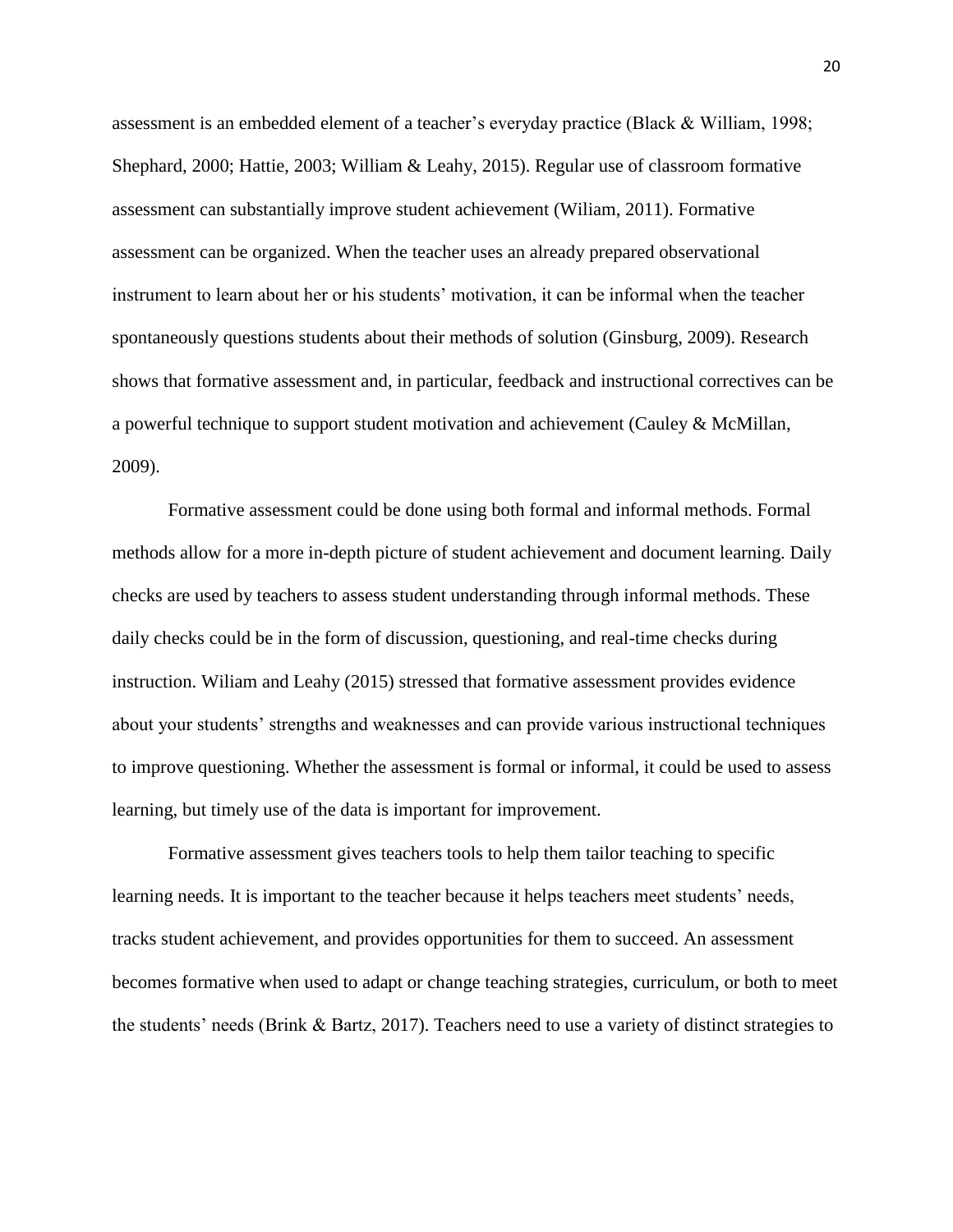assessment is an embedded element of a teacher's everyday practice (Black & William, 1998; Shephard, 2000; Hattie, 2003; William & Leahy, 2015). Regular use of classroom formative assessment can substantially improve student achievement (Wiliam, 2011). Formative assessment can be organized. When the teacher uses an already prepared observational instrument to learn about her or his students' motivation, it can be informal when the teacher spontaneously questions students about their methods of solution (Ginsburg, 2009). Research shows that formative assessment and, in particular, feedback and instructional correctives can be a powerful technique to support student motivation and achievement (Cauley & McMillan, 2009).

Formative assessment could be done using both formal and informal methods. Formal methods allow for a more in-depth picture of student achievement and document learning. Daily checks are used by teachers to assess student understanding through informal methods. These daily checks could be in the form of discussion, questioning, and real-time checks during instruction. Wiliam and Leahy (2015) stressed that formative assessment provides evidence about your students' strengths and weaknesses and can provide various instructional techniques to improve questioning. Whether the assessment is formal or informal, it could be used to assess learning, but timely use of the data is important for improvement.

Formative assessment gives teachers tools to help them tailor teaching to specific learning needs. It is important to the teacher because it helps teachers meet students' needs, tracks student achievement, and provides opportunities for them to succeed. An assessment becomes formative when used to adapt or change teaching strategies, curriculum, or both to meet the students' needs (Brink & Bartz, 2017). Teachers need to use a variety of distinct strategies to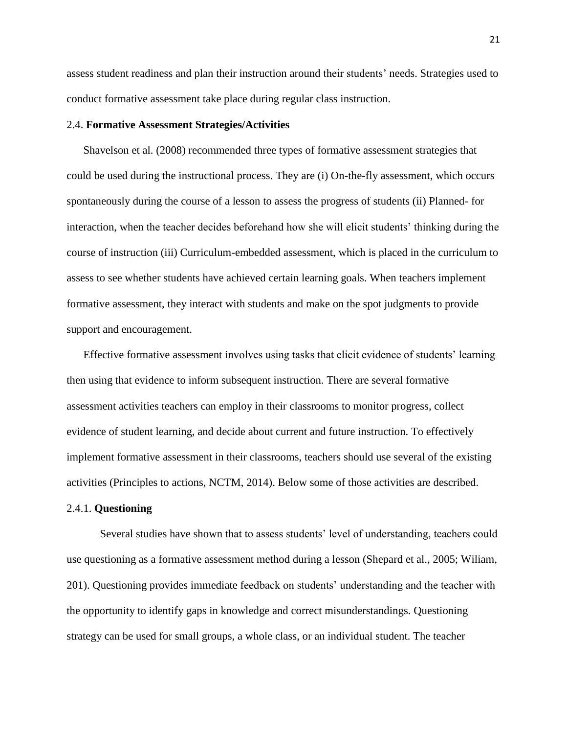assess student readiness and plan their instruction around their students' needs. Strategies used to conduct formative assessment take place during regular class instruction.

### 2.4. **Formative Assessment Strategies/Activities**

Shavelson et al. (2008) recommended three types of formative assessment strategies that could be used during the instructional process. They are (i) On-the-fly assessment, which occurs spontaneously during the course of a lesson to assess the progress of students (ii) Planned- for interaction, when the teacher decides beforehand how she will elicit students' thinking during the course of instruction (iii) Curriculum-embedded assessment, which is placed in the curriculum to assess to see whether students have achieved certain learning goals. When teachers implement formative assessment, they interact with students and make on the spot judgments to provide support and encouragement.

Effective formative assessment involves using tasks that elicit evidence of students' learning then using that evidence to inform subsequent instruction. There are several formative assessment activities teachers can employ in their classrooms to monitor progress, collect evidence of student learning, and decide about current and future instruction. To effectively implement formative assessment in their classrooms, teachers should use several of the existing activities (Principles to actions, NCTM, 2014). Below some of those activities are described.

#### 2.4.1. **Questioning**

Several studies have shown that to assess students' level of understanding, teachers could use questioning as a formative assessment method during a lesson (Shepard et al., 2005; Wiliam, 201). Questioning provides immediate feedback on students' understanding and the teacher with the opportunity to identify gaps in knowledge and correct misunderstandings. Questioning strategy can be used for small groups, a whole class, or an individual student. The teacher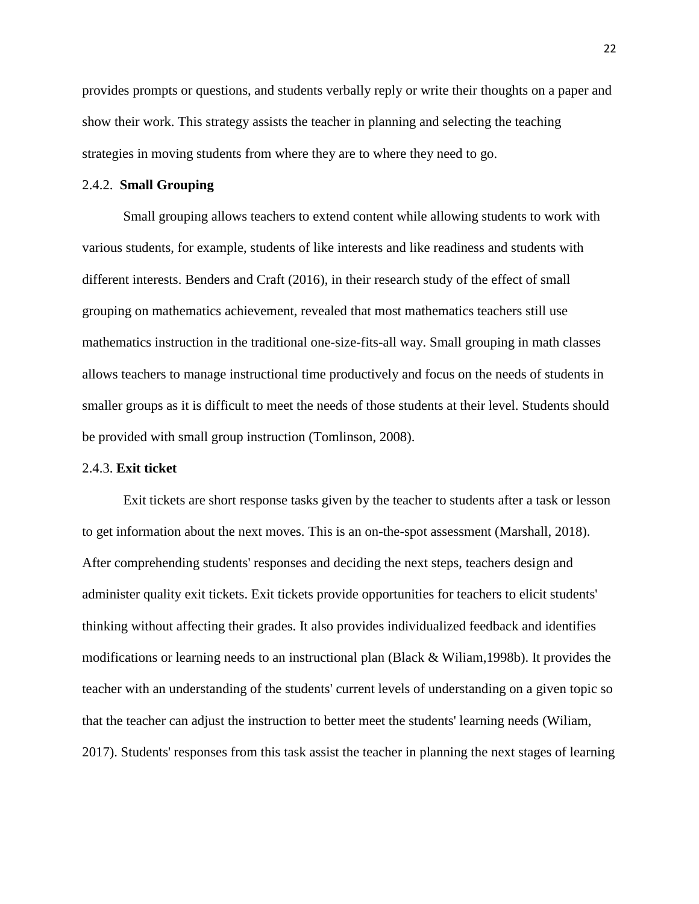provides prompts or questions, and students verbally reply or write their thoughts on a paper and show their work. This strategy assists the teacher in planning and selecting the teaching strategies in moving students from where they are to where they need to go.

### 2.4.2. **Small Grouping**

Small grouping allows teachers to extend content while allowing students to work with various students, for example, students of like interests and like readiness and students with different interests. Benders and Craft (2016), in their research study of the effect of small grouping on mathematics achievement, revealed that most mathematics teachers still use mathematics instruction in the traditional one-size-fits-all way. Small grouping in math classes allows teachers to manage instructional time productively and focus on the needs of students in smaller groups as it is difficult to meet the needs of those students at their level. Students should be provided with small group instruction (Tomlinson, 2008).

### 2.4.3. **Exit ticket**

Exit tickets are short response tasks given by the teacher to students after a task or lesson to get information about the next moves. This is an on-the-spot assessment (Marshall, 2018). After comprehending students' responses and deciding the next steps, teachers design and administer quality exit tickets. Exit tickets provide opportunities for teachers to elicit students' thinking without affecting their grades. It also provides individualized feedback and identifies modifications or learning needs to an instructional plan (Black & Wiliam,1998b). It provides the teacher with an understanding of the students' current levels of understanding on a given topic so that the teacher can adjust the instruction to better meet the students' learning needs (Wiliam, 2017). Students' responses from this task assist the teacher in planning the next stages of learning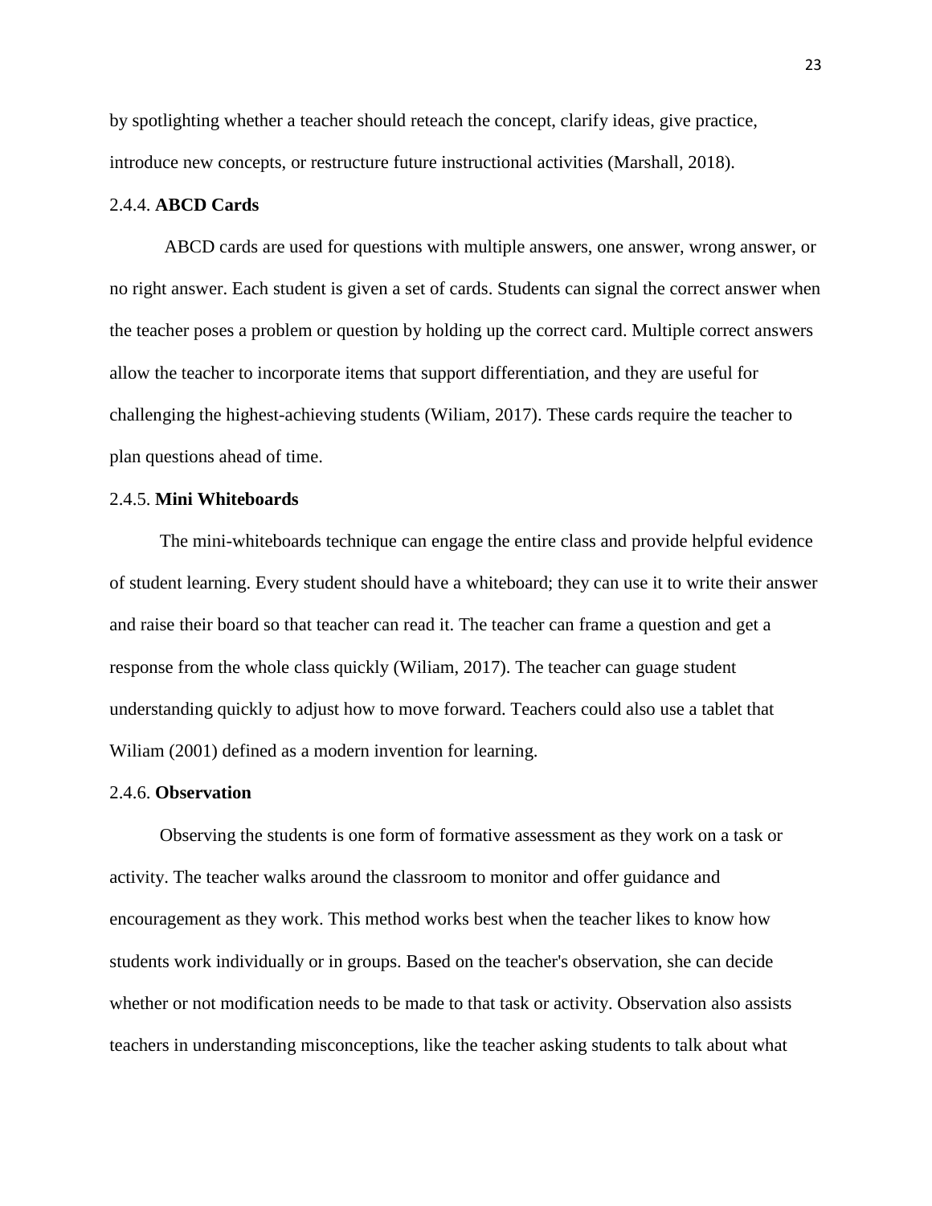by spotlighting whether a teacher should reteach the concept, clarify ideas, give practice, introduce new concepts, or restructure future instructional activities (Marshall, 2018).

### 2.4.4. **ABCD Cards**

ABCD cards are used for questions with multiple answers, one answer, wrong answer, or no right answer. Each student is given a set of cards. Students can signal the correct answer when the teacher poses a problem or question by holding up the correct card. Multiple correct answers allow the teacher to incorporate items that support differentiation, and they are useful for challenging the highest-achieving students (Wiliam, 2017). These cards require the teacher to plan questions ahead of time.

### 2.4.5. **Mini Whiteboards**

The mini-whiteboards technique can engage the entire class and provide helpful evidence of student learning. Every student should have a whiteboard; they can use it to write their answer and raise their board so that teacher can read it. The teacher can frame a question and get a response from the whole class quickly (Wiliam, 2017). The teacher can guage student understanding quickly to adjust how to move forward. Teachers could also use a tablet that Wiliam (2001) defined as a modern invention for learning.

### 2.4.6. **Observation**

Observing the students is one form of formative assessment as they work on a task or activity. The teacher walks around the classroom to monitor and offer guidance and encouragement as they work. This method works best when the teacher likes to know how students work individually or in groups. Based on the teacher's observation, she can decide whether or not modification needs to be made to that task or activity. Observation also assists teachers in understanding misconceptions, like the teacher asking students to talk about what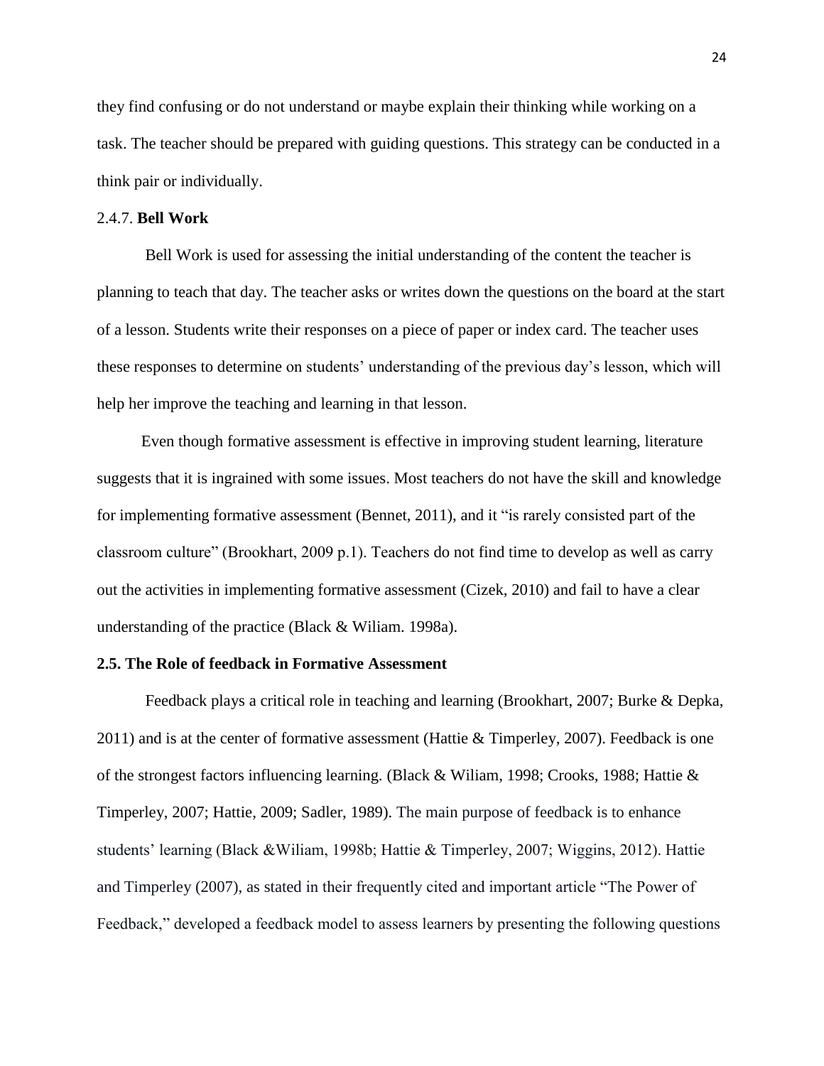they find confusing or do not understand or maybe explain their thinking while working on a task. The teacher should be prepared with guiding questions. This strategy can be conducted in a think pair or individually.

### 2.4.7. **Bell Work**

Bell Work is used for assessing the initial understanding of the content the teacher is planning to teach that day. The teacher asks or writes down the questions on the board at the start of a lesson. Students write their responses on a piece of paper or index card. The teacher uses these responses to determine on students' understanding of the previous day's lesson, which will help her improve the teaching and learning in that lesson.

Even though formative assessment is effective in improving student learning, literature suggests that it is ingrained with some issues. Most teachers do not have the skill and knowledge for implementing formative assessment (Bennet, 2011), and it "is rarely consisted part of the classroom culture" (Brookhart, 2009 p.1). Teachers do not find time to develop as well as carry out the activities in implementing formative assessment (Cizek, 2010) and fail to have a clear understanding of the practice (Black & Wiliam. 1998a).

## 2.5. The Role of feedback in Formative Assessment

Feedback plays a critical role in teaching and learning (Brookhart, 2007; Burke & Depka, 2011) and is at the center of formative assessment (Hattie & Timperley, 2007). Feedback is one of the strongest factors influencing learning. (Black & Wiliam, 1998; Crooks, 1988; Hattie & Timperley, 2007; Hattie, 2009; Sadler, 1989). The main purpose of feedback is to enhance students' learning (Black &Wiliam, 1998b; Hattie & Timperley, 2007; Wiggins, 2012). Hattie and Timperley (2007), as stated in their frequently cited and important article "The Power of Feedback," developed a feedback model to assess learners by presenting the following questions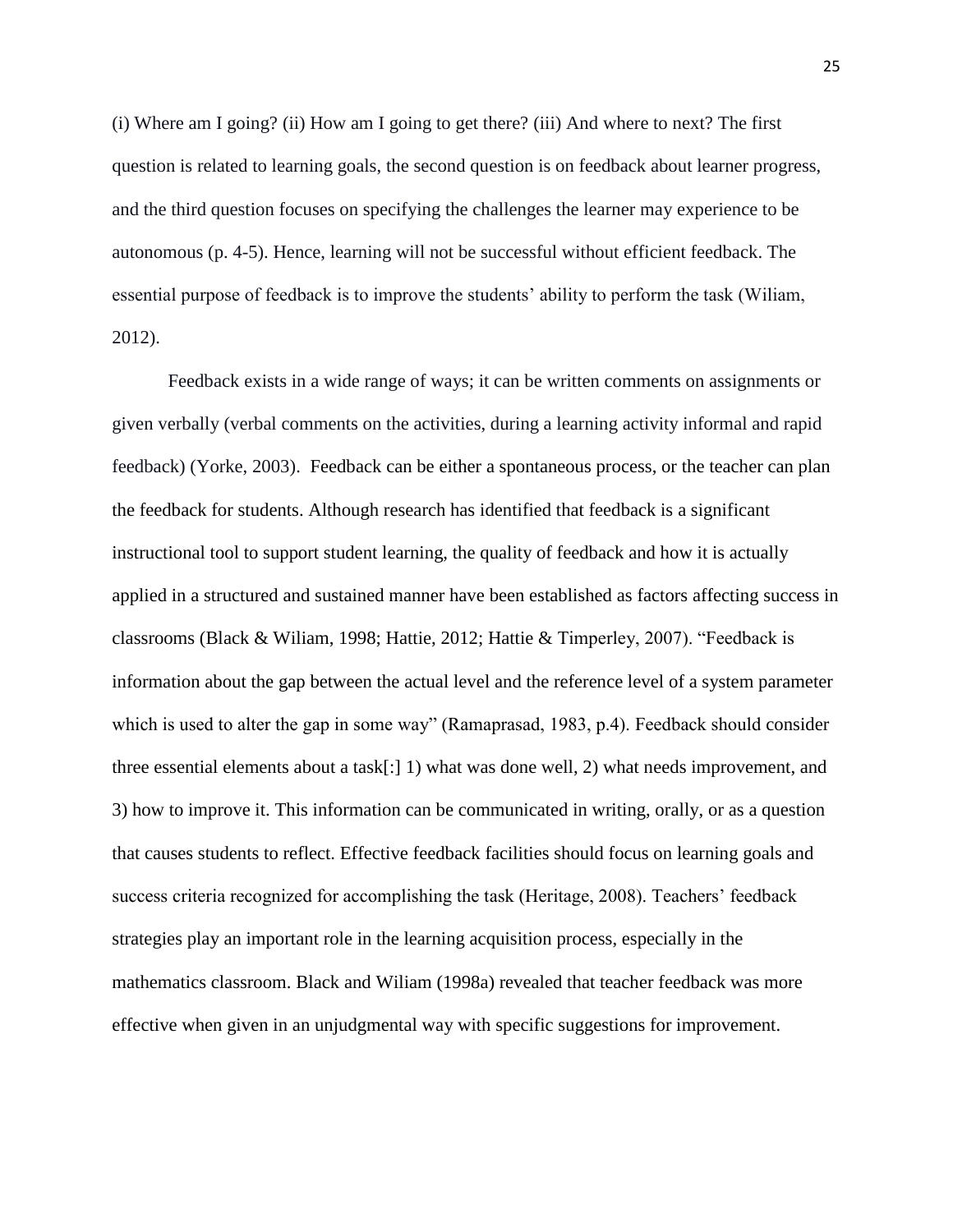(i) Where am I going? (ii) How am I going to get there? (iii) And where to next? The first question is related to learning goals, the second question is on feedback about learner progress, and the third question focuses on specifying the challenges the learner may experience to be autonomous (p. 4-5). Hence, learning will not be successful without efficient feedback. The essential purpose of feedback is to improve the students' ability to perform the task (Wiliam, 2012).

Feedback exists in a wide range of ways; it can be written comments on assignments or given verbally (verbal comments on the activities, during a learning activity informal and rapid feedback) (Yorke, 2003). Feedback can be either a spontaneous process, or the teacher can plan the feedback for students. Although research has identified that feedback is a significant instructional tool to support student learning, the quality of feedback and how it is actually applied in a structured and sustained manner have been established as factors affecting success in classrooms (Black & Wiliam, 1998; Hattie, 2012; Hattie & Timperley, 2007). "Feedback is information about the gap between the actual level and the reference level of a system parameter which is used to alter the gap in some way" (Ramaprasad, 1983, p.4). Feedback should consider three essential elements about a task[:] 1) what was done well, 2) what needs improvement, and 3) how to improve it. This information can be communicated in writing, orally, or as a question that causes students to reflect. Effective feedback facilities should focus on learning goals and success criteria recognized for accomplishing the task (Heritage, 2008). Teachers' feedback strategies play an important role in the learning acquisition process, especially in the mathematics classroom. Black and Wiliam (1998a) revealed that teacher feedback was more effective when given in an unjudgmental way with specific suggestions for improvement.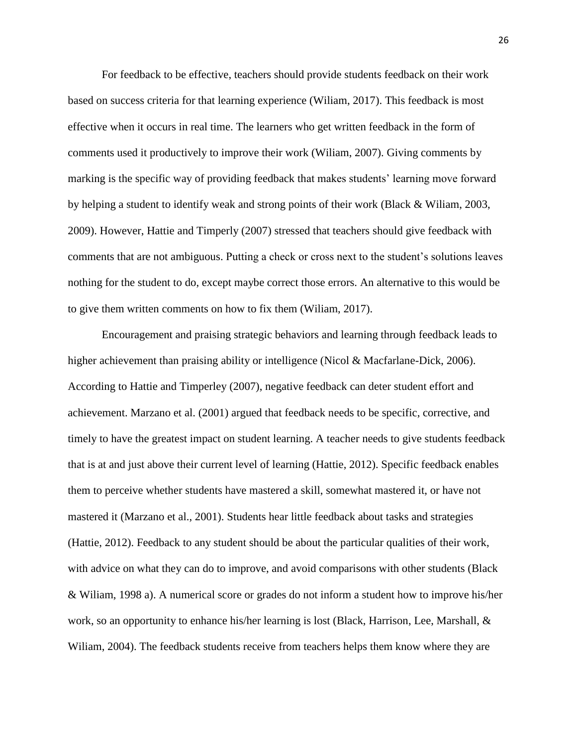For feedback to be effective, teachers should provide students feedback on their work based on success criteria for that learning experience (Wiliam, 2017). This feedback is most effective when it occurs in real time. The learners who get written feedback in the form of comments used it productively to improve their work (Wiliam, 2007). Giving comments by marking is the specific way of providing feedback that makes students' learning move forward by helping a student to identify weak and strong points of their work (Black & Wiliam, 2003, 2009). However, Hattie and Timperly (2007) stressed that teachers should give feedback with comments that are not ambiguous. Putting a check or cross next to the student's solutions leaves nothing for the student to do, except maybe correct those errors. An alternative to this would be to give them written comments on how to fix them (Wiliam, 2017).

Encouragement and praising strategic behaviors and learning through feedback leads to higher achievement than praising ability or intelligence (Nicol & Macfarlane-Dick, 2006). According to Hattie and Timperley (2007), negative feedback can deter student effort and achievement. Marzano et al. (2001) argued that feedback needs to be specific, corrective, and timely to have the greatest impact on student learning. A teacher needs to give students feedback that is at and just above their current level of learning (Hattie, 2012). Specific feedback enables them to perceive whether students have mastered a skill, somewhat mastered it, or have not mastered it (Marzano et al., 2001). Students hear little feedback about tasks and strategies (Hattie, 2012). Feedback to any student should be about the particular qualities of their work, with advice on what they can do to improve, and avoid comparisons with other students (Black & Wiliam, 1998 a). A numerical score or grades do not inform a student how to improve his/her work, so an opportunity to enhance his/her learning is lost (Black, Harrison, Lee, Marshall, & Wiliam, 2004). The feedback students receive from teachers helps them know where they are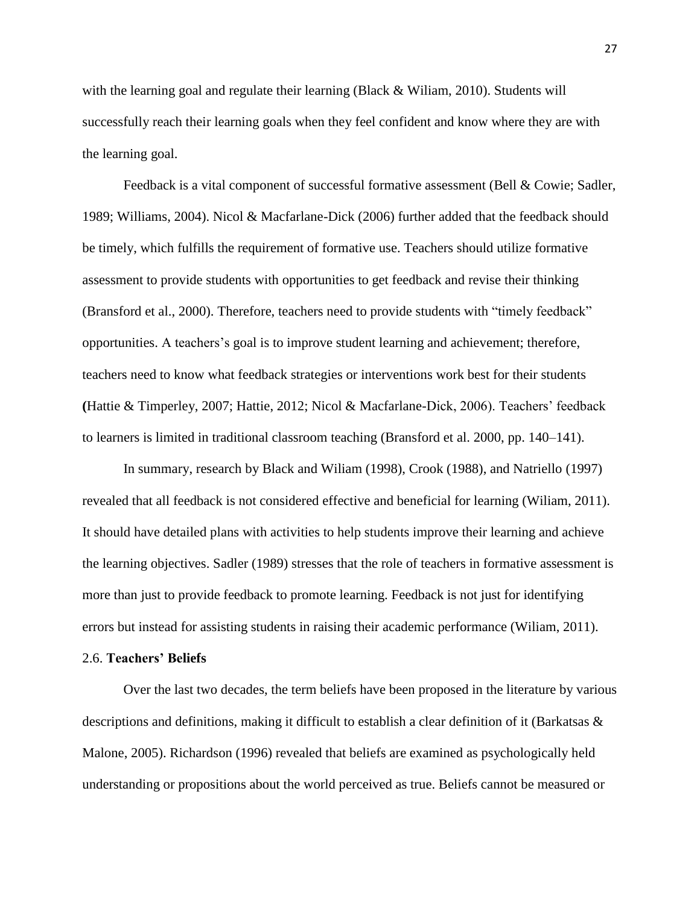with the learning goal and regulate their learning (Black & Wiliam, 2010). Students will successfully reach their learning goals when they feel confident and know where they are with the learning goal.

Feedback is a vital component of successful formative assessment (Bell & Cowie; Sadler, 1989; Williams, 2004). Nicol & Macfarlane-Dick (2006) further added that the feedback should be timely, which fulfills the requirement of formative use. Teachers should utilize formative assessment to provide students with opportunities to get feedback and revise their thinking (Bransford et al., 2000). Therefore, teachers need to provide students with "timely feedback" opportunities. A teachers's goal is to improve student learning and achievement; therefore, teachers need to know what feedback strategies or interventions work best for their students **(**Hattie & Timperley, 2007; Hattie, 2012; Nicol & Macfarlane-Dick, 2006). Teachers' feedback to learners is limited in traditional classroom teaching (Bransford et al. 2000, pp. 140–141).

In summary, research by Black and Wiliam (1998), Crook (1988), and Natriello (1997) revealed that all feedback is not considered effective and beneficial for learning (Wiliam, 2011). It should have detailed plans with activities to help students improve their learning and achieve the learning objectives. Sadler (1989) stresses that the role of teachers in formative assessment is more than just to provide feedback to promote learning. Feedback is not just for identifying errors but instead for assisting students in raising their academic performance (Wiliam, 2011).

## 2.6. **Teachers' Beliefs**

Over the last two decades, the term beliefs have been proposed in the literature by various descriptions and definitions, making it difficult to establish a clear definition of it (Barkatsas & Malone, 2005). Richardson (1996) revealed that beliefs are examined as psychologically held understanding or propositions about the world perceived as true. Beliefs cannot be measured or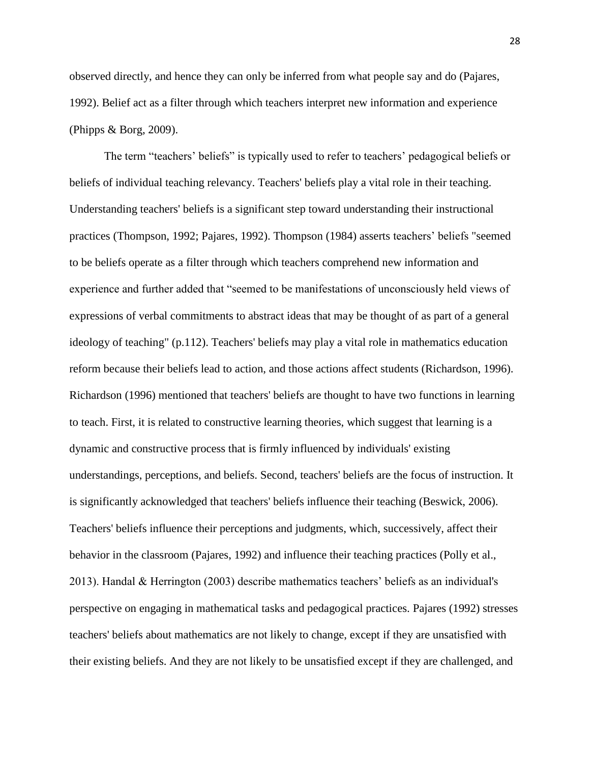observed directly, and hence they can only be inferred from what people say and do (Pajares, 1992). Belief act as a filter through which teachers interpret new information and experience (Phipps & Borg, 2009).

The term "teachers' beliefs" is typically used to refer to teachers' pedagogical beliefs or beliefs of individual teaching relevancy. Teachers' beliefs play a vital role in their teaching. Understanding teachers' beliefs is a significant step toward understanding their instructional practices (Thompson, 1992; Pajares, 1992). Thompson (1984) asserts teachers' beliefs "seemed to be beliefs operate as a filter through which teachers comprehend new information and experience and further added that "seemed to be manifestations of unconsciously held views of expressions of verbal commitments to abstract ideas that may be thought of as part of a general ideology of teaching" (p.112). Teachers' beliefs may play a vital role in mathematics education reform because their beliefs lead to action, and those actions affect students (Richardson, 1996). Richardson (1996) mentioned that teachers' beliefs are thought to have two functions in learning to teach. First, it is related to constructive learning theories, which suggest that learning is a dynamic and constructive process that is firmly influenced by individuals' existing understandings, perceptions, and beliefs. Second, teachers' beliefs are the focus of instruction. It is significantly acknowledged that teachers' beliefs influence their teaching (Beswick, 2006). Teachers' beliefs influence their perceptions and judgments, which, successively, affect their behavior in the classroom (Pajares, 1992) and influence their teaching practices (Polly et al., 2013). Handal & Herrington (2003) describe mathematics teachers' beliefs as an individual's perspective on engaging in mathematical tasks and pedagogical practices. Pajares (1992) stresses teachers' beliefs about mathematics are not likely to change, except if they are unsatisfied with their existing beliefs. And they are not likely to be unsatisfied except if they are challenged, and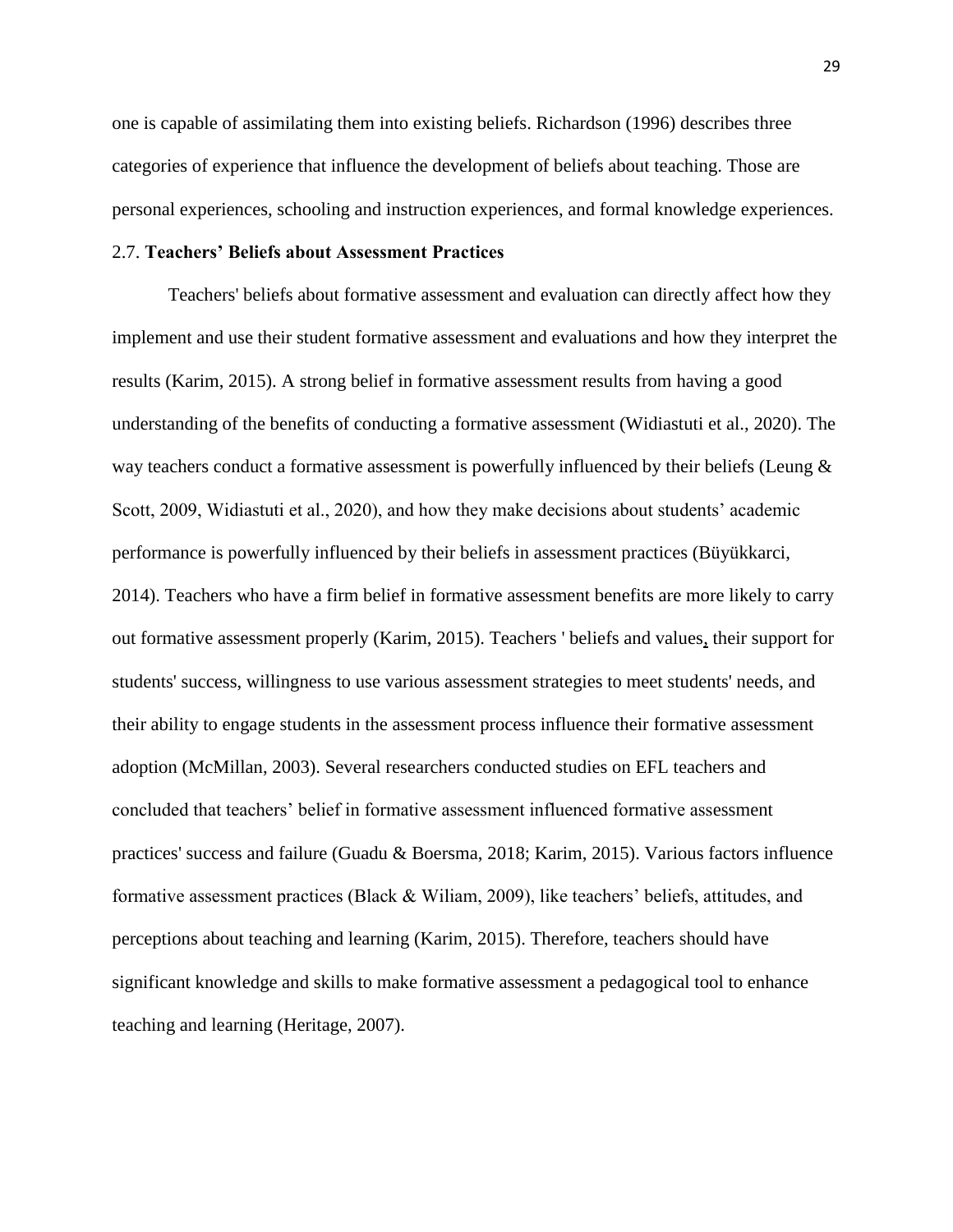one is capable of assimilating them into existing beliefs. Richardson (1996) describes three categories of experience that influence the development of beliefs about teaching. Those are personal experiences, schooling and instruction experiences, and formal knowledge experiences.

## 2.7. **Teachers' Beliefs about Assessment Practices**

Teachers' beliefs about formative assessment and evaluation can directly affect how they implement and use their student formative assessment and evaluations and how they interpret the results (Karim, 2015). A strong belief in formative assessment results from having a good understanding of the benefits of conducting a formative assessment (Widiastuti et al., 2020). The way teachers conduct a formative assessment is powerfully influenced by their beliefs (Leung & Scott, 2009, Widiastuti et al., 2020), and how they make decisions about students' academic performance is powerfully influenced by their beliefs in assessment practices (Büyükkarci, 2014). Teachers who have a firm belief in formative assessment benefits are more likely to carry out formative assessment properly (Karim, 2015). Teachers ' beliefs and values, their support for students' success, willingness to use various assessment strategies to meet students' needs, and their ability to engage students in the assessment process influence their formative assessment adoption (McMillan, 2003). Several researchers conducted studies on EFL teachers and concluded that teachers' belief in formative assessment influenced formative assessment practices' success and failure (Guadu & Boersma, 2018; Karim, 2015). Various factors influence formative assessment practices (Black & Wiliam, 2009), like teachers' beliefs, attitudes, and perceptions about teaching and learning (Karim, 2015). Therefore, teachers should have significant knowledge and skills to make formative assessment a pedagogical tool to enhance teaching and learning (Heritage, 2007).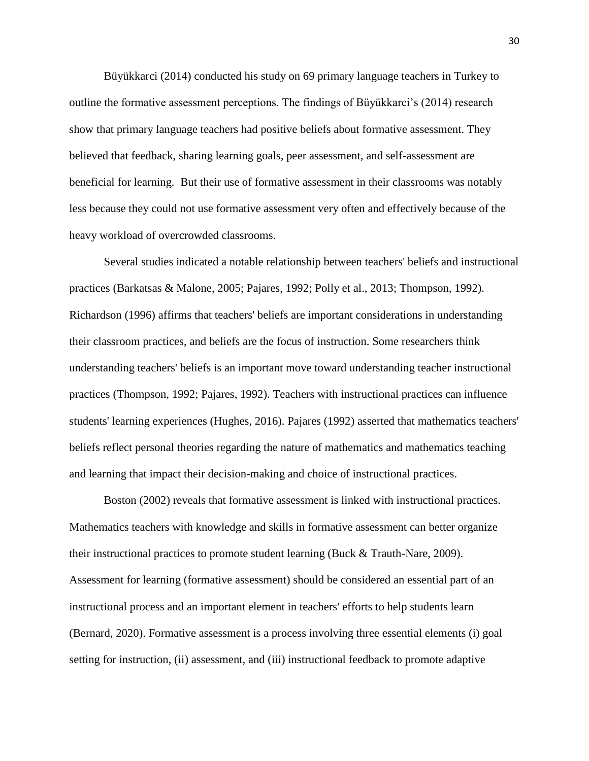Büyükkarci (2014) conducted his study on 69 primary language teachers in Turkey to outline the formative assessment perceptions. The findings of Büyükkarci's (2014) research show that primary language teachers had positive beliefs about formative assessment. They believed that feedback, sharing learning goals, peer assessment, and self-assessment are beneficial for learning. But their use of formative assessment in their classrooms was notably less because they could not use formative assessment very often and effectively because of the heavy workload of overcrowded classrooms.

Several studies indicated a notable relationship between teachers' beliefs and instructional practices (Barkatsas & Malone, 2005; Pajares, 1992; Polly et al., 2013; Thompson, 1992). Richardson (1996) affirms that teachers' beliefs are important considerations in understanding their classroom practices, and beliefs are the focus of instruction. Some researchers think understanding teachers' beliefs is an important move toward understanding teacher instructional practices (Thompson, 1992; Pajares, 1992). Teachers with instructional practices can influence students' learning experiences (Hughes, 2016). Pajares (1992) asserted that mathematics teachers' beliefs reflect personal theories regarding the nature of mathematics and mathematics teaching and learning that impact their decision-making and choice of instructional practices.

Boston (2002) reveals that formative assessment is linked with instructional practices. Mathematics teachers with knowledge and skills in formative assessment can better organize their instructional practices to promote student learning (Buck & Trauth-Nare, 2009). Assessment for learning (formative assessment) should be considered an essential part of an instructional process and an important element in teachers' efforts to help students learn (Bernard, 2020). Formative assessment is a process involving three essential elements (i) goal setting for instruction, (ii) assessment, and (iii) instructional feedback to promote adaptive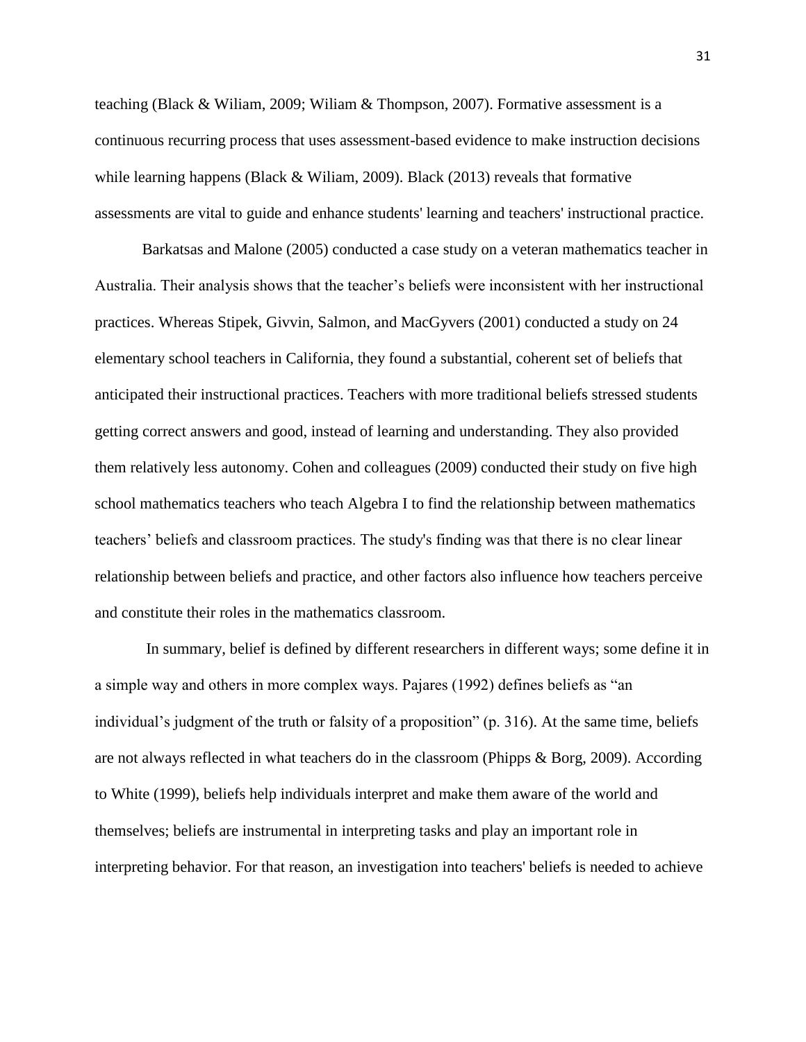teaching (Black & Wiliam, 2009; Wiliam & Thompson, 2007). Formative assessment is a continuous recurring process that uses assessment-based evidence to make instruction decisions while learning happens (Black & Wiliam, 2009). Black (2013) reveals that formative assessments are vital to guide and enhance students' learning and teachers' instructional practice.

Barkatsas and Malone (2005) conducted a case study on a veteran mathematics teacher in Australia. Their analysis shows that the teacher's beliefs were inconsistent with her instructional practices. Whereas Stipek, Givvin, Salmon, and MacGyvers (2001) conducted a study on 24 elementary school teachers in California, they found a substantial, coherent set of beliefs that anticipated their instructional practices. Teachers with more traditional beliefs stressed students getting correct answers and good, instead of learning and understanding. They also provided them relatively less autonomy. Cohen and colleagues (2009) conducted their study on five high school mathematics teachers who teach Algebra I to find the relationship between mathematics teachers' beliefs and classroom practices. The study's finding was that there is no clear linear relationship between beliefs and practice, and other factors also influence how teachers perceive and constitute their roles in the mathematics classroom.

In summary, belief is defined by different researchers in different ways; some define it in a simple way and others in more complex ways. Pajares (1992) defines beliefs as "an individual's judgment of the truth or falsity of a proposition" (p. 316). At the same time, beliefs are not always reflected in what teachers do in the classroom (Phipps & Borg, 2009). According to White (1999), beliefs help individuals interpret and make them aware of the world and themselves; beliefs are instrumental in interpreting tasks and play an important role in interpreting behavior. For that reason, an investigation into teachers' beliefs is needed to achieve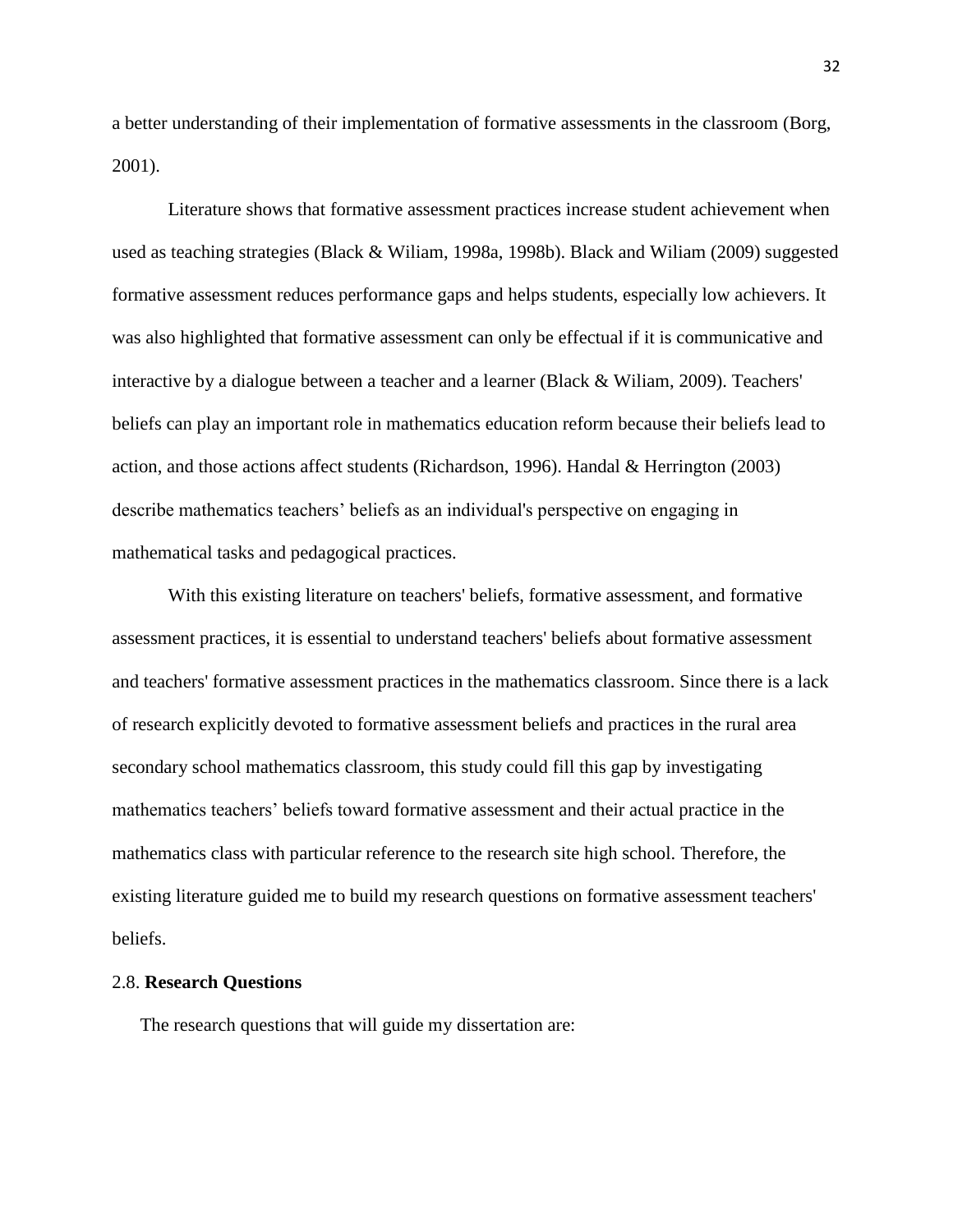a better understanding of their implementation of formative assessments in the classroom (Borg, 2001).

Literature shows that formative assessment practices increase student achievement when used as teaching strategies (Black & Wiliam, 1998a, 1998b). Black and Wiliam (2009) suggested formative assessment reduces performance gaps and helps students, especially low achievers. It was also highlighted that formative assessment can only be effectual if it is communicative and interactive by a dialogue between a teacher and a learner (Black & Wiliam, 2009). Teachers' beliefs can play an important role in mathematics education reform because their beliefs lead to action, and those actions affect students (Richardson, 1996). Handal & Herrington (2003) describe mathematics teachers' beliefs as an individual's perspective on engaging in mathematical tasks and pedagogical practices.

With this existing literature on teachers' beliefs, formative assessment, and formative assessment practices, it is essential to understand teachers' beliefs about formative assessment and teachers' formative assessment practices in the mathematics classroom. Since there is a lack of research explicitly devoted to formative assessment beliefs and practices in the rural area secondary school mathematics classroom, this study could fill this gap by investigating mathematics teachers' beliefs toward formative assessment and their actual practice in the mathematics class with particular reference to the research site high school. Therefore, the existing literature guided me to build my research questions on formative assessment teachers' beliefs.

## 2.8. **Research Questions**

The research questions that will guide my dissertation are: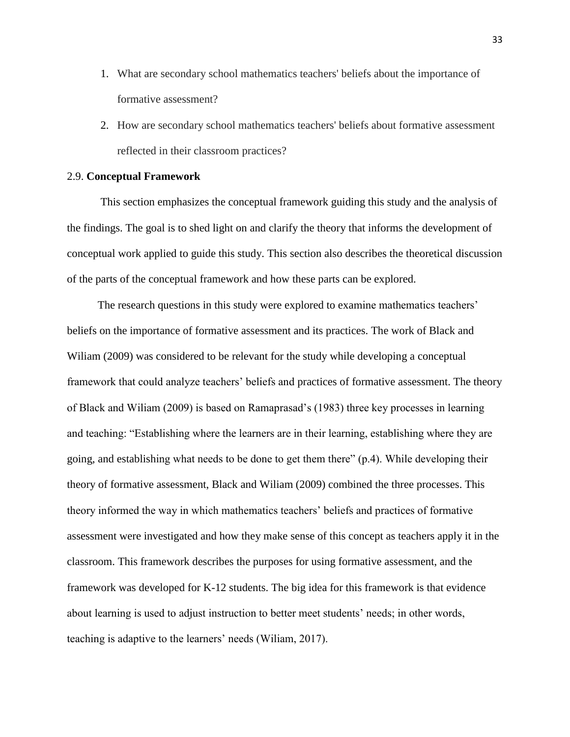1. What are secondary school mathematics teachers' beliefs about the importance of formative assessment?
2. How are secondary school mathematics teachers' beliefs about formative assessment reflected in their classroom practices?

## 2.9. Conceptual Framework

This section emphasizes the conceptual framework guiding this study and the analysis of the findings. The goal is to shed light on and clarify the theory that informs the development of conceptual work applied to guide this study. This section also describes the theoretical discussion of the parts of the conceptual framework and how these parts can be explored.

The research questions in this study were explored to examine mathematics teachers' beliefs on the importance of formative assessment and its practices. The work of Black and Wiliam (2009) was considered to be relevant for the study while developing a conceptual framework that could analyze teachers' beliefs and practices of formative assessment. The theory of Black and Wiliam (2009) is based on Ramaprasad's (1983) three key processes in learning and teaching: "Establishing where the learners are in their learning, establishing where they are going, and establishing what needs to be done to get them there" (p.4). While developing their theory of formative assessment, Black and Wiliam (2009) combined the three processes. This theory informed the way in which mathematics teachers' beliefs and practices of formative assessment were investigated and how they make sense of this concept as teachers apply it in the classroom. This framework describes the purposes for using formative assessment, and the framework was developed for K-12 students. The big idea for this framework is that evidence about learning is used to adjust instruction to better meet students' needs; in other words, teaching is adaptive to the learners' needs (Wiliam, 2017).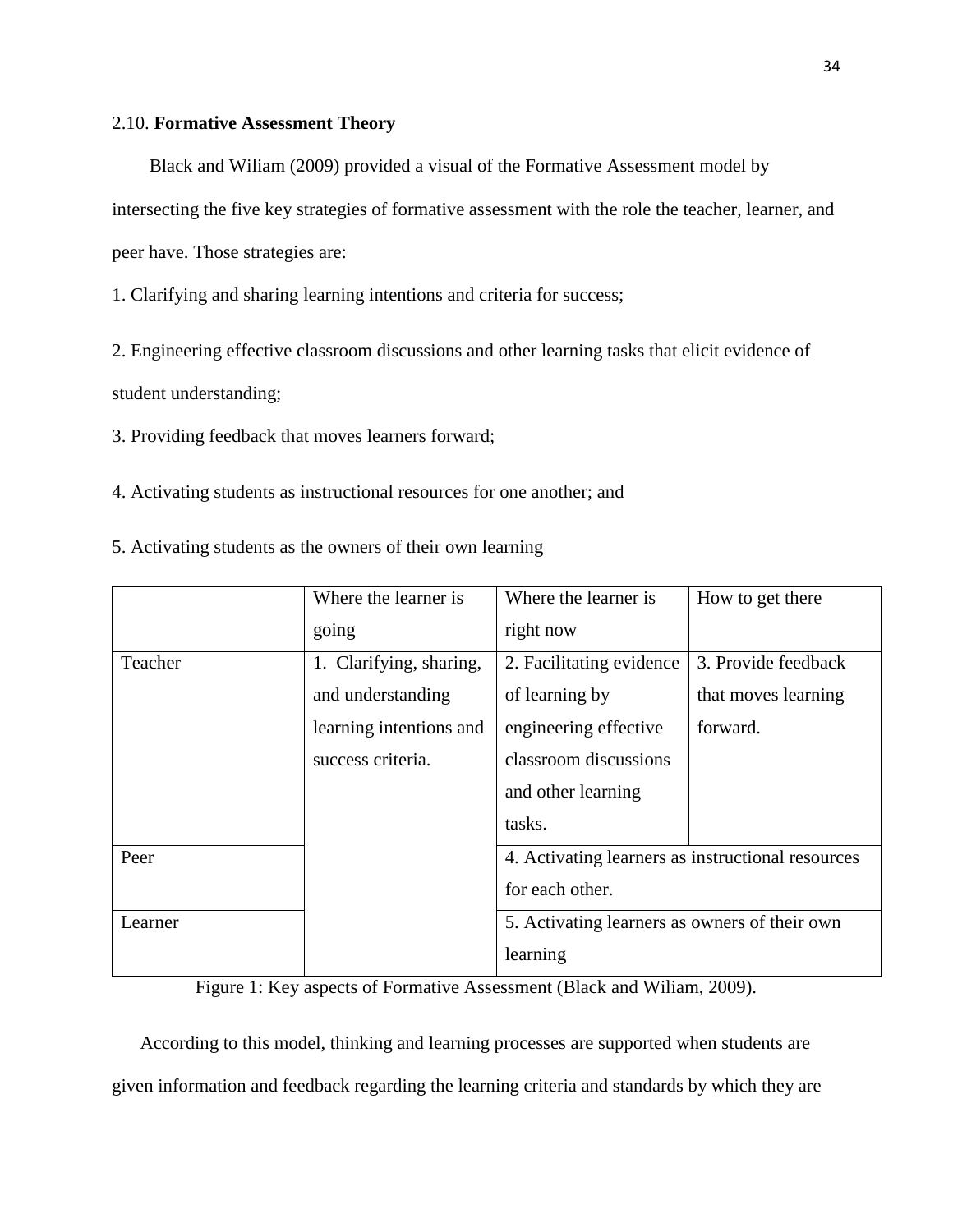2.10. **Formative Assessment Theory**

Black and Wiliam (2009) provided a visual of the Formative Assessment model by intersecting the five key strategies of formative assessment with the role the teacher, learner, and peer have. Those strategies are:

1. Clarifying and sharing learning intentions and criteria for success;

2. Engineering effective classroom discussions and other learning tasks that elicit evidence of student understanding;

3. Providing feedback that moves learners forward;

4. Activating students as instructional resources for one another; and

5. Activating students as the owners of their own learning

| | Where the learner is going | Where the learner is right now | How to get there |
|---|---|---|---|
| Teacher | 1. Clarifying, sharing, and understanding learning intentions and success criteria. | 2. Facilitating evidence of learning by engineering effective classroom discussions and other learning tasks. | 3. Provide feedback that moves learning forward. |
| Peer | | 4. Activating learners as instructional resources for each other. | |
| Learner | | 5. Activating learners as owners of their own learning | |

Figure 1: Key aspects of Formative Assessment (Black and Wiliam, 2009).

According to this model, thinking and learning processes are supported when students are given information and feedback regarding the learning criteria and standards by which they are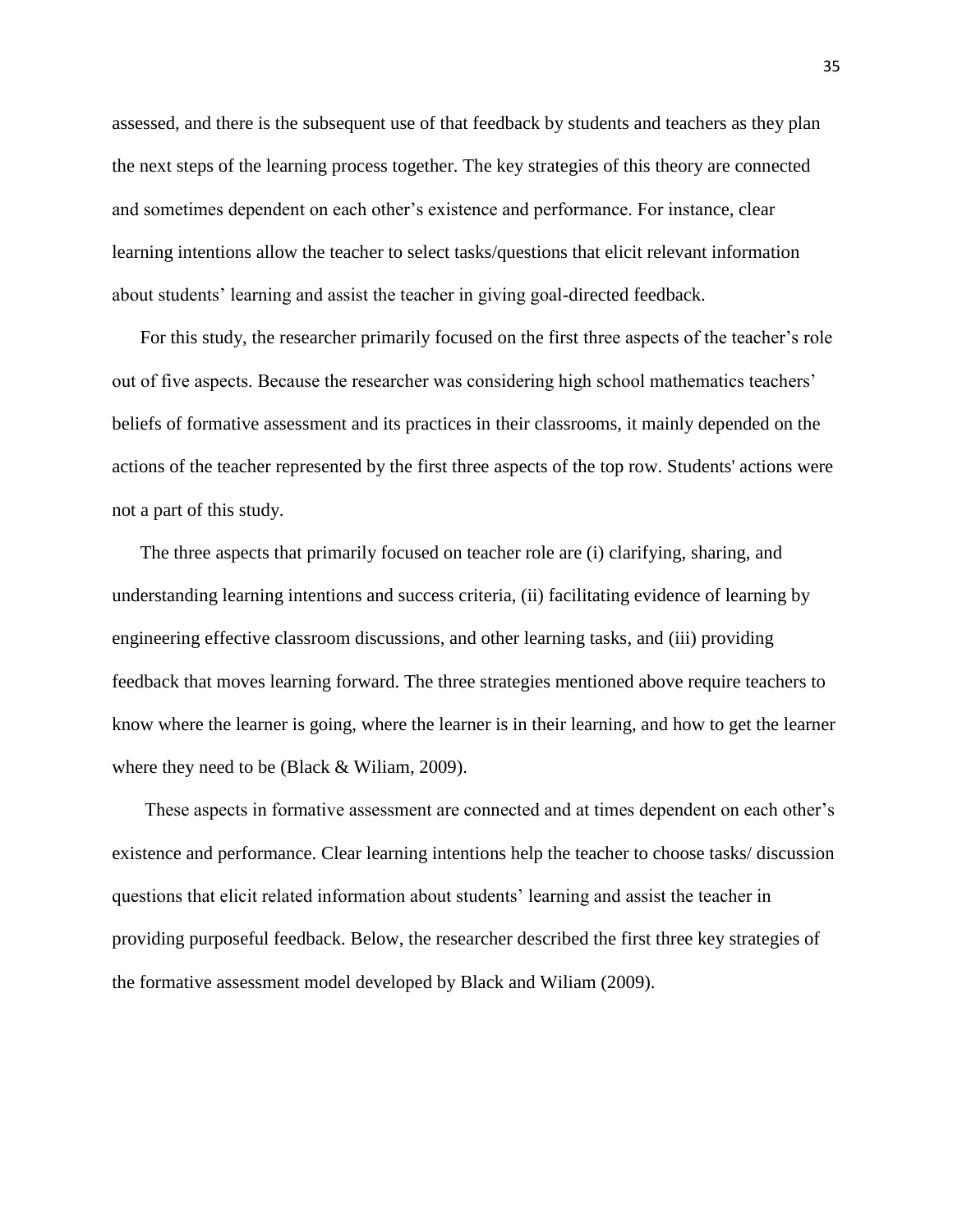assessed, and there is the subsequent use of that feedback by students and teachers as they plan the next steps of the learning process together. The key strategies of this theory are connected and sometimes dependent on each other's existence and performance. For instance, clear learning intentions allow the teacher to select tasks/questions that elicit relevant information about students' learning and assist the teacher in giving goal-directed feedback.

For this study, the researcher primarily focused on the first three aspects of the teacher's role out of five aspects. Because the researcher was considering high school mathematics teachers' beliefs of formative assessment and its practices in their classrooms, it mainly depended on the actions of the teacher represented by the first three aspects of the top row. Students' actions were not a part of this study.

The three aspects that primarily focused on teacher role are (i) clarifying, sharing, and understanding learning intentions and success criteria, (ii) facilitating evidence of learning by engineering effective classroom discussions, and other learning tasks, and (iii) providing feedback that moves learning forward. The three strategies mentioned above require teachers to know where the learner is going, where the learner is in their learning, and how to get the learner where they need to be (Black & Wiliam, 2009).

These aspects in formative assessment are connected and at times dependent on each other's existence and performance. Clear learning intentions help the teacher to choose tasks/ discussion questions that elicit related information about students' learning and assist the teacher in providing purposeful feedback. Below, the researcher described the first three key strategies of the formative assessment model developed by Black and Wiliam (2009).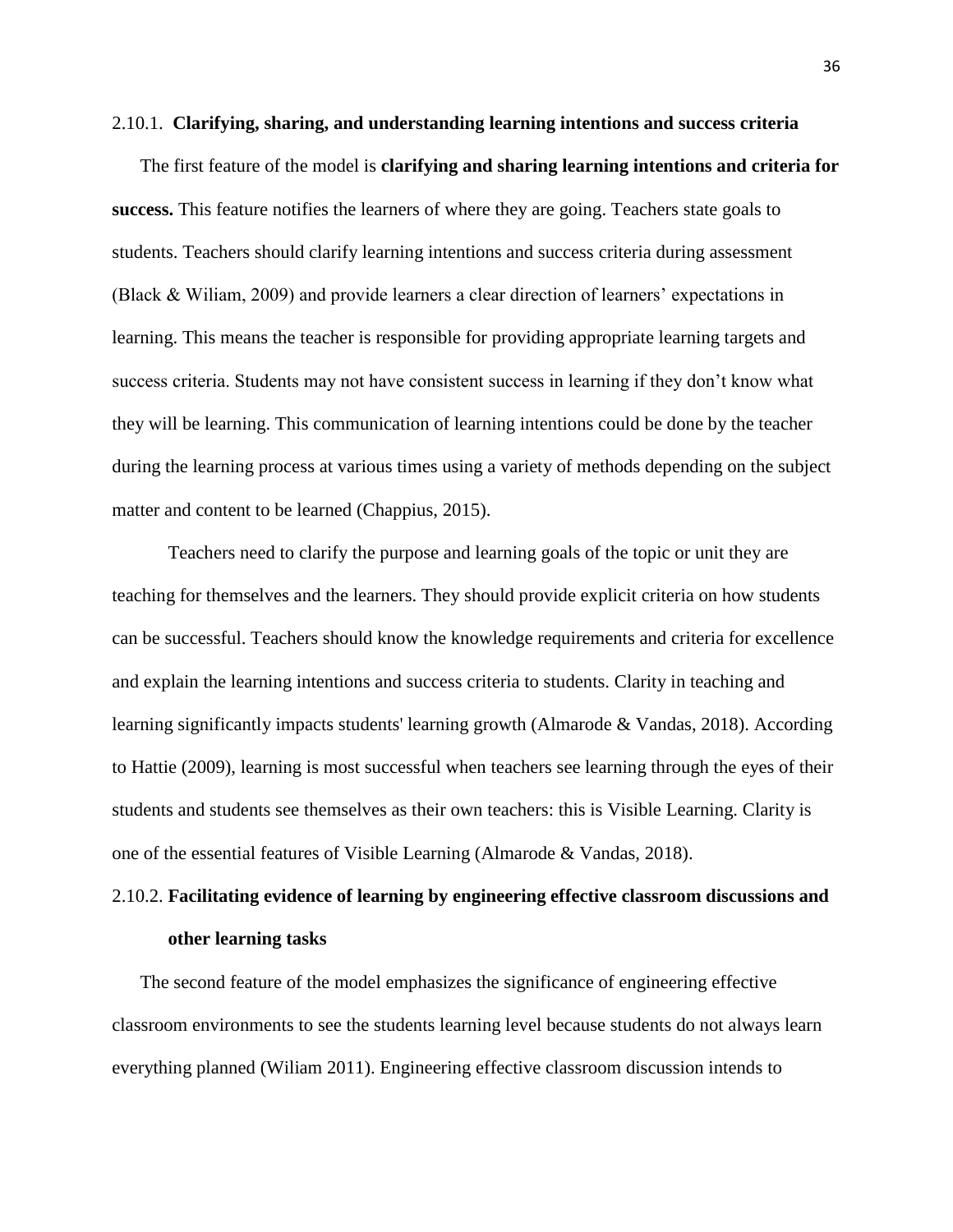### 2.10.1. **Clarifying, sharing, and understanding learning intentions and success criteria**

The first feature of the model is **clarifying and sharing learning intentions and criteria for success.** This feature notifies the learners of where they are going. Teachers state goals to students. Teachers should clarify learning intentions and success criteria during assessment (Black & Wiliam, 2009) and provide learners a clear direction of learners' expectations in learning. This means the teacher is responsible for providing appropriate learning targets and success criteria. Students may not have consistent success in learning if they don't know what they will be learning. This communication of learning intentions could be done by the teacher during the learning process at various times using a variety of methods depending on the subject matter and content to be learned (Chappius, 2015).

Teachers need to clarify the purpose and learning goals of the topic or unit they are teaching for themselves and the learners. They should provide explicit criteria on how students can be successful. Teachers should know the knowledge requirements and criteria for excellence and explain the learning intentions and success criteria to students. Clarity in teaching and learning significantly impacts students' learning growth (Almarode & Vandas, 2018). According to Hattie (2009), learning is most successful when teachers see learning through the eyes of their students and students see themselves as their own teachers: this is Visible Learning. Clarity is one of the essential features of Visible Learning (Almarode & Vandas, 2018).

### 2.10.2. **Facilitating evidence of learning by engineering effective classroom discussions and other learning tasks**

The second feature of the model emphasizes the significance of engineering effective classroom environments to see the students learning level because students do not always learn everything planned (Wiliam 2011). Engineering effective classroom discussion intends to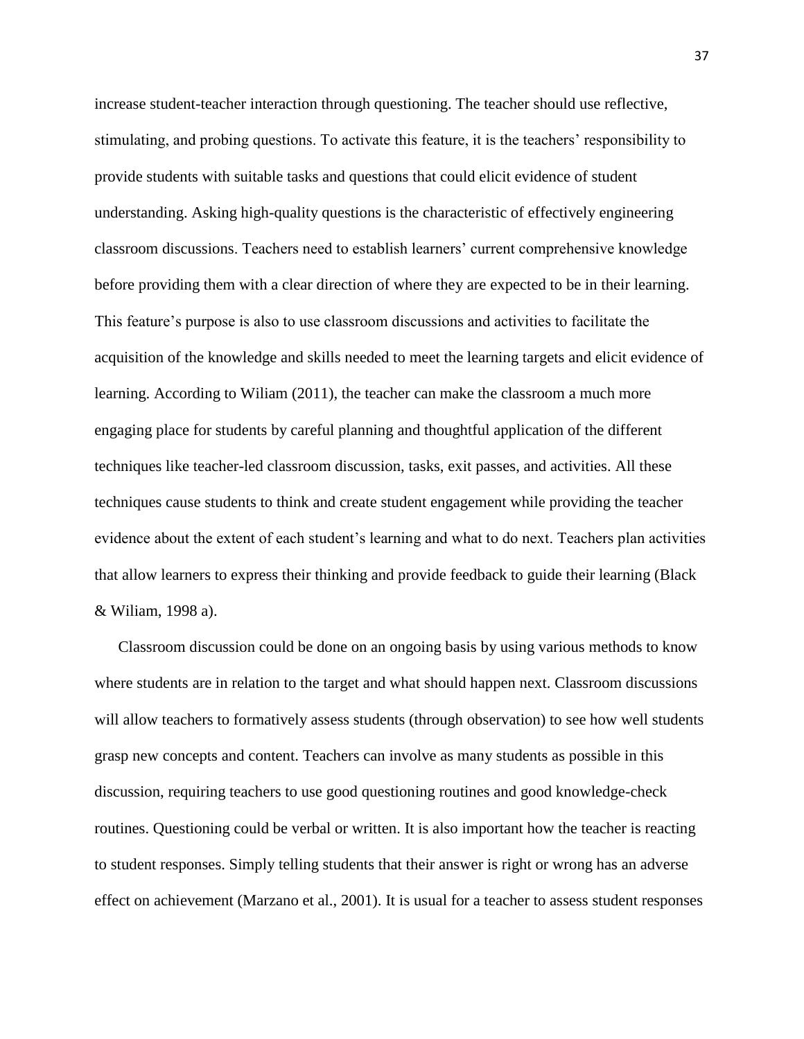increase student-teacher interaction through questioning. The teacher should use reflective, stimulating, and probing questions. To activate this feature, it is the teachers' responsibility to provide students with suitable tasks and questions that could elicit evidence of student understanding. Asking high-quality questions is the characteristic of effectively engineering classroom discussions. Teachers need to establish learners' current comprehensive knowledge before providing them with a clear direction of where they are expected to be in their learning. This feature's purpose is also to use classroom discussions and activities to facilitate the acquisition of the knowledge and skills needed to meet the learning targets and elicit evidence of learning. According to Wiliam (2011), the teacher can make the classroom a much more engaging place for students by careful planning and thoughtful application of the different techniques like teacher-led classroom discussion, tasks, exit passes, and activities. All these techniques cause students to think and create student engagement while providing the teacher evidence about the extent of each student's learning and what to do next. Teachers plan activities that allow learners to express their thinking and provide feedback to guide their learning (Black & Wiliam, 1998 a).

Classroom discussion could be done on an ongoing basis by using various methods to know where students are in relation to the target and what should happen next. Classroom discussions will allow teachers to formatively assess students (through observation) to see how well students grasp new concepts and content. Teachers can involve as many students as possible in this discussion, requiring teachers to use good questioning routines and good knowledge-check routines. Questioning could be verbal or written. It is also important how the teacher is reacting to student responses. Simply telling students that their answer is right or wrong has an adverse effect on achievement (Marzano et al., 2001). It is usual for a teacher to assess student responses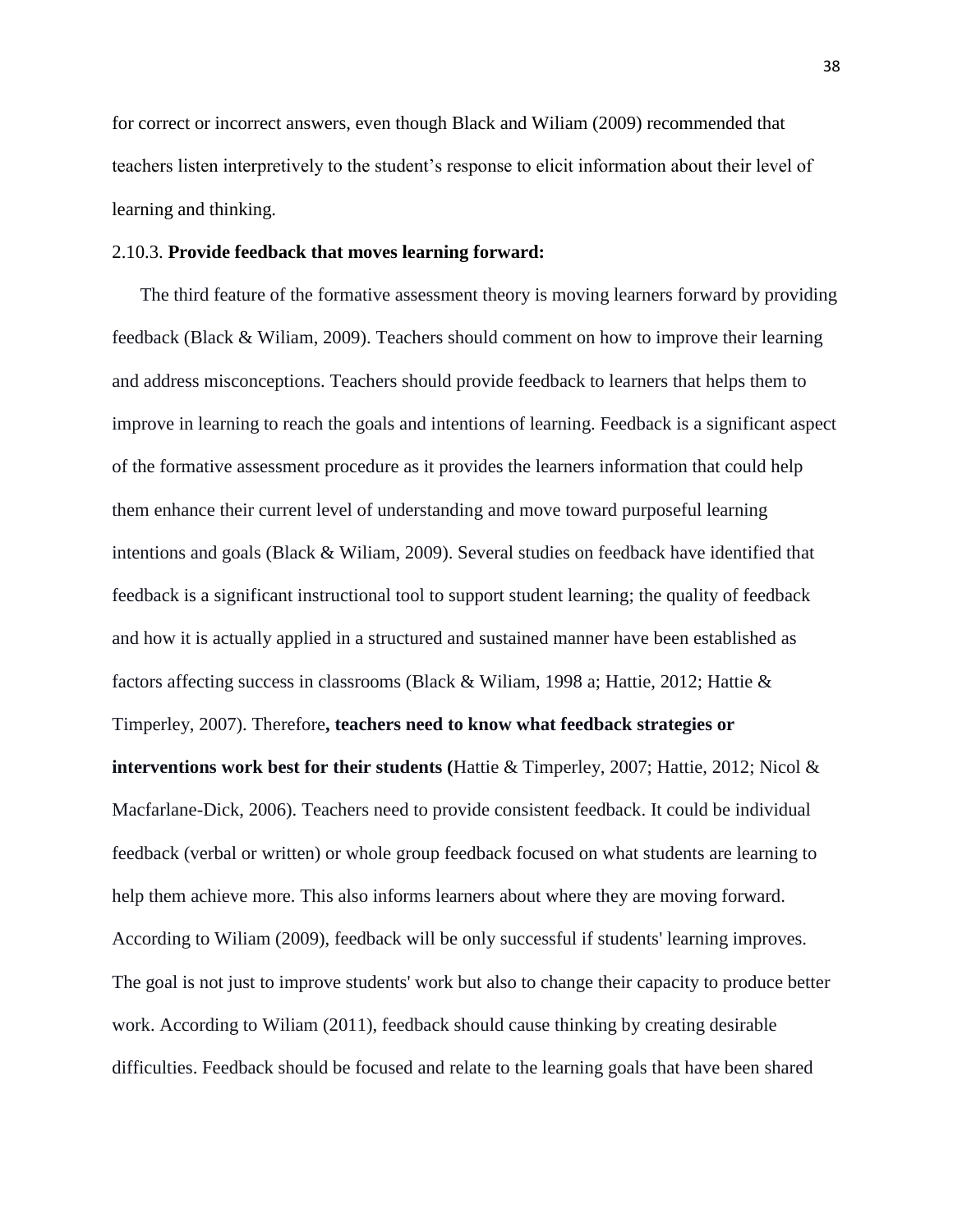for correct or incorrect answers, even though Black and Wiliam (2009) recommended that teachers listen interpretively to the student's response to elicit information about their level of learning and thinking.

### 2.10.3. **Provide feedback that moves learning forward:**

The third feature of the formative assessment theory is moving learners forward by providing feedback (Black & Wiliam, 2009). Teachers should comment on how to improve their learning and address misconceptions. Teachers should provide feedback to learners that helps them to improve in learning to reach the goals and intentions of learning. Feedback is a significant aspect of the formative assessment procedure as it provides the learners information that could help them enhance their current level of understanding and move toward purposeful learning intentions and goals (Black & Wiliam, 2009). Several studies on feedback have identified that feedback is a significant instructional tool to support student learning; the quality of feedback and how it is actually applied in a structured and sustained manner have been established as factors affecting success in classrooms (Black & Wiliam, 1998 a; Hattie, 2012; Hattie & Timperley, 2007). Therefore**, teachers need to know what feedback strategies or interventions work best for their students (**Hattie & Timperley, 2007; Hattie, 2012; Nicol & Macfarlane-Dick, 2006). Teachers need to provide consistent feedback. It could be individual feedback (verbal or written) or whole group feedback focused on what students are learning to help them achieve more. This also informs learners about where they are moving forward. According to Wiliam (2009), feedback will be only successful if students' learning improves. The goal is not just to improve students' work but also to change their capacity to produce better work. According to Wiliam (2011), feedback should cause thinking by creating desirable difficulties. Feedback should be focused and relate to the learning goals that have been shared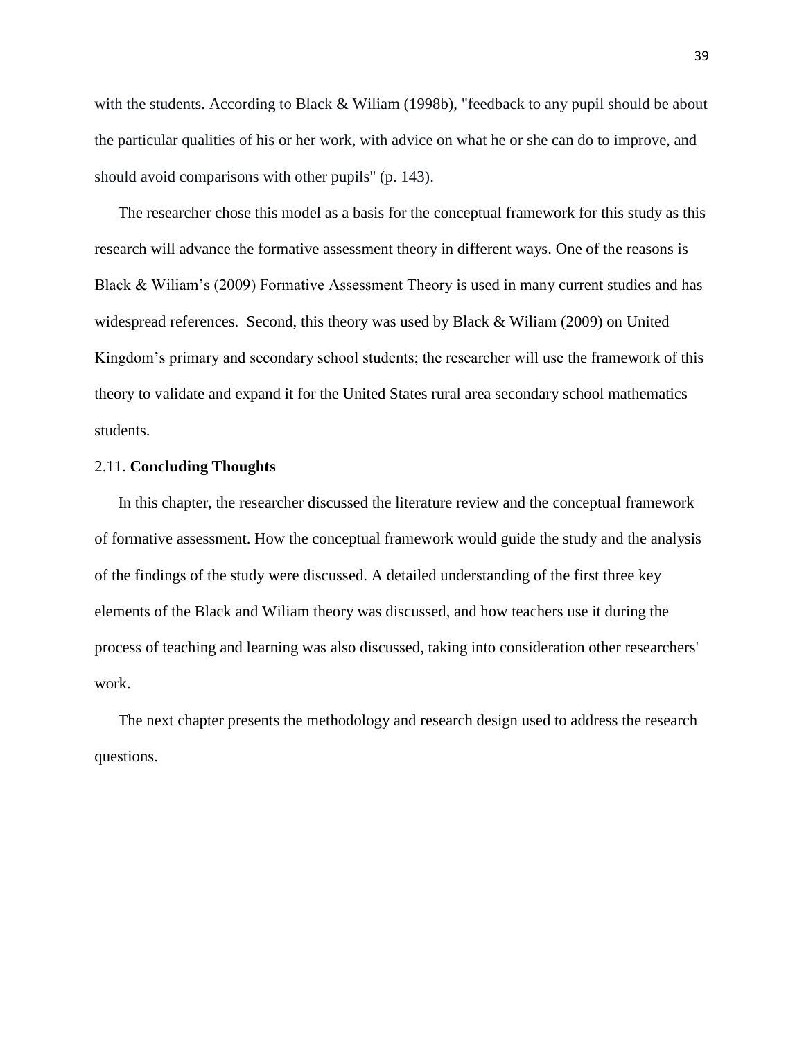with the students. According to Black & Wiliam (1998b), "feedback to any pupil should be about the particular qualities of his or her work, with advice on what he or she can do to improve, and should avoid comparisons with other pupils" (p. 143).

The researcher chose this model as a basis for the conceptual framework for this study as this research will advance the formative assessment theory in different ways. One of the reasons is Black & Wiliam's (2009) Formative Assessment Theory is used in many current studies and has widespread references. Second, this theory was used by Black & Wiliam (2009) on United Kingdom's primary and secondary school students; the researcher will use the framework of this theory to validate and expand it for the United States rural area secondary school mathematics students.

## 2.11. **Concluding Thoughts**

In this chapter, the researcher discussed the literature review and the conceptual framework of formative assessment. How the conceptual framework would guide the study and the analysis of the findings of the study were discussed. A detailed understanding of the first three key elements of the Black and Wiliam theory was discussed, and how teachers use it during the process of teaching and learning was also discussed, taking into consideration other researchers' work.

The next chapter presents the methodology and research design used to address the research questions.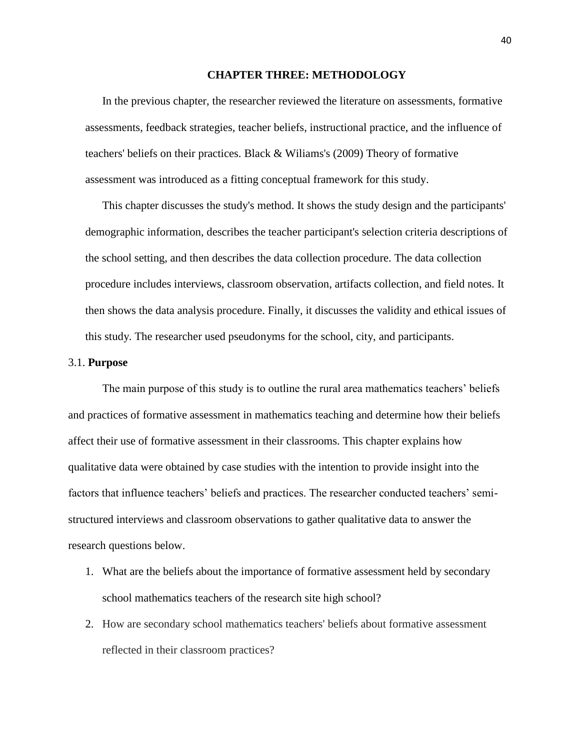# CHAPTER THREE: METHODOLOGY

In the previous chapter, the researcher reviewed the literature on assessments, formative assessments, feedback strategies, teacher beliefs, instructional practice, and the influence of teachers' beliefs on their practices. Black & Wiliams's (2009) Theory of formative assessment was introduced as a fitting conceptual framework for this study.

This chapter discusses the study's method. It shows the study design and the participants' demographic information, describes the teacher participant's selection criteria descriptions of the school setting, and then describes the data collection procedure. The data collection procedure includes interviews, classroom observation, artifacts collection, and field notes. It then shows the data analysis procedure. Finally, it discusses the validity and ethical issues of this study. The researcher used pseudonyms for the school, city, and participants.

## 3.1. **Purpose**

The main purpose of this study is to outline the rural area mathematics teachers' beliefs and practices of formative assessment in mathematics teaching and determine how their beliefs affect their use of formative assessment in their classrooms. This chapter explains how qualitative data were obtained by case studies with the intention to provide insight into the factors that influence teachers' beliefs and practices. The researcher conducted teachers' semi-structured interviews and classroom observations to gather qualitative data to answer the research questions below.

1. What are the beliefs about the importance of formative assessment held by secondary school mathematics teachers of the research site high school?
2. How are secondary school mathematics teachers' beliefs about formative assessment reflected in their classroom practices?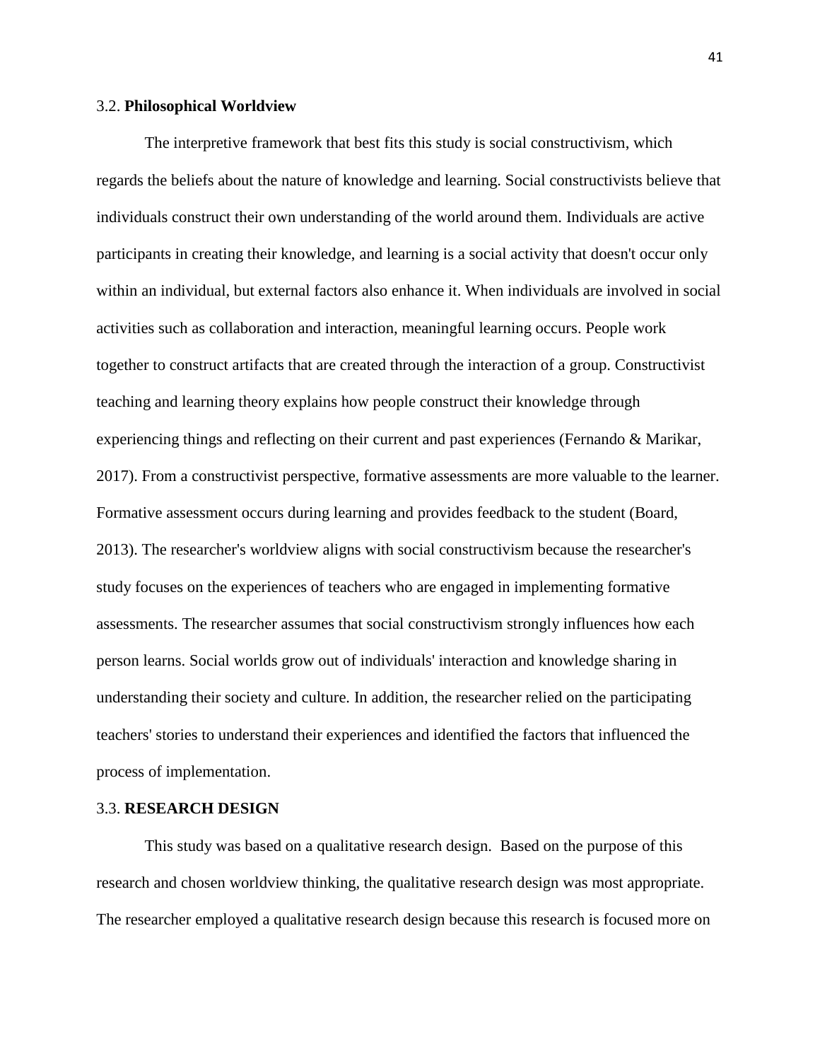### 3.2. **Philosophical Worldview**

The interpretive framework that best fits this study is social constructivism, which regards the beliefs about the nature of knowledge and learning. Social constructivists believe that individuals construct their own understanding of the world around them. Individuals are active participants in creating their knowledge, and learning is a social activity that doesn't occur only within an individual, but external factors also enhance it. When individuals are involved in social activities such as collaboration and interaction, meaningful learning occurs. People work together to construct artifacts that are created through the interaction of a group. Constructivist teaching and learning theory explains how people construct their knowledge through experiencing things and reflecting on their current and past experiences (Fernando & Marikar, 2017). From a constructivist perspective, formative assessments are more valuable to the learner. Formative assessment occurs during learning and provides feedback to the student (Board, 2013). The researcher's worldview aligns with social constructivism because the researcher's study focuses on the experiences of teachers who are engaged in implementing formative assessments. The researcher assumes that social constructivism strongly influences how each person learns. Social worlds grow out of individuals' interaction and knowledge sharing in understanding their society and culture. In addition, the researcher relied on the participating teachers' stories to understand their experiences and identified the factors that influenced the process of implementation.

### 3.3. **RESEARCH DESIGN**

This study was based on a qualitative research design. Based on the purpose of this research and chosen worldview thinking, the qualitative research design was most appropriate. The researcher employed a qualitative research design because this research is focused more on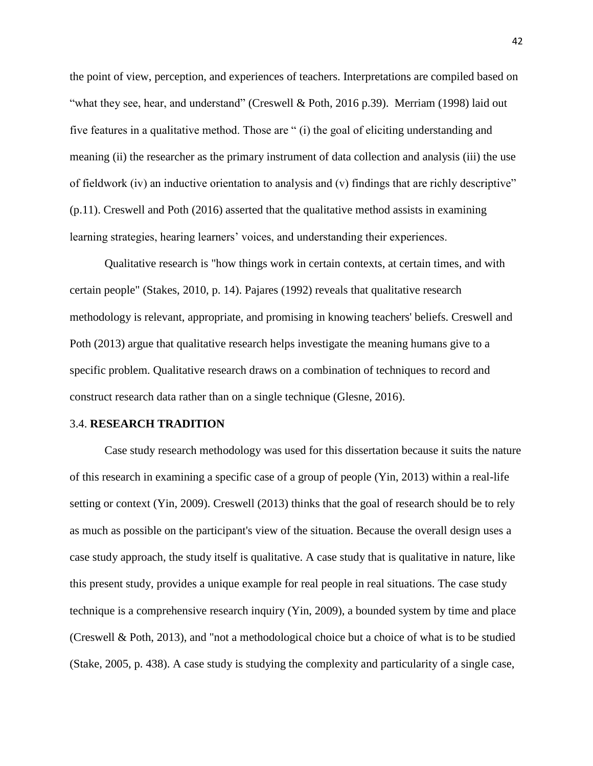the point of view, perception, and experiences of teachers. Interpretations are compiled based on "what they see, hear, and understand" (Creswell & Poth, 2016 p.39). Merriam (1998) laid out five features in a qualitative method. Those are " (i) the goal of eliciting understanding and meaning (ii) the researcher as the primary instrument of data collection and analysis (iii) the use of fieldwork (iv) an inductive orientation to analysis and (v) findings that are richly descriptive" (p.11). Creswell and Poth (2016) asserted that the qualitative method assists in examining learning strategies, hearing learners' voices, and understanding their experiences.

Qualitative research is "how things work in certain contexts, at certain times, and with certain people" (Stakes, 2010, p. 14). Pajares (1992) reveals that qualitative research methodology is relevant, appropriate, and promising in knowing teachers' beliefs. Creswell and Poth (2013) argue that qualitative research helps investigate the meaning humans give to a specific problem. Qualitative research draws on a combination of techniques to record and construct research data rather than on a single technique (Glesne, 2016).

### 3.4. **RESEARCH TRADITION**

Case study research methodology was used for this dissertation because it suits the nature of this research in examining a specific case of a group of people (Yin, 2013) within a real-life setting or context (Yin, 2009). Creswell (2013) thinks that the goal of research should be to rely as much as possible on the participant's view of the situation. Because the overall design uses a case study approach, the study itself is qualitative. A case study that is qualitative in nature, like this present study, provides a unique example for real people in real situations. The case study technique is a comprehensive research inquiry (Yin, 2009), a bounded system by time and place (Creswell & Poth, 2013), and "not a methodological choice but a choice of what is to be studied (Stake, 2005, p. 438). A case study is studying the complexity and particularity of a single case,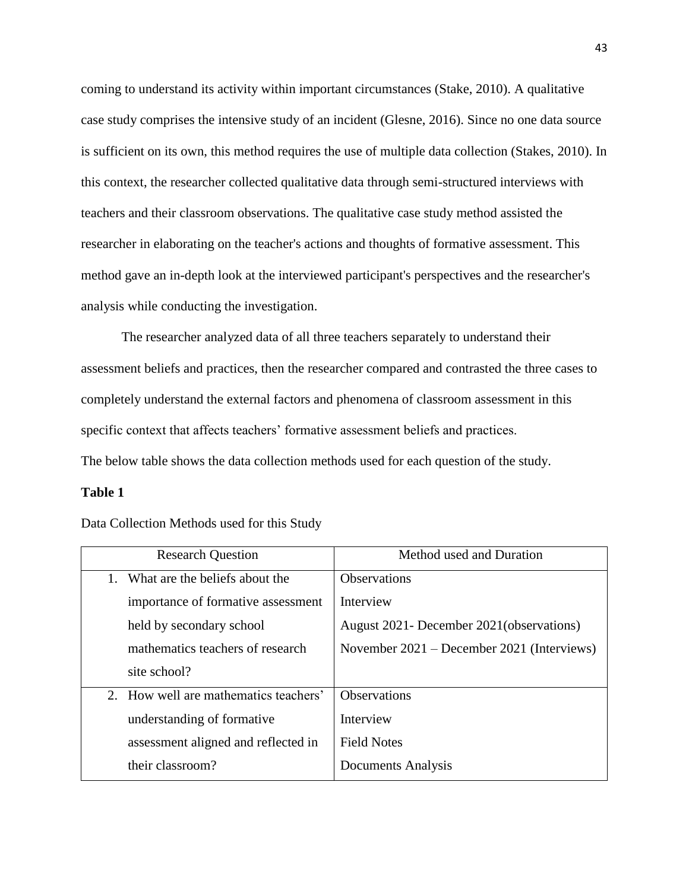coming to understand its activity within important circumstances (Stake, 2010). A qualitative case study comprises the intensive study of an incident (Glesne, 2016). Since no one data source is sufficient on its own, this method requires the use of multiple data collection (Stakes, 2010). In this context, the researcher collected qualitative data through semi-structured interviews with teachers and their classroom observations. The qualitative case study method assisted the researcher in elaborating on the teacher's actions and thoughts of formative assessment. This method gave an in-depth look at the interviewed participant's perspectives and the researcher's analysis while conducting the investigation.

The researcher analyzed data of all three teachers separately to understand their assessment beliefs and practices, then the researcher compared and contrasted the three cases to completely understand the external factors and phenomena of classroom assessment in this specific context that affects teachers' formative assessment beliefs and practices.

The below table shows the data collection methods used for each question of the study.

**Table 1**

Data Collection Methods used for this Study

| Research Question | Method used and Duration |
|---|---|
| 1. What are the beliefs about the importance of formative assessment held by secondary school mathematics teachers of research site school? | Observations<br>Interview<br>August 2021- December 2021(observations)<br>November 2021 – December 2021 (Interviews) |
| 2. How well are mathematics teachers' understanding of formative assessment aligned and reflected in their classroom? | Observations<br>Interview<br>Field Notes<br>Documents Analysis |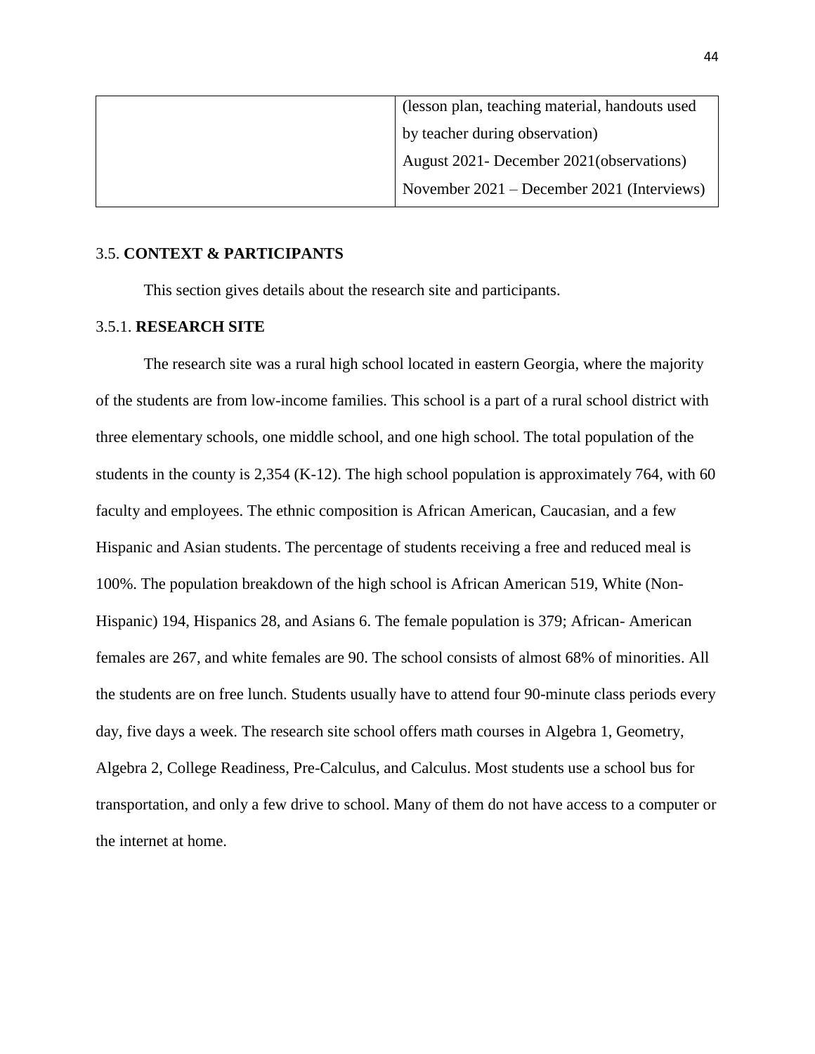| | |
|---|---|
| | (lesson plan, teaching material, handouts used by teacher during observation)<br>August 2021- December 2021(observations)<br>November 2021 – December 2021 (Interviews) |

## 3.5. CONTEXT & PARTICIPANTS

This section gives details about the research site and participants.

### 3.5.1. RESEARCH SITE

The research site was a rural high school located in eastern Georgia, where the majority of the students are from low-income families. This school is a part of a rural school district with three elementary schools, one middle school, and one high school. The total population of the students in the county is 2,354 (K-12). The high school population is approximately 764, with 60 faculty and employees. The ethnic composition is African American, Caucasian, and a few Hispanic and Asian students. The percentage of students receiving a free and reduced meal is 100%. The population breakdown of the high school is African American 519, White (Non-Hispanic) 194, Hispanics 28, and Asians 6. The female population is 379; African- American females are 267, and white females are 90. The school consists of almost 68% of minorities. All the students are on free lunch. Students usually have to attend four 90-minute class periods every day, five days a week. The research site school offers math courses in Algebra 1, Geometry, Algebra 2, College Readiness, Pre-Calculus, and Calculus. Most students use a school bus for transportation, and only a few drive to school. Many of them do not have access to a computer or the internet at home.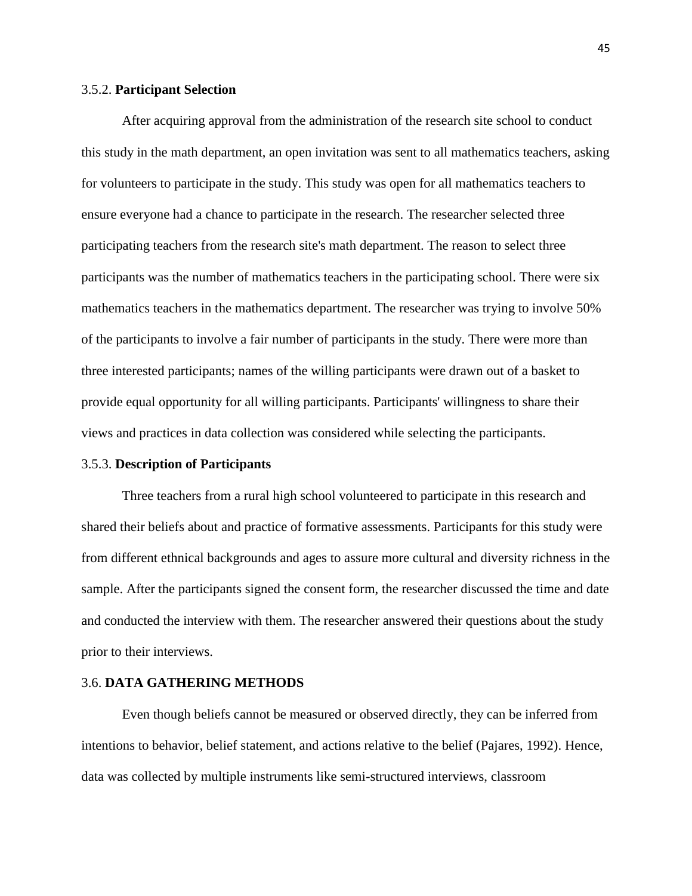### 3.5.2. **Participant Selection**

After acquiring approval from the administration of the research site school to conduct this study in the math department, an open invitation was sent to all mathematics teachers, asking for volunteers to participate in the study. This study was open for all mathematics teachers to ensure everyone had a chance to participate in the research. The researcher selected three participating teachers from the research site's math department. The reason to select three participants was the number of mathematics teachers in the participating school. There were six mathematics teachers in the mathematics department. The researcher was trying to involve 50% of the participants to involve a fair number of participants in the study. There were more than three interested participants; names of the willing participants were drawn out of a basket to provide equal opportunity for all willing participants. Participants' willingness to share their views and practices in data collection was considered while selecting the participants.

### 3.5.3. **Description of Participants**

Three teachers from a rural high school volunteered to participate in this research and shared their beliefs about and practice of formative assessments. Participants for this study were from different ethnical backgrounds and ages to assure more cultural and diversity richness in the sample. After the participants signed the consent form, the researcher discussed the time and date and conducted the interview with them. The researcher answered their questions about the study prior to their interviews.

## 3.6. **DATA GATHERING METHODS**

Even though beliefs cannot be measured or observed directly, they can be inferred from intentions to behavior, belief statement, and actions relative to the belief (Pajares, 1992). Hence, data was collected by multiple instruments like semi-structured interviews, classroom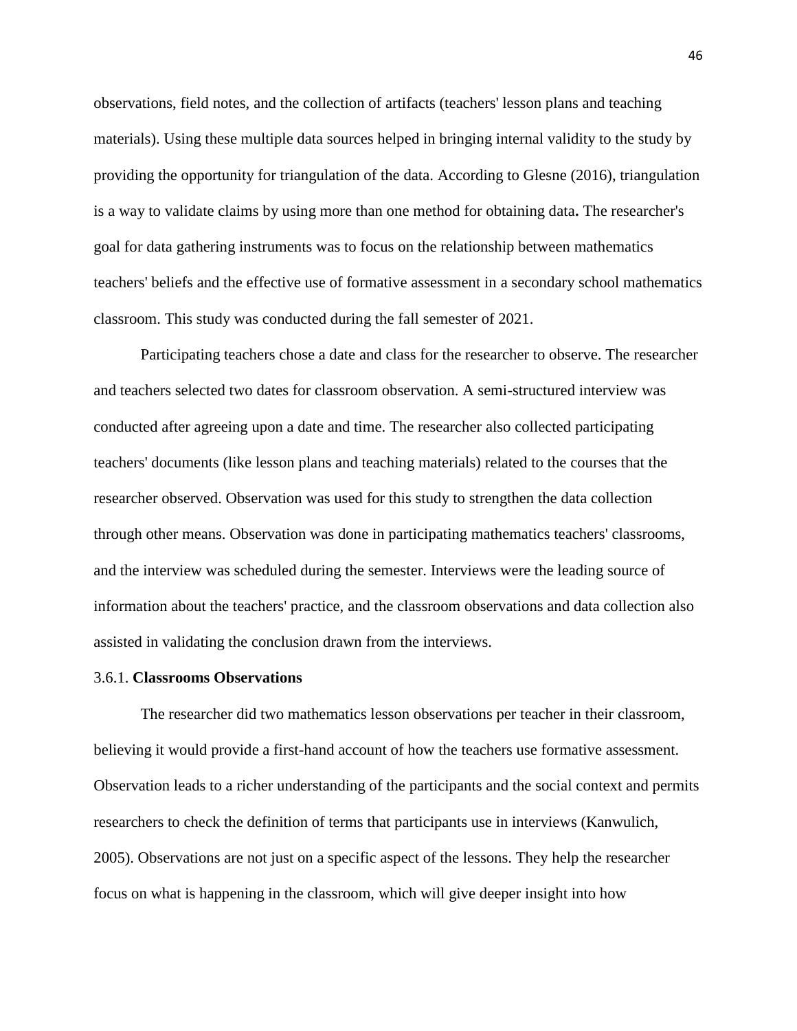observations, field notes, and the collection of artifacts (teachers' lesson plans and teaching materials). Using these multiple data sources helped in bringing internal validity to the study by providing the opportunity for triangulation of the data. According to Glesne (2016), triangulation is a way to validate claims by using more than one method for obtaining data**.** The researcher's goal for data gathering instruments was to focus on the relationship between mathematics teachers' beliefs and the effective use of formative assessment in a secondary school mathematics classroom. This study was conducted during the fall semester of 2021.

Participating teachers chose a date and class for the researcher to observe. The researcher and teachers selected two dates for classroom observation. A semi-structured interview was conducted after agreeing upon a date and time. The researcher also collected participating teachers' documents (like lesson plans and teaching materials) related to the courses that the researcher observed. Observation was used for this study to strengthen the data collection through other means. Observation was done in participating mathematics teachers' classrooms, and the interview was scheduled during the semester. Interviews were the leading source of information about the teachers' practice, and the classroom observations and data collection also assisted in validating the conclusion drawn from the interviews.

### 3.6.1. **Classrooms Observations**

The researcher did two mathematics lesson observations per teacher in their classroom, believing it would provide a first-hand account of how the teachers use formative assessment. Observation leads to a richer understanding of the participants and the social context and permits researchers to check the definition of terms that participants use in interviews (Kanwulich, 2005). Observations are not just on a specific aspect of the lessons. They help the researcher focus on what is happening in the classroom, which will give deeper insight into how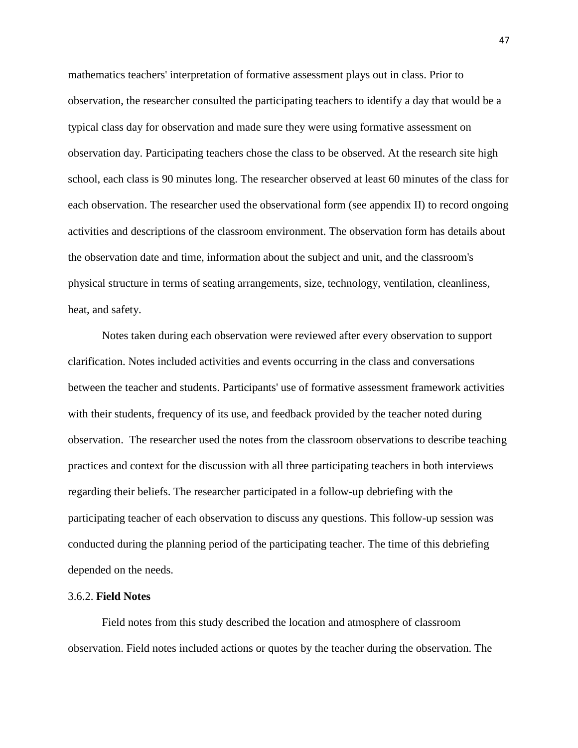mathematics teachers' interpretation of formative assessment plays out in class. Prior to observation, the researcher consulted the participating teachers to identify a day that would be a typical class day for observation and made sure they were using formative assessment on observation day. Participating teachers chose the class to be observed. At the research site high school, each class is 90 minutes long. The researcher observed at least 60 minutes of the class for each observation. The researcher used the observational form (see appendix II) to record ongoing activities and descriptions of the classroom environment. The observation form has details about the observation date and time, information about the subject and unit, and the classroom's physical structure in terms of seating arrangements, size, technology, ventilation, cleanliness, heat, and safety.

Notes taken during each observation were reviewed after every observation to support clarification. Notes included activities and events occurring in the class and conversations between the teacher and students. Participants' use of formative assessment framework activities with their students, frequency of its use, and feedback provided by the teacher noted during observation. The researcher used the notes from the classroom observations to describe teaching practices and context for the discussion with all three participating teachers in both interviews regarding their beliefs. The researcher participated in a follow-up debriefing with the participating teacher of each observation to discuss any questions. This follow-up session was conducted during the planning period of the participating teacher. The time of this debriefing depended on the needs.

### 3.6.2. **Field Notes**

Field notes from this study described the location and atmosphere of classroom observation. Field notes included actions or quotes by the teacher during the observation. The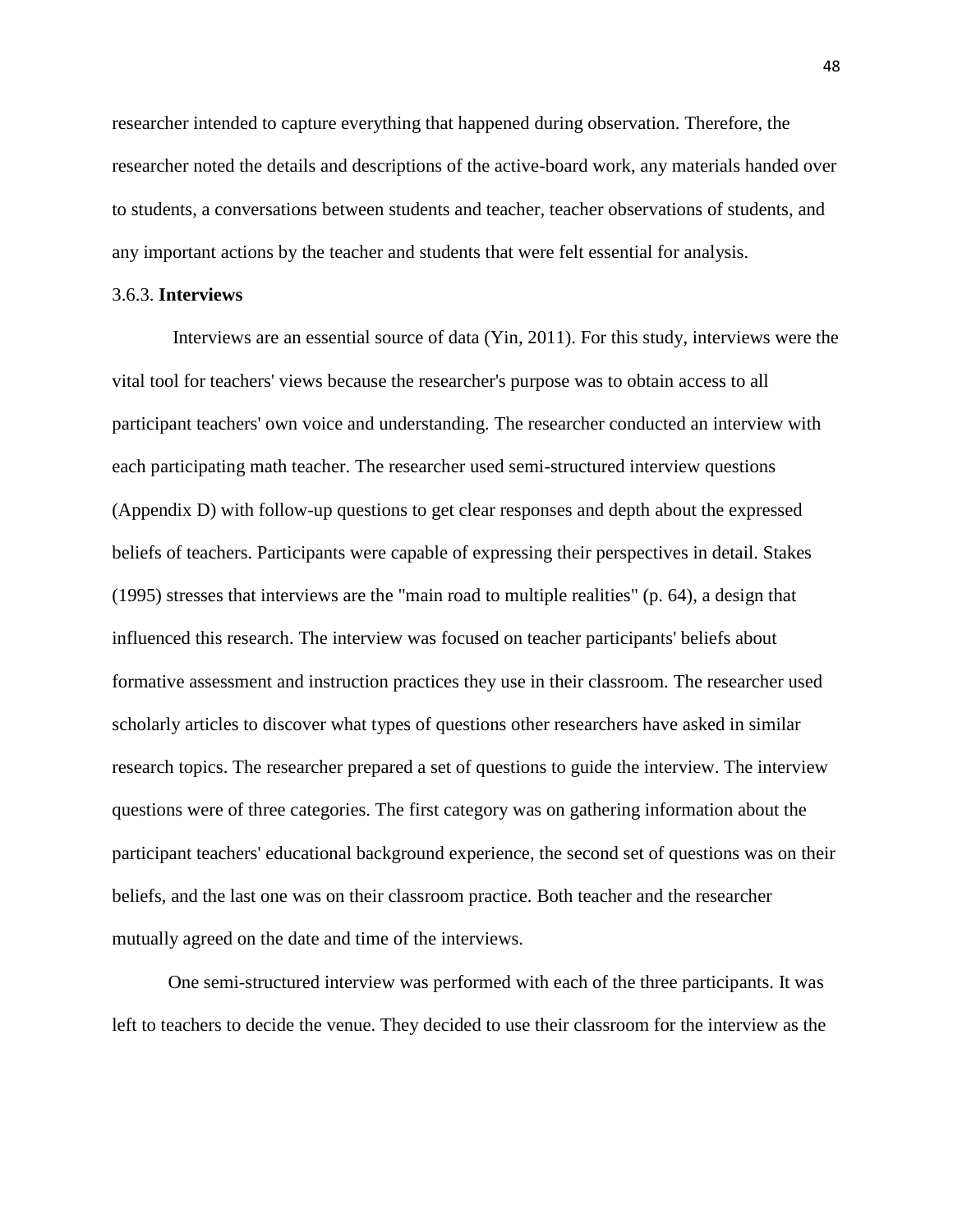researcher intended to capture everything that happened during observation. Therefore, the researcher noted the details and descriptions of the active-board work, any materials handed over to students, a conversations between students and teacher, teacher observations of students, and any important actions by the teacher and students that were felt essential for analysis.

### 3.6.3. **Interviews**

Interviews are an essential source of data (Yin, 2011). For this study, interviews were the vital tool for teachers' views because the researcher's purpose was to obtain access to all participant teachers' own voice and understanding. The researcher conducted an interview with each participating math teacher. The researcher used semi-structured interview questions (Appendix D) with follow-up questions to get clear responses and depth about the expressed beliefs of teachers. Participants were capable of expressing their perspectives in detail. Stakes (1995) stresses that interviews are the "main road to multiple realities" (p. 64), a design that influenced this research. The interview was focused on teacher participants' beliefs about formative assessment and instruction practices they use in their classroom. The researcher used scholarly articles to discover what types of questions other researchers have asked in similar research topics. The researcher prepared a set of questions to guide the interview. The interview questions were of three categories. The first category was on gathering information about the participant teachers' educational background experience, the second set of questions was on their beliefs, and the last one was on their classroom practice. Both teacher and the researcher mutually agreed on the date and time of the interviews.

One semi-structured interview was performed with each of the three participants. It was left to teachers to decide the venue. They decided to use their classroom for the interview as the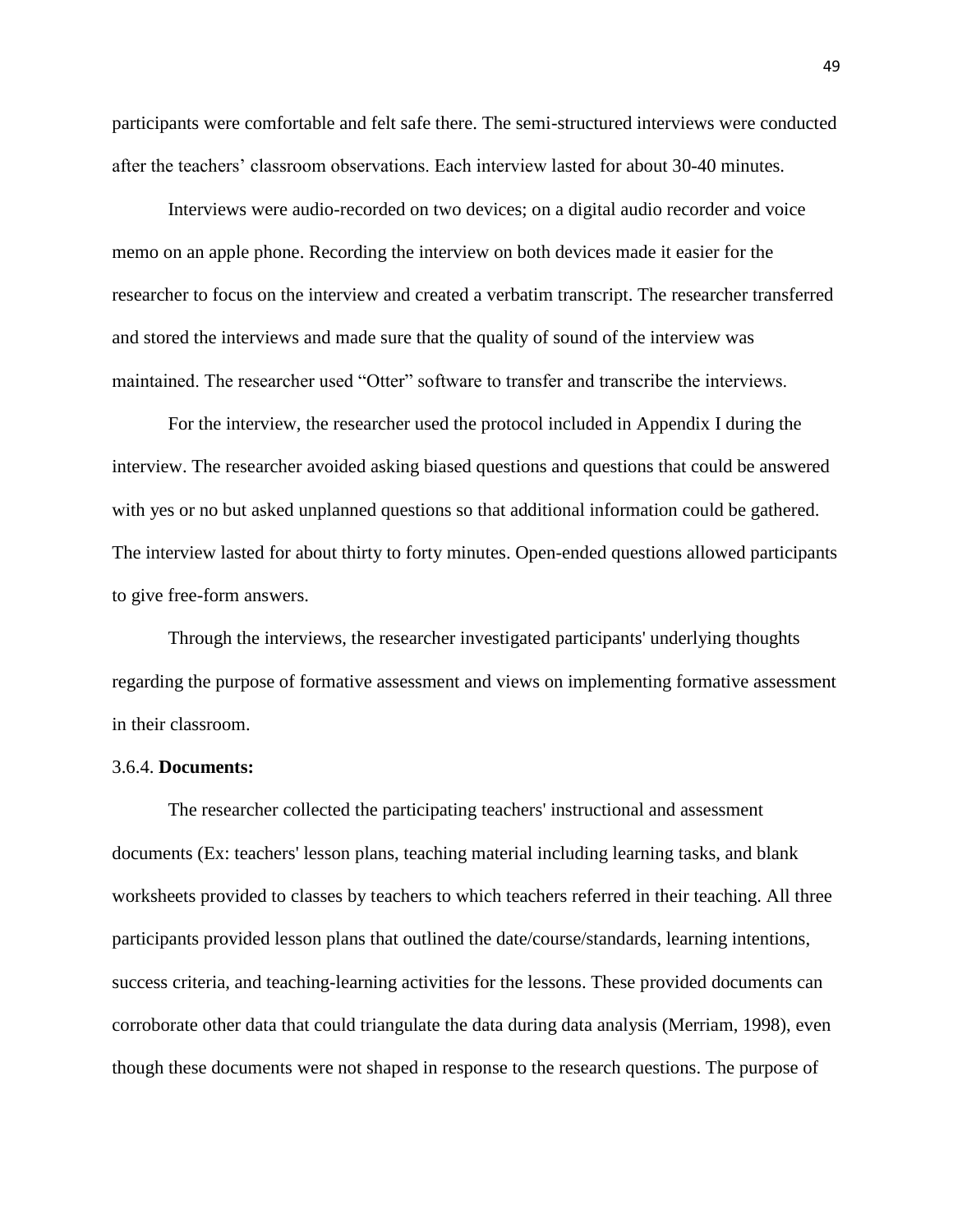participants were comfortable and felt safe there. The semi-structured interviews were conducted after the teachers' classroom observations. Each interview lasted for about 30-40 minutes.

Interviews were audio-recorded on two devices; on a digital audio recorder and voice memo on an apple phone. Recording the interview on both devices made it easier for the researcher to focus on the interview and created a verbatim transcript. The researcher transferred and stored the interviews and made sure that the quality of sound of the interview was maintained. The researcher used "Otter" software to transfer and transcribe the interviews.

For the interview, the researcher used the protocol included in Appendix I during the interview. The researcher avoided asking biased questions and questions that could be answered with yes or no but asked unplanned questions so that additional information could be gathered. The interview lasted for about thirty to forty minutes. Open-ended questions allowed participants to give free-form answers.

Through the interviews, the researcher investigated participants' underlying thoughts regarding the purpose of formative assessment and views on implementing formative assessment in their classroom.

### 3.6.4. **Documents:**

The researcher collected the participating teachers' instructional and assessment documents (Ex: teachers' lesson plans, teaching material including learning tasks, and blank worksheets provided to classes by teachers to which teachers referred in their teaching. All three participants provided lesson plans that outlined the date/course/standards, learning intentions, success criteria, and teaching-learning activities for the lessons. These provided documents can corroborate other data that could triangulate the data during data analysis (Merriam, 1998), even though these documents were not shaped in response to the research questions. The purpose of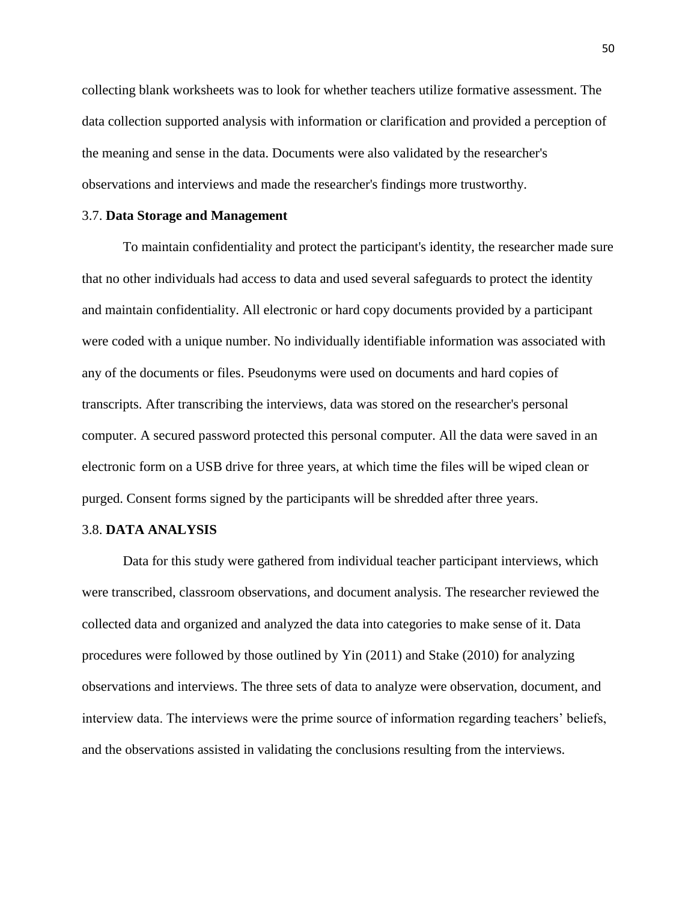collecting blank worksheets was to look for whether teachers utilize formative assessment. The data collection supported analysis with information or clarification and provided a perception of the meaning and sense in the data. Documents were also validated by the researcher's observations and interviews and made the researcher's findings more trustworthy.

### 3.7. **Data Storage and Management**

To maintain confidentiality and protect the participant's identity, the researcher made sure that no other individuals had access to data and used several safeguards to protect the identity and maintain confidentiality. All electronic or hard copy documents provided by a participant were coded with a unique number. No individually identifiable information was associated with any of the documents or files. Pseudonyms were used on documents and hard copies of transcripts. After transcribing the interviews, data was stored on the researcher's personal computer. A secured password protected this personal computer. All the data were saved in an electronic form on a USB drive for three years, at which time the files will be wiped clean or purged. Consent forms signed by the participants will be shredded after three years.

### 3.8. **DATA ANALYSIS**

Data for this study were gathered from individual teacher participant interviews, which were transcribed, classroom observations, and document analysis. The researcher reviewed the collected data and organized and analyzed the data into categories to make sense of it. Data procedures were followed by those outlined by Yin (2011) and Stake (2010) for analyzing observations and interviews. The three sets of data to analyze were observation, document, and interview data. The interviews were the prime source of information regarding teachers' beliefs, and the observations assisted in validating the conclusions resulting from the interviews.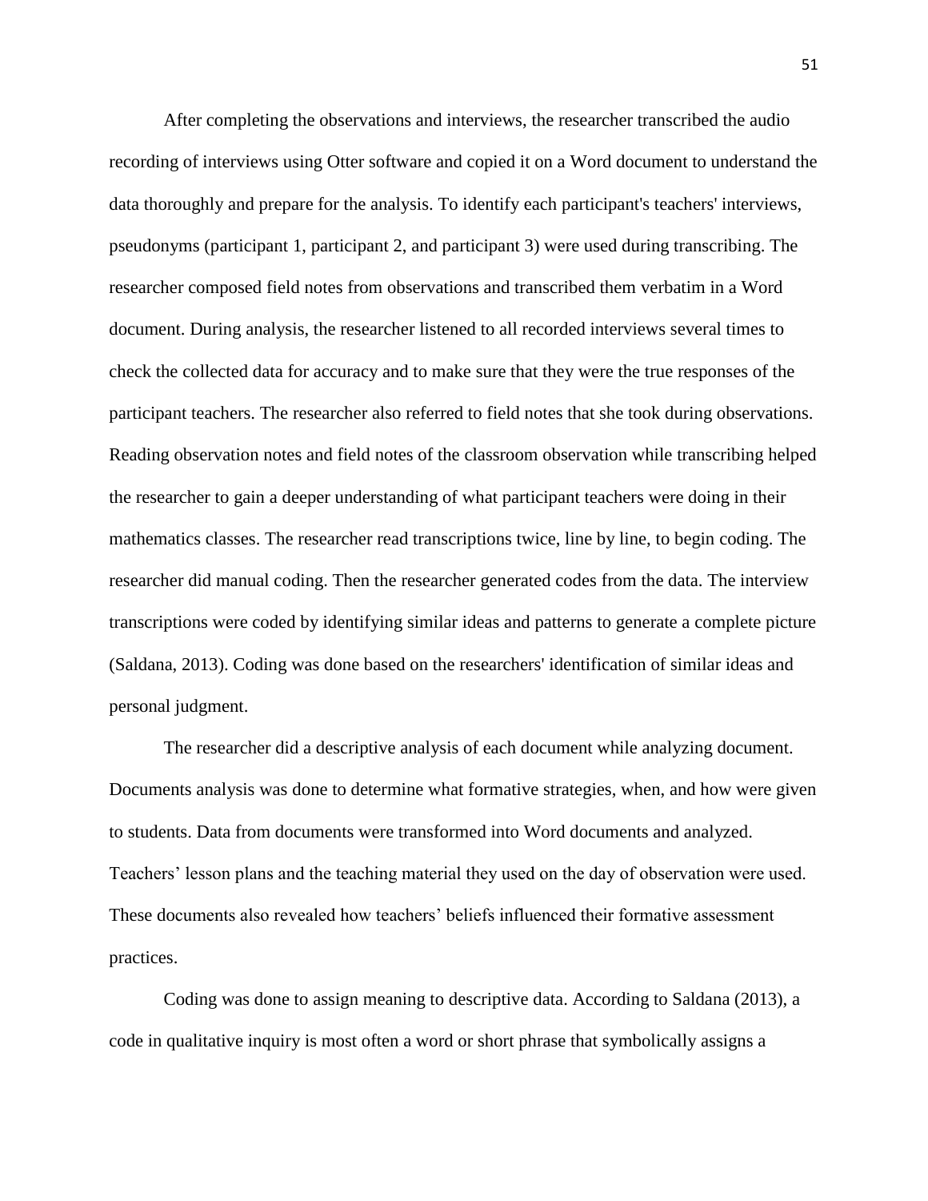After completing the observations and interviews, the researcher transcribed the audio recording of interviews using Otter software and copied it on a Word document to understand the data thoroughly and prepare for the analysis. To identify each participant's teachers' interviews, pseudonyms (participant 1, participant 2, and participant 3) were used during transcribing. The researcher composed field notes from observations and transcribed them verbatim in a Word document. During analysis, the researcher listened to all recorded interviews several times to check the collected data for accuracy and to make sure that they were the true responses of the participant teachers. The researcher also referred to field notes that she took during observations. Reading observation notes and field notes of the classroom observation while transcribing helped the researcher to gain a deeper understanding of what participant teachers were doing in their mathematics classes. The researcher read transcriptions twice, line by line, to begin coding. The researcher did manual coding. Then the researcher generated codes from the data. The interview transcriptions were coded by identifying similar ideas and patterns to generate a complete picture (Saldana, 2013). Coding was done based on the researchers' identification of similar ideas and personal judgment.

The researcher did a descriptive analysis of each document while analyzing document. Documents analysis was done to determine what formative strategies, when, and how were given to students. Data from documents were transformed into Word documents and analyzed. Teachers' lesson plans and the teaching material they used on the day of observation were used. These documents also revealed how teachers' beliefs influenced their formative assessment practices.

Coding was done to assign meaning to descriptive data. According to Saldana (2013), a code in qualitative inquiry is most often a word or short phrase that symbolically assigns a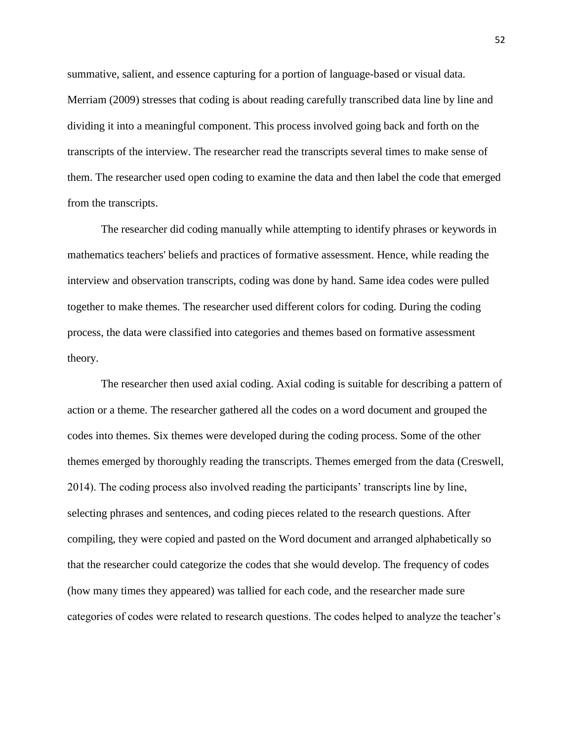summative, salient, and essence capturing for a portion of language-based or visual data. Merriam (2009) stresses that coding is about reading carefully transcribed data line by line and dividing it into a meaningful component. This process involved going back and forth on the transcripts of the interview. The researcher read the transcripts several times to make sense of them. The researcher used open coding to examine the data and then label the code that emerged from the transcripts.

The researcher did coding manually while attempting to identify phrases or keywords in mathematics teachers' beliefs and practices of formative assessment. Hence, while reading the interview and observation transcripts, coding was done by hand. Same idea codes were pulled together to make themes. The researcher used different colors for coding. During the coding process, the data were classified into categories and themes based on formative assessment theory.

The researcher then used axial coding. Axial coding is suitable for describing a pattern of action or a theme. The researcher gathered all the codes on a word document and grouped the codes into themes. Six themes were developed during the coding process. Some of the other themes emerged by thoroughly reading the transcripts. Themes emerged from the data (Creswell, 2014). The coding process also involved reading the participants' transcripts line by line, selecting phrases and sentences, and coding pieces related to the research questions. After compiling, they were copied and pasted on the Word document and arranged alphabetically so that the researcher could categorize the codes that she would develop. The frequency of codes (how many times they appeared) was tallied for each code, and the researcher made sure categories of codes were related to research questions. The codes helped to analyze the teacher's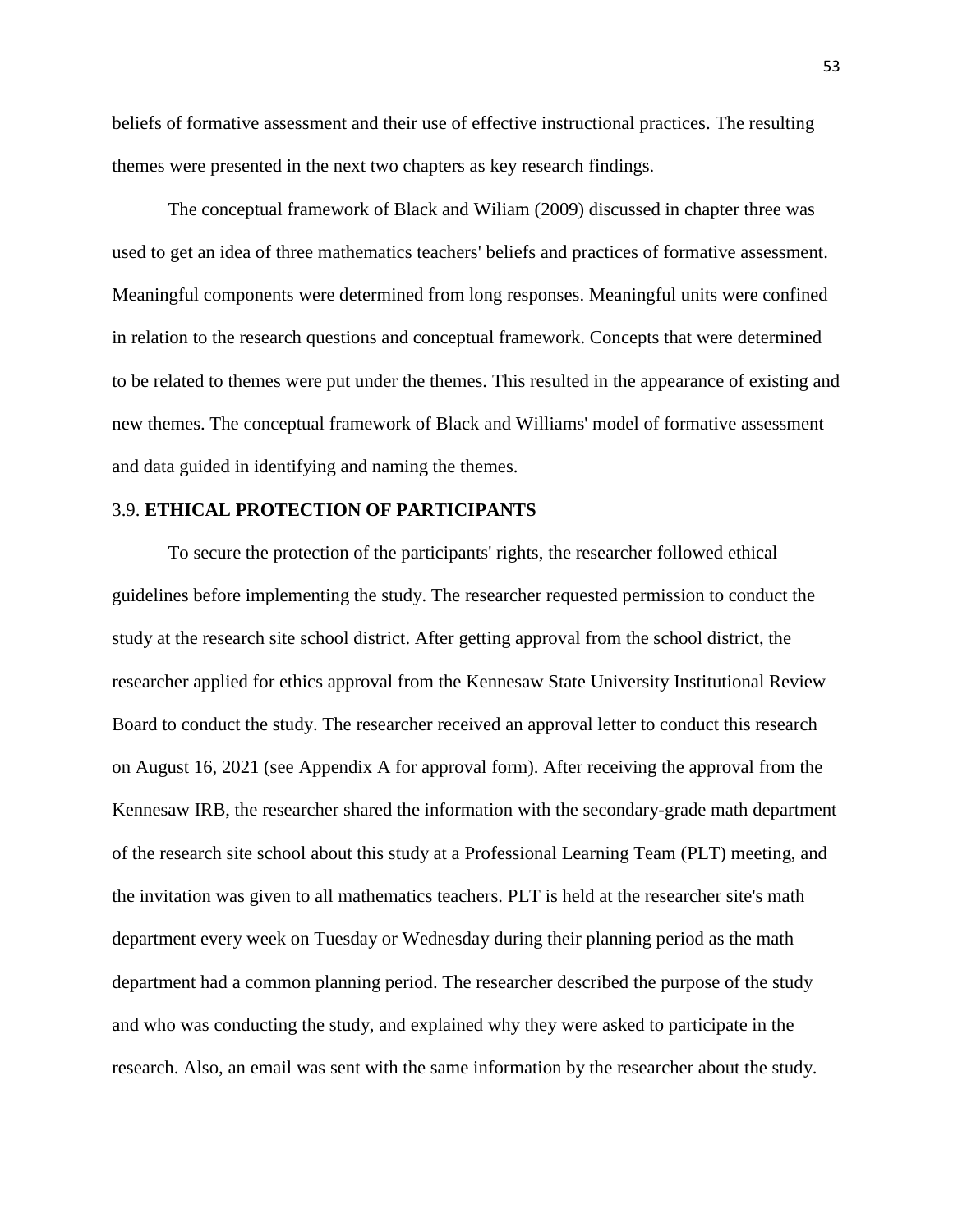beliefs of formative assessment and their use of effective instructional practices. The resulting themes were presented in the next two chapters as key research findings.

The conceptual framework of Black and Wiliam (2009) discussed in chapter three was used to get an idea of three mathematics teachers' beliefs and practices of formative assessment. Meaningful components were determined from long responses. Meaningful units were confined in relation to the research questions and conceptual framework. Concepts that were determined to be related to themes were put under the themes. This resulted in the appearance of existing and new themes. The conceptual framework of Black and Williams' model of formative assessment and data guided in identifying and naming the themes.

### 3.9. **ETHICAL PROTECTION OF PARTICIPANTS**

To secure the protection of the participants' rights, the researcher followed ethical guidelines before implementing the study. The researcher requested permission to conduct the study at the research site school district. After getting approval from the school district, the researcher applied for ethics approval from the Kennesaw State University Institutional Review Board to conduct the study. The researcher received an approval letter to conduct this research on August 16, 2021 (see Appendix A for approval form). After receiving the approval from the Kennesaw IRB, the researcher shared the information with the secondary-grade math department of the research site school about this study at a Professional Learning Team (PLT) meeting, and the invitation was given to all mathematics teachers. PLT is held at the researcher site's math department every week on Tuesday or Wednesday during their planning period as the math department had a common planning period. The researcher described the purpose of the study and who was conducting the study, and explained why they were asked to participate in the research. Also, an email was sent with the same information by the researcher about the study.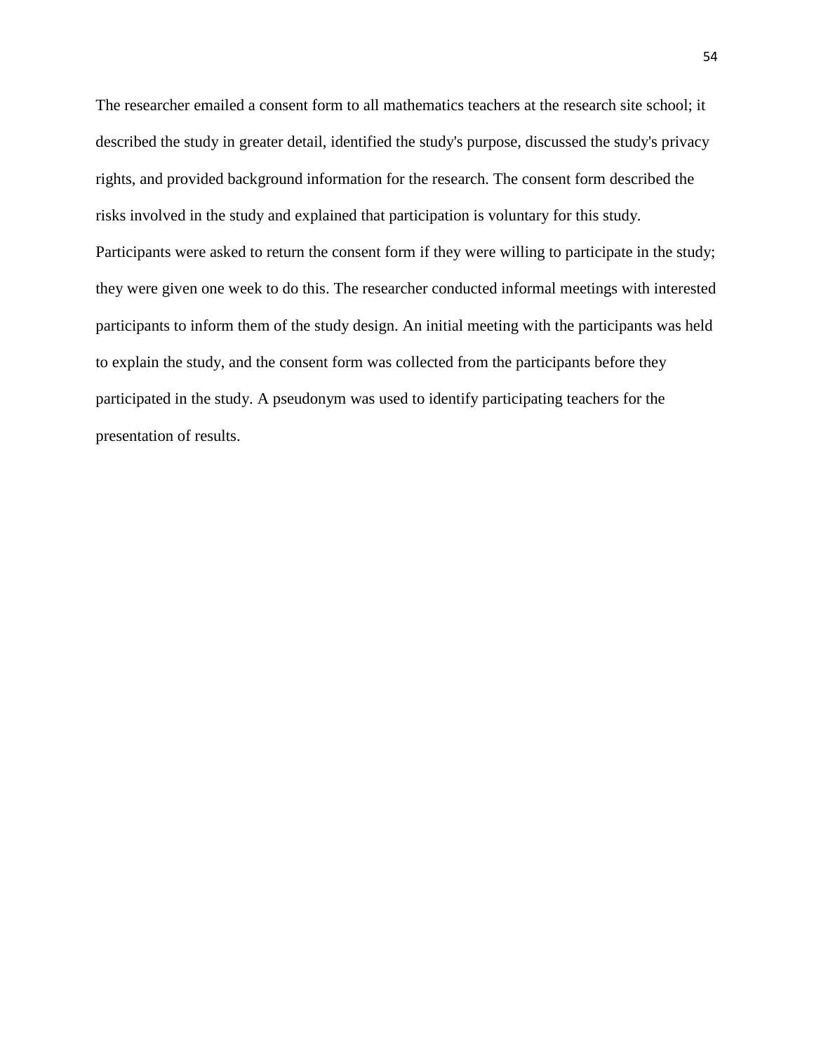The researcher emailed a consent form to all mathematics teachers at the research site school; it described the study in greater detail, identified the study's purpose, discussed the study's privacy rights, and provided background information for the research. The consent form described the risks involved in the study and explained that participation is voluntary for this study. Participants were asked to return the consent form if they were willing to participate in the study; they were given one week to do this. The researcher conducted informal meetings with interested participants to inform them of the study design. An initial meeting with the participants was held to explain the study, and the consent form was collected from the participants before they participated in the study. A pseudonym was used to identify participating teachers for the presentation of results.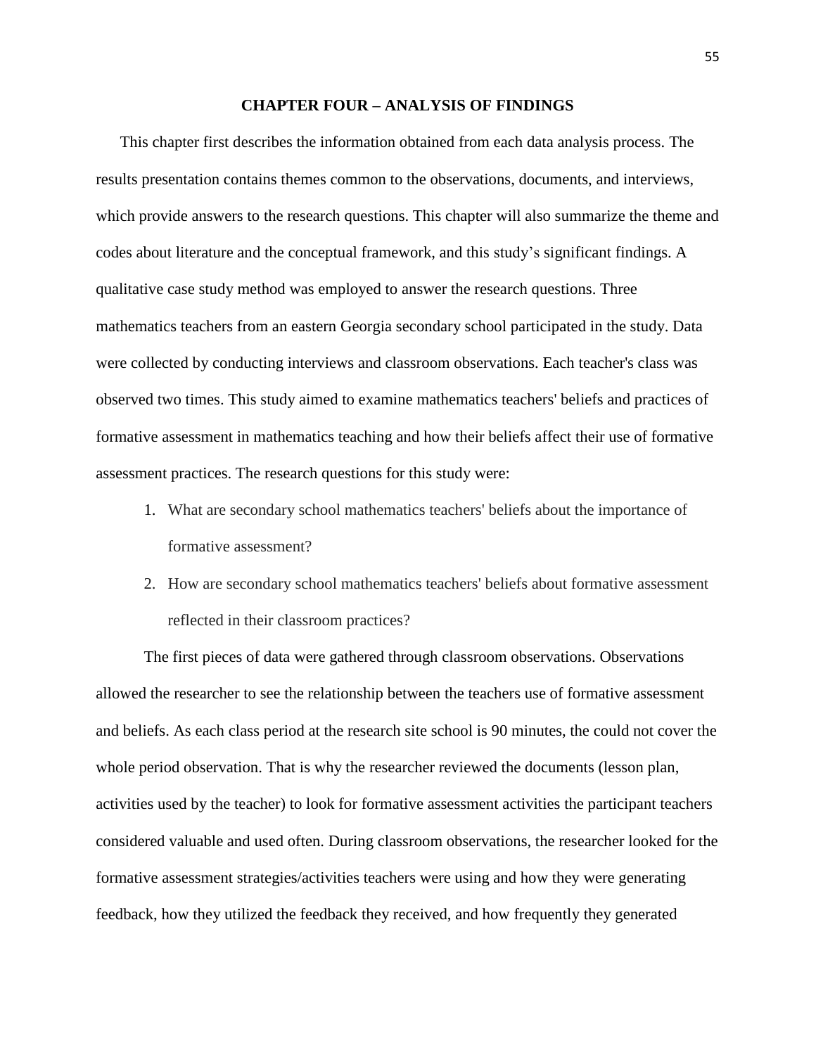# CHAPTER FOUR – ANALYSIS OF FINDINGS

This chapter first describes the information obtained from each data analysis process. The results presentation contains themes common to the observations, documents, and interviews, which provide answers to the research questions. This chapter will also summarize the theme and codes about literature and the conceptual framework, and this study's significant findings. A qualitative case study method was employed to answer the research questions. Three mathematics teachers from an eastern Georgia secondary school participated in the study. Data were collected by conducting interviews and classroom observations. Each teacher's class was observed two times. This study aimed to examine mathematics teachers' beliefs and practices of formative assessment in mathematics teaching and how their beliefs affect their use of formative assessment practices. The research questions for this study were:

1. What are secondary school mathematics teachers' beliefs about the importance of formative assessment?
2. How are secondary school mathematics teachers' beliefs about formative assessment reflected in their classroom practices?

The first pieces of data were gathered through classroom observations. Observations allowed the researcher to see the relationship between the teachers use of formative assessment and beliefs. As each class period at the research site school is 90 minutes, the could not cover the whole period observation. That is why the researcher reviewed the documents (lesson plan, activities used by the teacher) to look for formative assessment activities the participant teachers considered valuable and used often. During classroom observations, the researcher looked for the formative assessment strategies/activities teachers were using and how they were generating feedback, how they utilized the feedback they received, and how frequently they generated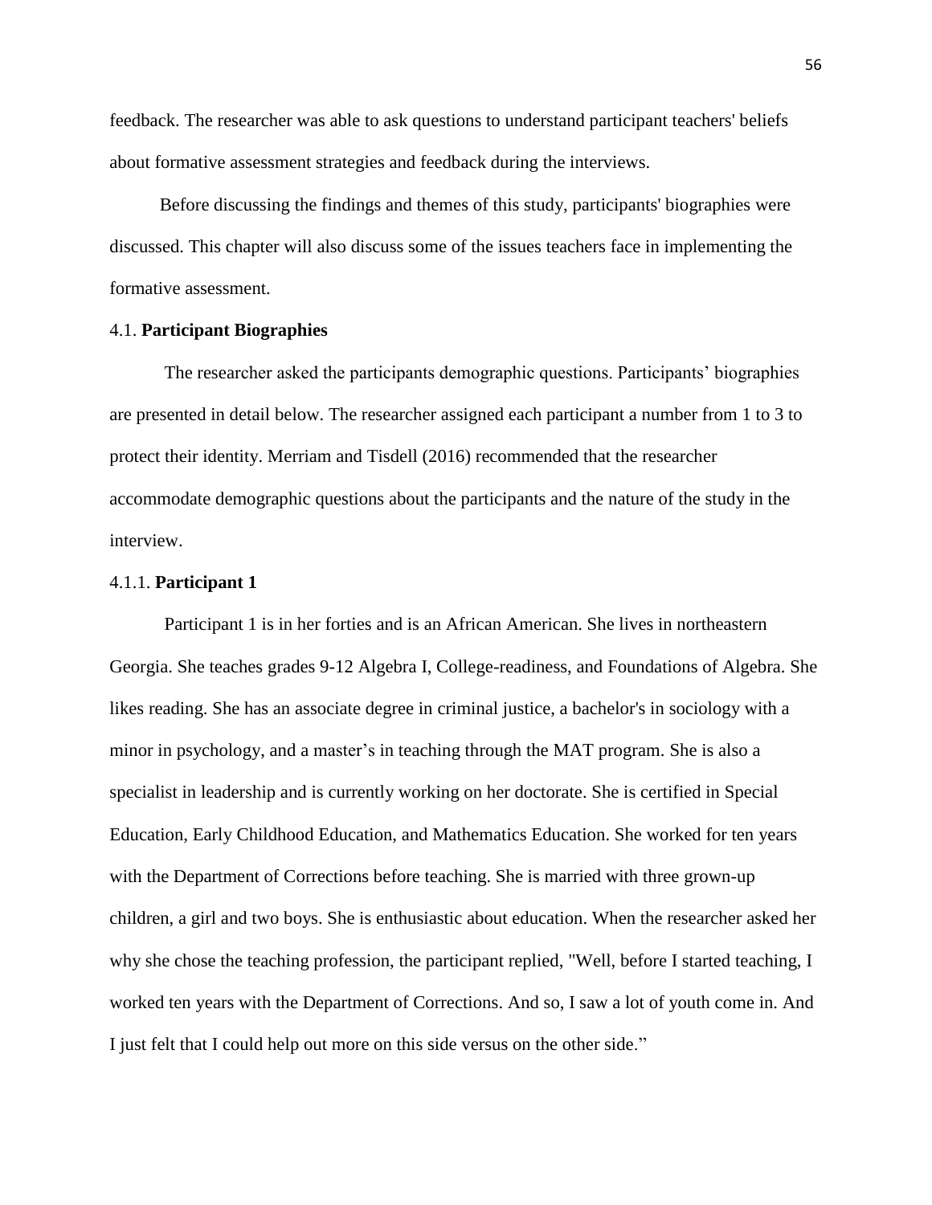feedback. The researcher was able to ask questions to understand participant teachers' beliefs about formative assessment strategies and feedback during the interviews.

Before discussing the findings and themes of this study, participants' biographies were discussed. This chapter will also discuss some of the issues teachers face in implementing the formative assessment.

## 4.1. Participant Biographies

The researcher asked the participants demographic questions. Participants' biographies are presented in detail below. The researcher assigned each participant a number from 1 to 3 to protect their identity. Merriam and Tisdell (2016) recommended that the researcher accommodate demographic questions about the participants and the nature of the study in the interview.

### 4.1.1. Participant 1

Participant 1 is in her forties and is an African American. She lives in northeastern Georgia. She teaches grades 9-12 Algebra I, College-readiness, and Foundations of Algebra. She likes reading. She has an associate degree in criminal justice, a bachelor's in sociology with a minor in psychology, and a master's in teaching through the MAT program. She is also a specialist in leadership and is currently working on her doctorate. She is certified in Special Education, Early Childhood Education, and Mathematics Education. She worked for ten years with the Department of Corrections before teaching. She is married with three grown-up children, a girl and two boys. She is enthusiastic about education. When the researcher asked her why she chose the teaching profession, the participant replied, "Well, before I started teaching, I worked ten years with the Department of Corrections. And so, I saw a lot of youth come in. And I just felt that I could help out more on this side versus on the other side."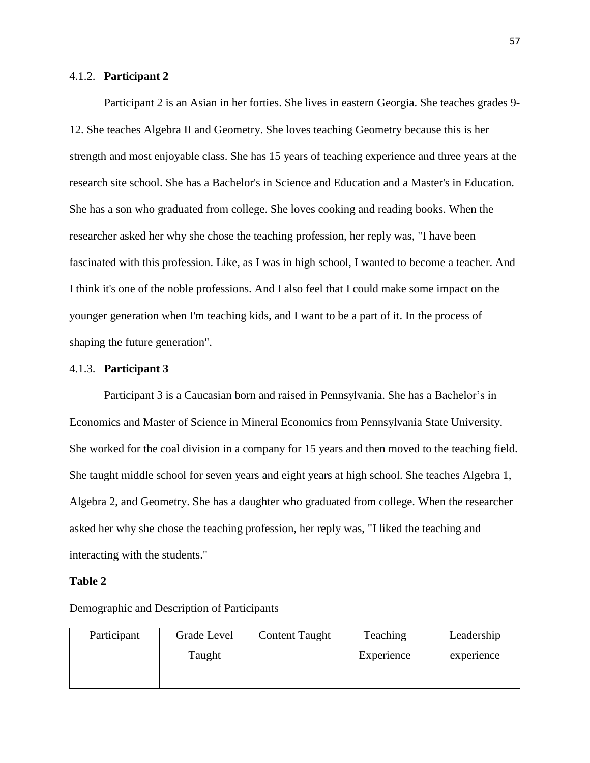### 4.1.2. **Participant 2**

Participant 2 is an Asian in her forties. She lives in eastern Georgia. She teaches grades 9-12. She teaches Algebra II and Geometry. She loves teaching Geometry because this is her strength and most enjoyable class. She has 15 years of teaching experience and three years at the research site school. She has a Bachelor's in Science and Education and a Master's in Education. She has a son who graduated from college. She loves cooking and reading books. When the researcher asked her why she chose the teaching profession, her reply was, "I have been fascinated with this profession. Like, as I was in high school, I wanted to become a teacher. And I think it's one of the noble professions. And I also feel that I could make some impact on the younger generation when I'm teaching kids, and I want to be a part of it. In the process of shaping the future generation".

### 4.1.3. **Participant 3**

Participant 3 is a Caucasian born and raised in Pennsylvania. She has a Bachelor's in Economics and Master of Science in Mineral Economics from Pennsylvania State University. She worked for the coal division in a company for 15 years and then moved to the teaching field. She taught middle school for seven years and eight years at high school. She teaches Algebra 1, Algebra 2, and Geometry. She has a daughter who graduated from college. When the researcher asked her why she chose the teaching profession, her reply was, "I liked the teaching and interacting with the students."

**Table 2**

Demographic and Description of Participants

| Participant | Grade Level Taught | Content Taught | Teaching Experience | Leadership experience |
|---|---|---|---|---|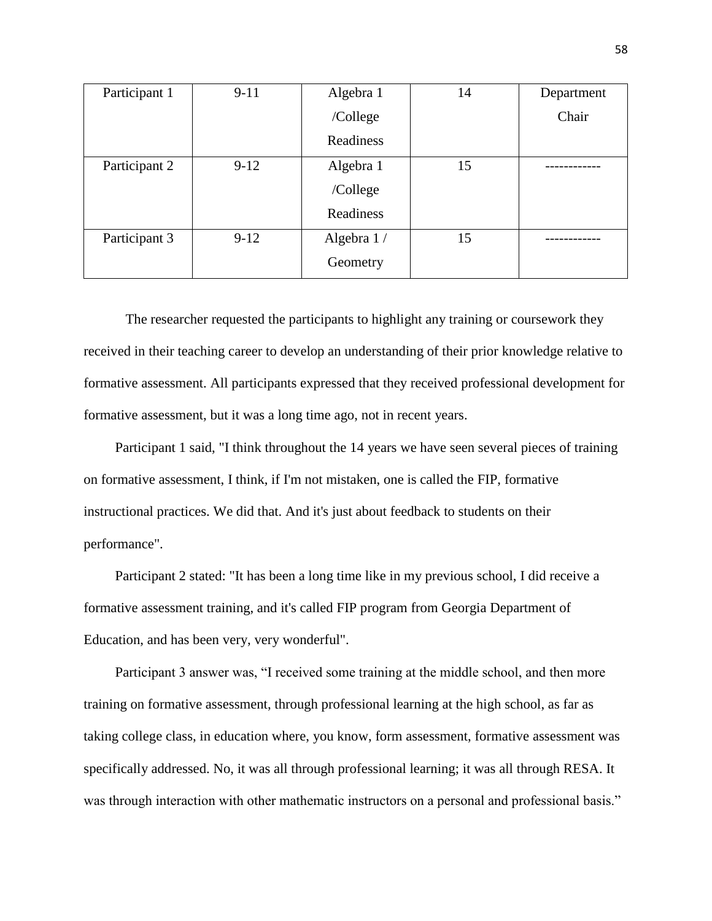| Participant 1 | 9-11 | Algebra 1 /College Readiness | 14 | Department Chair |
|---|---|---|---|---|
| Participant 2 | 9-12 | Algebra 1 /College Readiness | 15 | ------------ |
| Participant 3 | 9-12 | Algebra 1 / Geometry | 15 | ------------ |

The researcher requested the participants to highlight any training or coursework they received in their teaching career to develop an understanding of their prior knowledge relative to formative assessment. All participants expressed that they received professional development for formative assessment, but it was a long time ago, not in recent years.

Participant 1 said, "I think throughout the 14 years we have seen several pieces of training on formative assessment, I think, if I'm not mistaken, one is called the FIP, formative instructional practices. We did that. And it's just about feedback to students on their performance".

Participant 2 stated: "It has been a long time like in my previous school, I did receive a formative assessment training, and it's called FIP program from Georgia Department of Education, and has been very, very wonderful".

Participant 3 answer was, "I received some training at the middle school, and then more training on formative assessment, through professional learning at the high school, as far as taking college class, in education where, you know, form assessment, formative assessment was specifically addressed. No, it was all through professional learning; it was all through RESA. It was through interaction with other mathematic instructors on a personal and professional basis."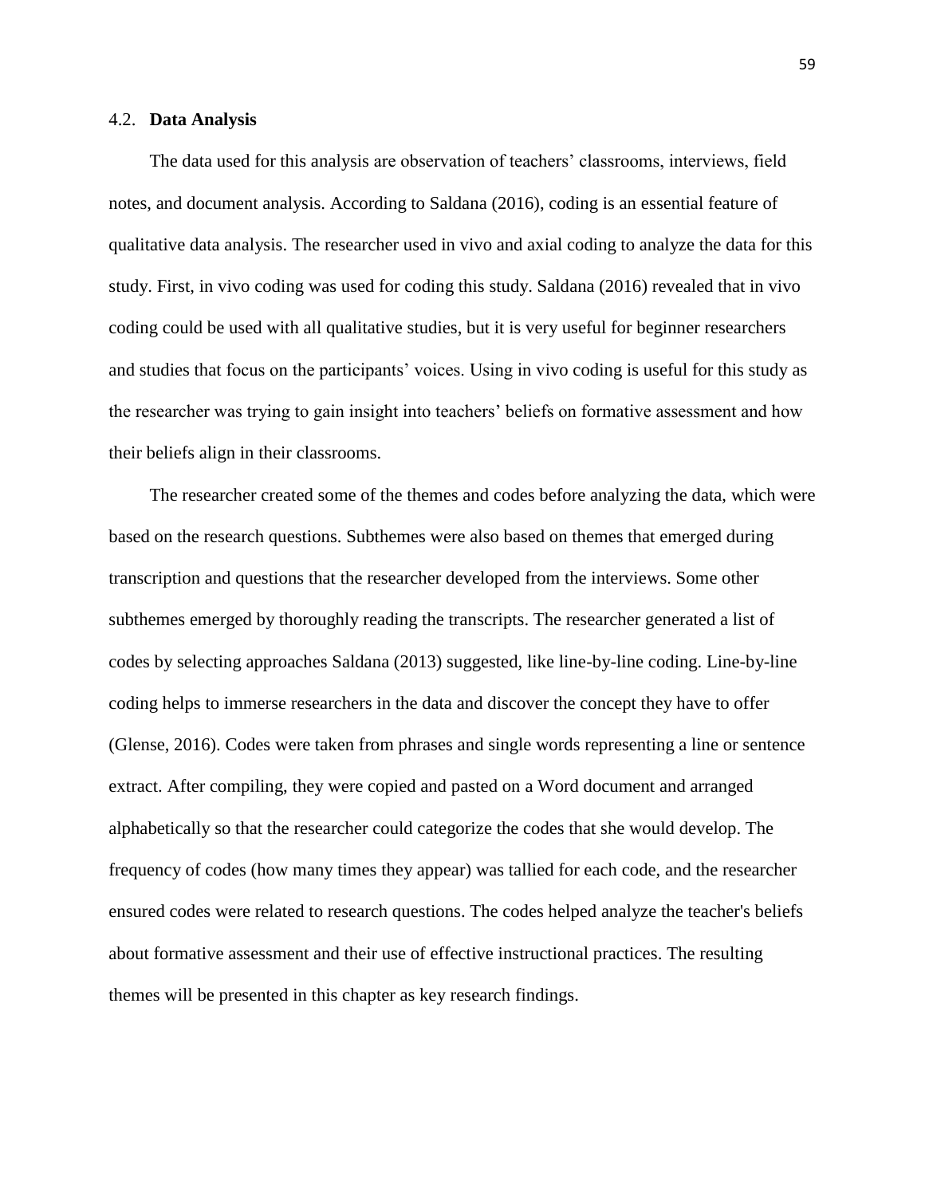## 4.2. **Data Analysis**

The data used for this analysis are observation of teachers' classrooms, interviews, field notes, and document analysis. According to Saldana (2016), coding is an essential feature of qualitative data analysis. The researcher used in vivo and axial coding to analyze the data for this study. First, in vivo coding was used for coding this study. Saldana (2016) revealed that in vivo coding could be used with all qualitative studies, but it is very useful for beginner researchers and studies that focus on the participants' voices. Using in vivo coding is useful for this study as the researcher was trying to gain insight into teachers' beliefs on formative assessment and how their beliefs align in their classrooms.

The researcher created some of the themes and codes before analyzing the data, which were based on the research questions. Subthemes were also based on themes that emerged during transcription and questions that the researcher developed from the interviews. Some other subthemes emerged by thoroughly reading the transcripts. The researcher generated a list of codes by selecting approaches Saldana (2013) suggested, like line-by-line coding. Line-by-line coding helps to immerse researchers in the data and discover the concept they have to offer (Glense, 2016). Codes were taken from phrases and single words representing a line or sentence extract. After compiling, they were copied and pasted on a Word document and arranged alphabetically so that the researcher could categorize the codes that she would develop. The frequency of codes (how many times they appear) was tallied for each code, and the researcher ensured codes were related to research questions. The codes helped analyze the teacher's beliefs about formative assessment and their use of effective instructional practices. The resulting themes will be presented in this chapter as key research findings.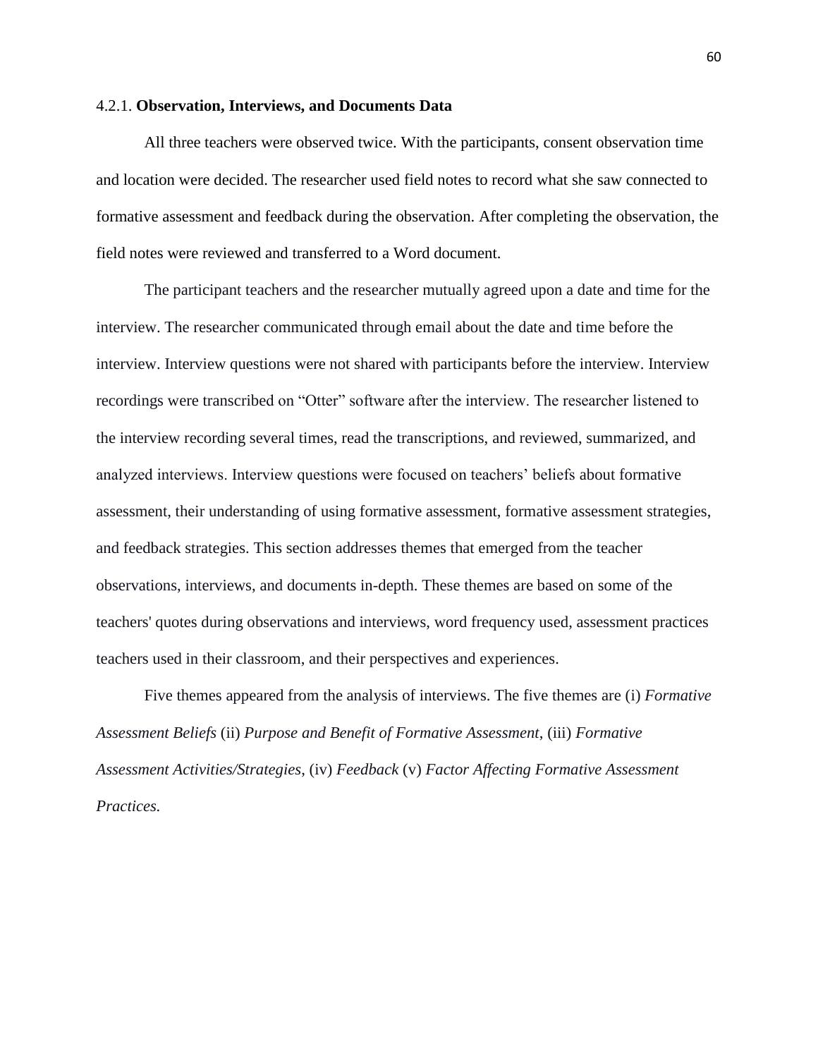### 4.2.1. **Observation, Interviews, and Documents Data**

All three teachers were observed twice. With the participants, consent observation time and location were decided. The researcher used field notes to record what she saw connected to formative assessment and feedback during the observation. After completing the observation, the field notes were reviewed and transferred to a Word document.

The participant teachers and the researcher mutually agreed upon a date and time for the interview. The researcher communicated through email about the date and time before the interview. Interview questions were not shared with participants before the interview. Interview recordings were transcribed on "Otter" software after the interview. The researcher listened to the interview recording several times, read the transcriptions, and reviewed, summarized, and analyzed interviews. Interview questions were focused on teachers' beliefs about formative assessment, their understanding of using formative assessment, formative assessment strategies, and feedback strategies. This section addresses themes that emerged from the teacher observations, interviews, and documents in-depth. These themes are based on some of the teachers' quotes during observations and interviews, word frequency used, assessment practices teachers used in their classroom, and their perspectives and experiences.

Five themes appeared from the analysis of interviews. The five themes are (i) *Formative Assessment Beliefs* (ii) *Purpose and Benefit of Formative Assessment*, (iii) *Formative Assessment Activities/Strategies*, (iv) *Feedback* (v) *Factor Affecting Formative Assessment Practices.*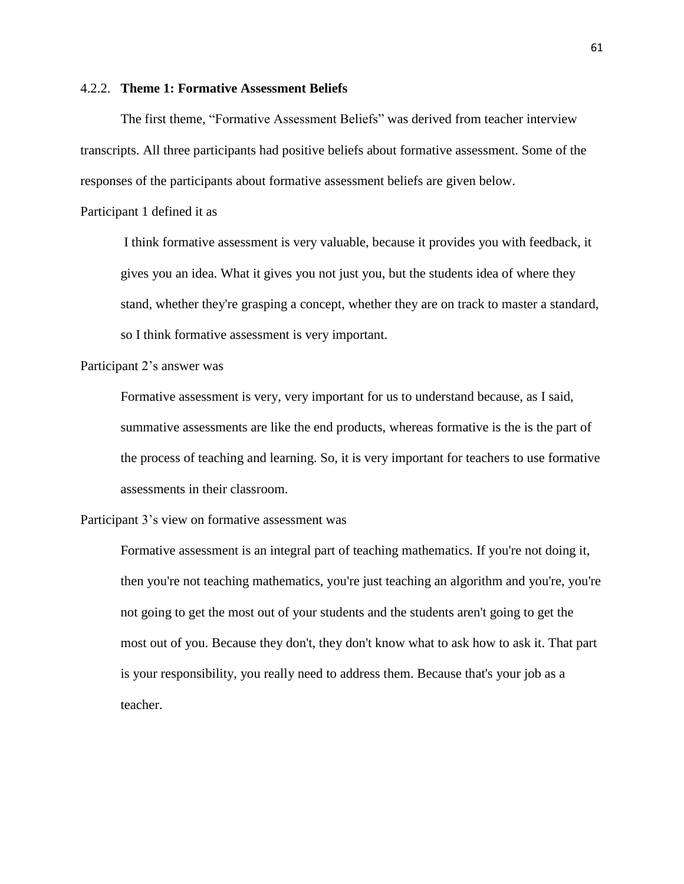### 4.2.2. **Theme 1: Formative Assessment Beliefs**

The first theme, "Formative Assessment Beliefs" was derived from teacher interview transcripts. All three participants had positive beliefs about formative assessment. Some of the responses of the participants about formative assessment beliefs are given below.

Participant 1 defined it as

> I think formative assessment is very valuable, because it provides you with feedback, it gives you an idea. What it gives you not just you, but the students idea of where they stand, whether they're grasping a concept, whether they are on track to master a standard, so I think formative assessment is very important.

Participant 2's answer was

> Formative assessment is very, very important for us to understand because, as I said, summative assessments are like the end products, whereas formative is the is the part of the process of teaching and learning. So, it is very important for teachers to use formative assessments in their classroom.

Participant 3's view on formative assessment was

> Formative assessment is an integral part of teaching mathematics. If you're not doing it, then you're not teaching mathematics, you're just teaching an algorithm and you're, you're not going to get the most out of your students and the students aren't going to get the most out of you. Because they don't, they don't know what to ask how to ask it. That part is your responsibility, you really need to address them. Because that's your job as a teacher.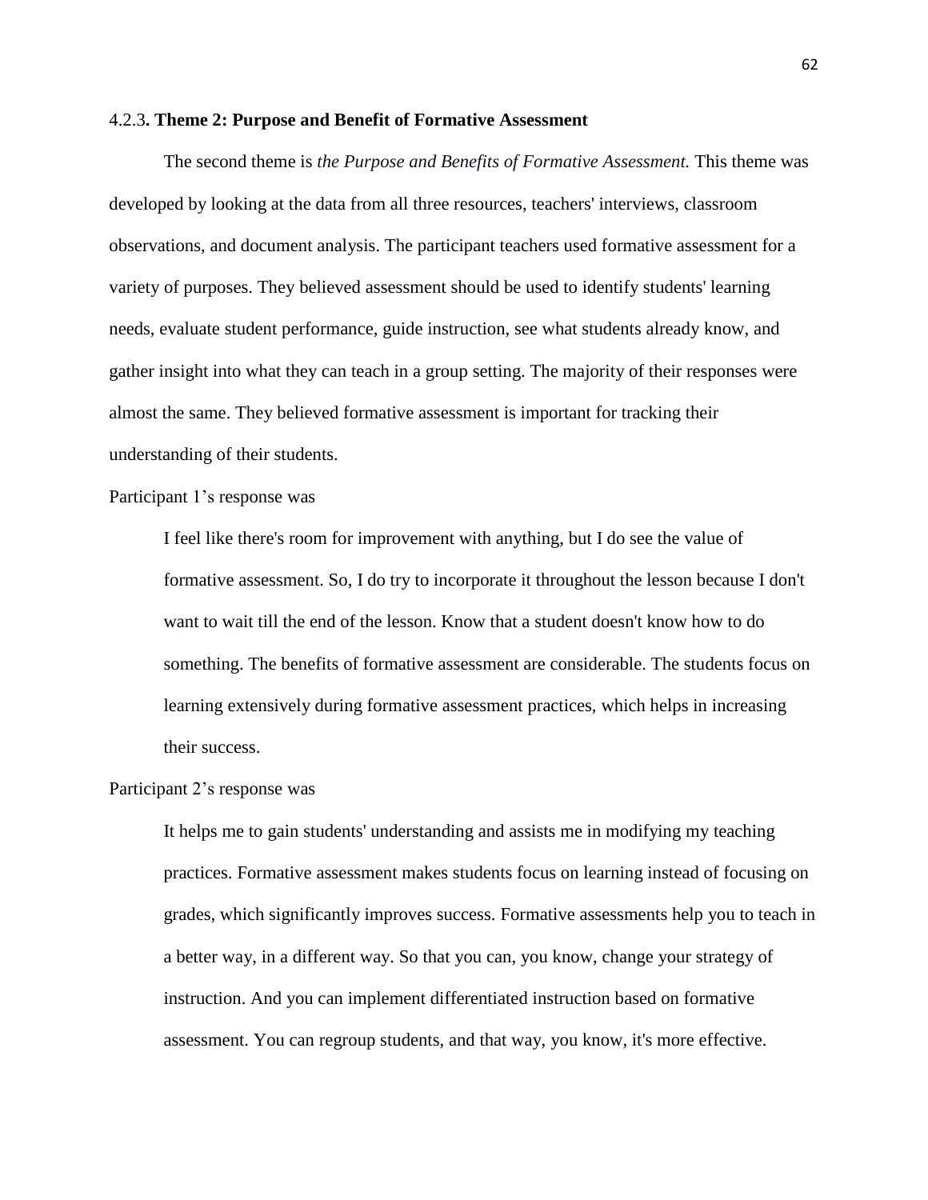### 4.2.3. **Theme 2: Purpose and Benefit of Formative Assessment**

The second theme is *the Purpose and Benefits of Formative Assessment.* This theme was developed by looking at the data from all three resources, teachers' interviews, classroom observations, and document analysis. The participant teachers used formative assessment for a variety of purposes. They believed assessment should be used to identify students' learning needs, evaluate student performance, guide instruction, see what students already know, and gather insight into what they can teach in a group setting. The majority of their responses were almost the same. They believed formative assessment is important for tracking their understanding of their students.

Participant 1's response was

> I feel like there's room for improvement with anything, but I do see the value of formative assessment. So, I do try to incorporate it throughout the lesson because I don't want to wait till the end of the lesson. Know that a student doesn't know how to do something. The benefits of formative assessment are considerable. The students focus on learning extensively during formative assessment practices, which helps in increasing their success.

Participant 2's response was

> It helps me to gain students' understanding and assists me in modifying my teaching practices. Formative assessment makes students focus on learning instead of focusing on grades, which significantly improves success. Formative assessments help you to teach in a better way, in a different way. So that you can, you know, change your strategy of instruction. And you can implement differentiated instruction based on formative assessment. You can regroup students, and that way, you know, it's more effective.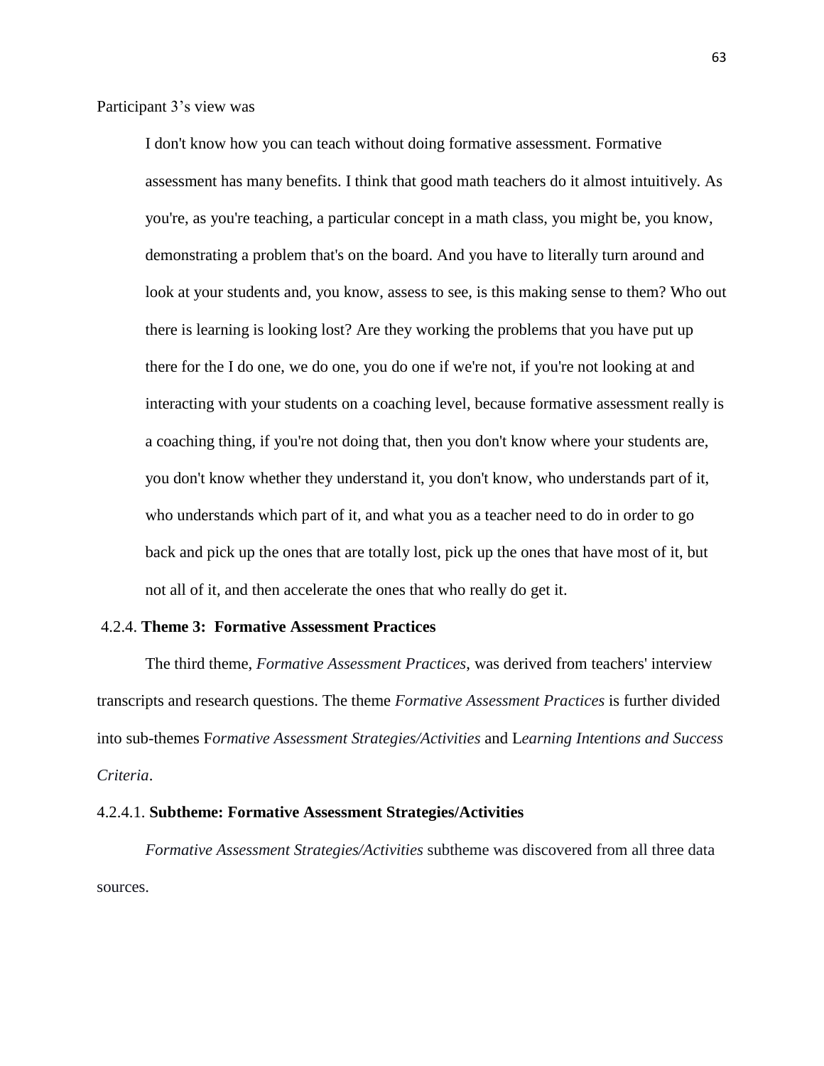Participant 3's view was

> I don't know how you can teach without doing formative assessment. Formative assessment has many benefits. I think that good math teachers do it almost intuitively. As you're, as you're teaching, a particular concept in a math class, you might be, you know, demonstrating a problem that's on the board. And you have to literally turn around and look at your students and, you know, assess to see, is this making sense to them? Who out there is learning is looking lost? Are they working the problems that you have put up there for the I do one, we do one, you do one if we're not, if you're not looking at and interacting with your students on a coaching level, because formative assessment really is a coaching thing, if you're not doing that, then you don't know where your students are, you don't know whether they understand it, you don't know, who understands part of it, who understands which part of it, and what you as a teacher need to do in order to go back and pick up the ones that are totally lost, pick up the ones that have most of it, but not all of it, and then accelerate the ones that who really do get it.

### 4.2.4. **Theme 3: Formative Assessment Practices**

The third theme, *Formative Assessment Practices*, was derived from teachers' interview transcripts and research questions. The theme *Formative Assessment Practices* is further divided into sub-themes F*ormative Assessment Strategies/Activities* and L*earning Intentions and Success Criteria*.

#### 4.2.4.1. **Subtheme: Formative Assessment Strategies/Activities**

*Formative Assessment Strategies/Activities* subtheme was discovered from all three data sources.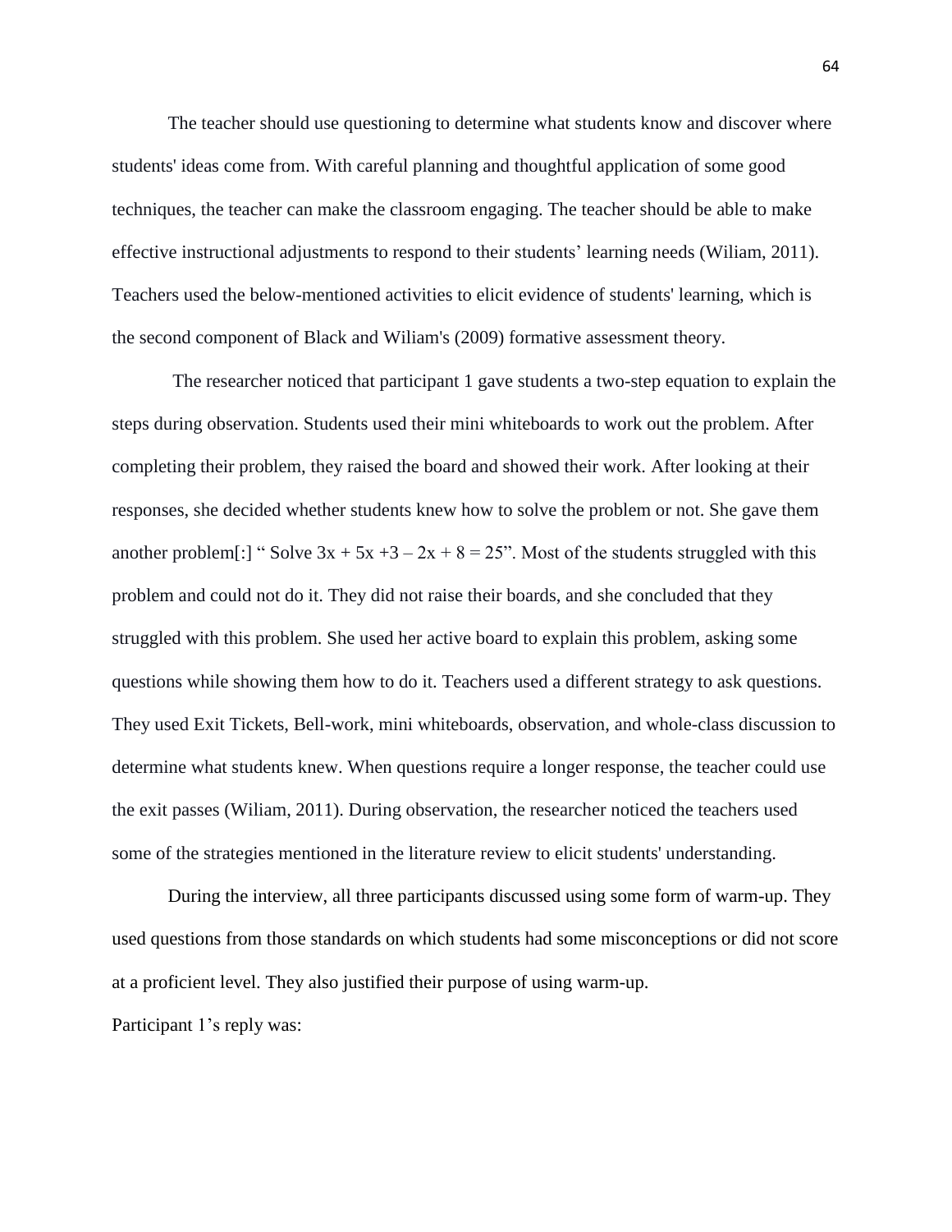The teacher should use questioning to determine what students know and discover where students' ideas come from. With careful planning and thoughtful application of some good techniques, the teacher can make the classroom engaging. The teacher should be able to make effective instructional adjustments to respond to their students' learning needs (Wiliam, 2011). Teachers used the below-mentioned activities to elicit evidence of students' learning, which is the second component of Black and Wiliam's (2009) formative assessment theory.

The researcher noticed that participant 1 gave students a two-step equation to explain the steps during observation. Students used their mini whiteboards to work out the problem. After completing their problem, they raised the board and showed their work. After looking at their responses, she decided whether students knew how to solve the problem or not. She gave them another problem[:] " Solve $3x + 5x + 3 - 2x + 8 = 25$". Most of the students struggled with this problem and could not do it. They did not raise their boards, and she concluded that they struggled with this problem. She used her active board to explain this problem, asking some questions while showing them how to do it. Teachers used a different strategy to ask questions. They used Exit Tickets, Bell-work, mini whiteboards, observation, and whole-class discussion to determine what students knew. When questions require a longer response, the teacher could use the exit passes (Wiliam, 2011). During observation, the researcher noticed the teachers used some of the strategies mentioned in the literature review to elicit students' understanding.

During the interview, all three participants discussed using some form of warm-up. They used questions from those standards on which students had some misconceptions or did not score at a proficient level. They also justified their purpose of using warm-up.

Participant 1's reply was: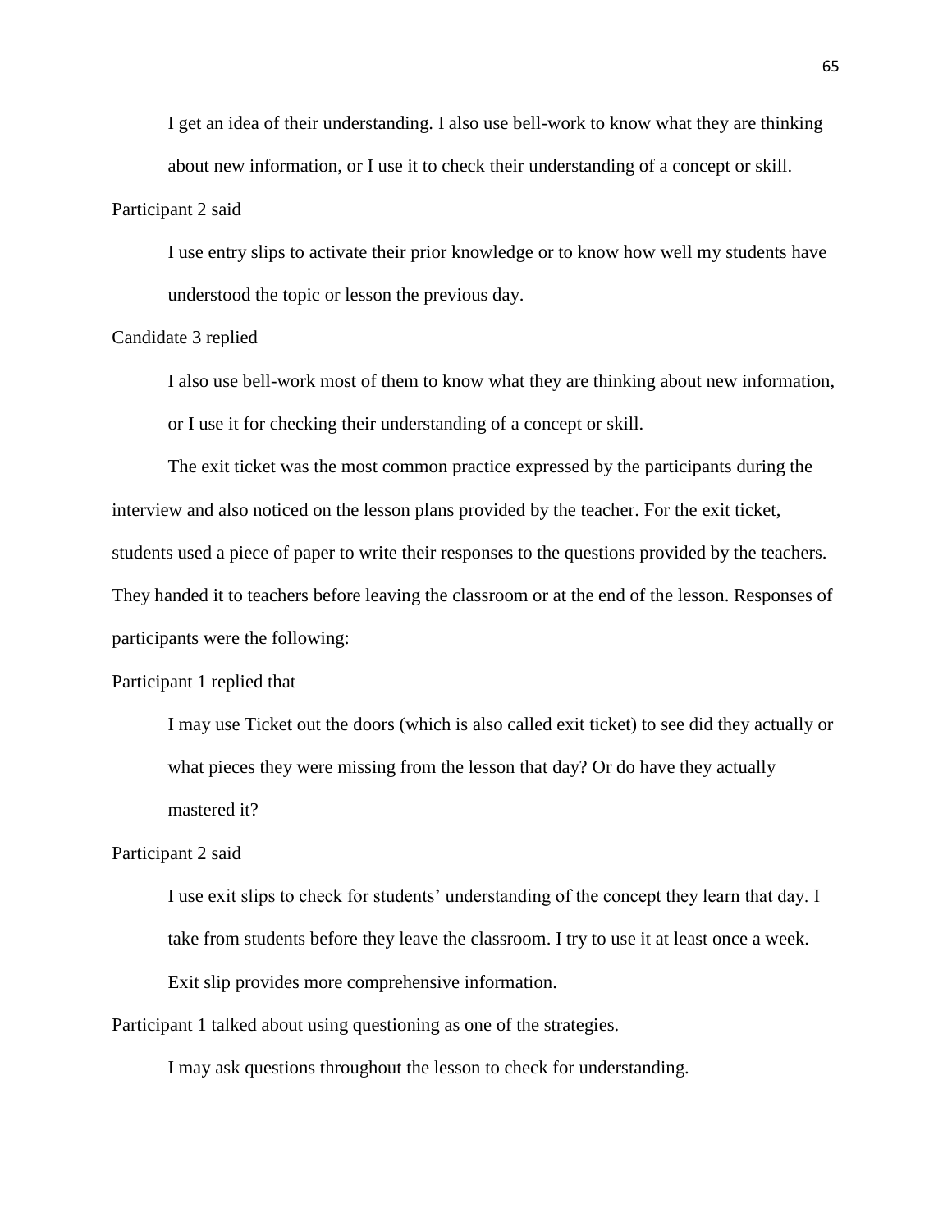> I get an idea of their understanding. I also use bell-work to know what they are thinking about new information, or I use it to check their understanding of a concept or skill.

Participant 2 said

> I use entry slips to activate their prior knowledge or to know how well my students have understood the topic or lesson the previous day.

Candidate 3 replied

> I also use bell-work most of them to know what they are thinking about new information, or I use it for checking their understanding of a concept or skill.

The exit ticket was the most common practice expressed by the participants during the interview and also noticed on the lesson plans provided by the teacher. For the exit ticket, students used a piece of paper to write their responses to the questions provided by the teachers. They handed it to teachers before leaving the classroom or at the end of the lesson. Responses of participants were the following:

Participant 1 replied that

> I may use Ticket out the doors (which is also called exit ticket) to see did they actually or what pieces they were missing from the lesson that day? Or do have they actually mastered it?

Participant 2 said

> I use exit slips to check for students' understanding of the concept they learn that day. I take from students before they leave the classroom. I try to use it at least once a week. Exit slip provides more comprehensive information.

Participant 1 talked about using questioning as one of the strategies.

> I may ask questions throughout the lesson to check for understanding.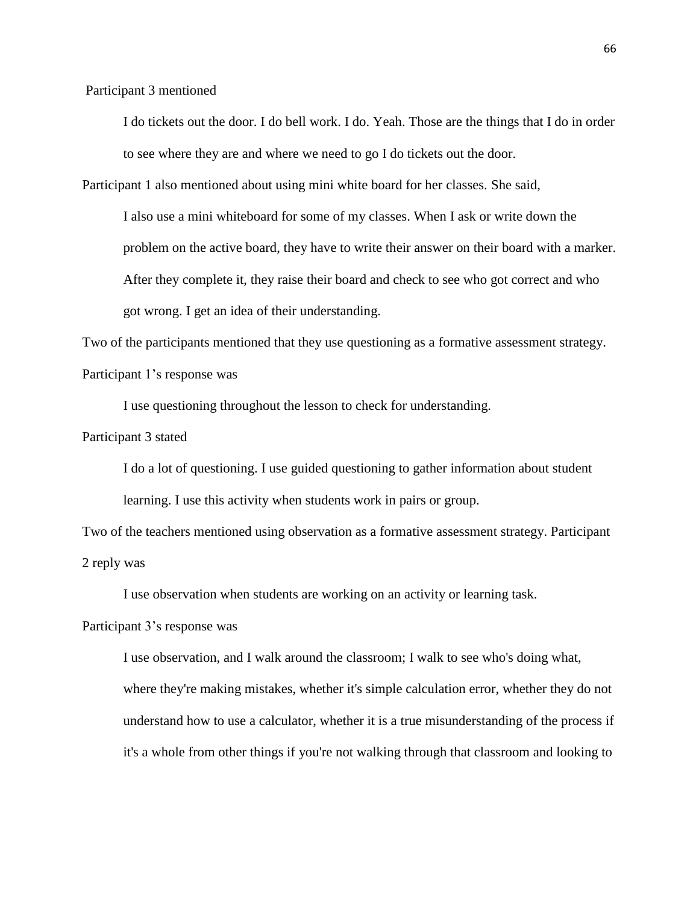Participant 3 mentioned

> I do tickets out the door. I do bell work. I do. Yeah. Those are the things that I do in order to see where they are and where we need to go I do tickets out the door.

Participant 1 also mentioned about using mini white board for her classes. She said,

> I also use a mini whiteboard for some of my classes. When I ask or write down the problem on the active board, they have to write their answer on their board with a marker. After they complete it, they raise their board and check to see who got correct and who got wrong. I get an idea of their understanding.

Two of the participants mentioned that they use questioning as a formative assessment strategy. Participant 1's response was

> I use questioning throughout the lesson to check for understanding.

Participant 3 stated

> I do a lot of questioning. I use guided questioning to gather information about student learning. I use this activity when students work in pairs or group.

Two of the teachers mentioned using observation as a formative assessment strategy. Participant 2 reply was

> I use observation when students are working on an activity or learning task.

Participant 3's response was

> I use observation, and I walk around the classroom; I walk to see who's doing what, where they're making mistakes, whether it's simple calculation error, whether they do not understand how to use a calculator, whether it is a true misunderstanding of the process if it's a whole from other things if you're not walking through that classroom and looking to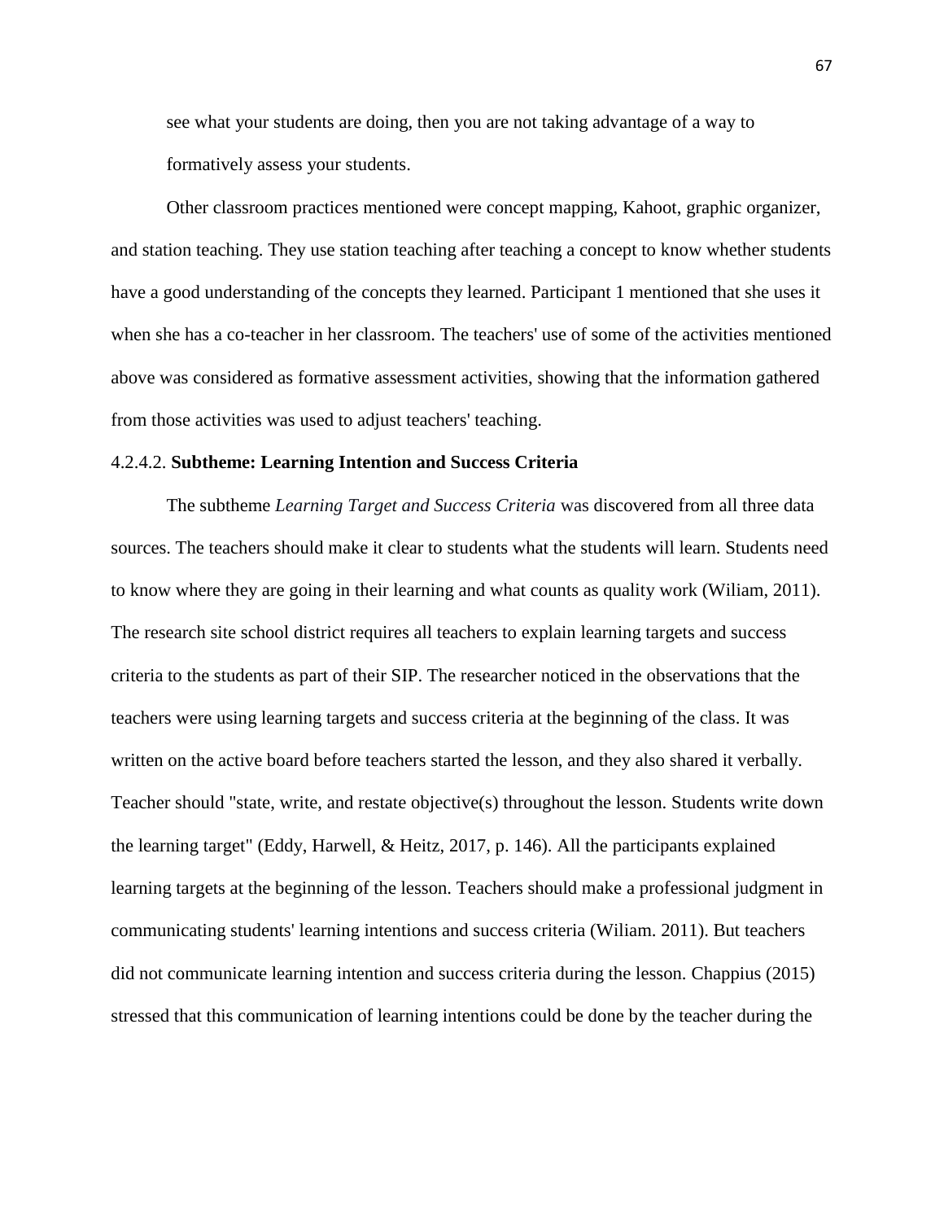see what your students are doing, then you are not taking advantage of a way to formatively assess your students.

Other classroom practices mentioned were concept mapping, Kahoot, graphic organizer, and station teaching. They use station teaching after teaching a concept to know whether students have a good understanding of the concepts they learned. Participant 1 mentioned that she uses it when she has a co-teacher in her classroom. The teachers' use of some of the activities mentioned above was considered as formative assessment activities, showing that the information gathered from those activities was used to adjust teachers' teaching.

#### 4.2.4.2. **Subtheme: Learning Intention and Success Criteria**

The subtheme *Learning Target and Success Criteria* was discovered from all three data sources. The teachers should make it clear to students what the students will learn. Students need to know where they are going in their learning and what counts as quality work (Wiliam, 2011). The research site school district requires all teachers to explain learning targets and success criteria to the students as part of their SIP. The researcher noticed in the observations that the teachers were using learning targets and success criteria at the beginning of the class. It was written on the active board before teachers started the lesson, and they also shared it verbally. Teacher should "state, write, and restate objective(s) throughout the lesson. Students write down the learning target" (Eddy, Harwell, & Heitz, 2017, p. 146). All the participants explained learning targets at the beginning of the lesson. Teachers should make a professional judgment in communicating students' learning intentions and success criteria (Wiliam. 2011). But teachers did not communicate learning intention and success criteria during the lesson. Chappius (2015) stressed that this communication of learning intentions could be done by the teacher during the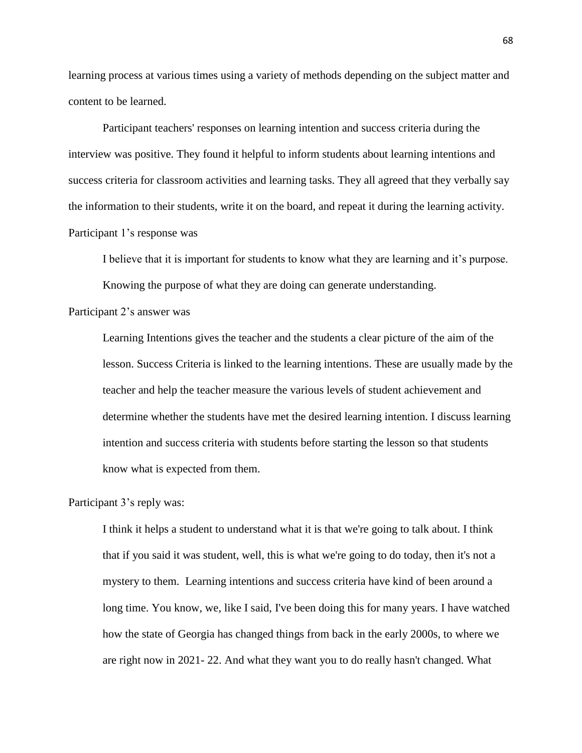learning process at various times using a variety of methods depending on the subject matter and content to be learned.

Participant teachers' responses on learning intention and success criteria during the interview was positive. They found it helpful to inform students about learning intentions and success criteria for classroom activities and learning tasks. They all agreed that they verbally say the information to their students, write it on the board, and repeat it during the learning activity. Participant 1's response was

> I believe that it is important for students to know what they are learning and it's purpose. Knowing the purpose of what they are doing can generate understanding.

Participant 2's answer was

> Learning Intentions gives the teacher and the students a clear picture of the aim of the lesson. Success Criteria is linked to the learning intentions. These are usually made by the teacher and help the teacher measure the various levels of student achievement and determine whether the students have met the desired learning intention. I discuss learning intention and success criteria with students before starting the lesson so that students know what is expected from them.

Participant 3's reply was:

> I think it helps a student to understand what it is that we're going to talk about. I think that if you said it was student, well, this is what we're going to do today, then it's not a mystery to them. Learning intentions and success criteria have kind of been around a long time. You know, we, like I said, I've been doing this for many years. I have watched how the state of Georgia has changed things from back in the early 2000s, to where we are right now in 2021- 22. And what they want you to do really hasn't changed. What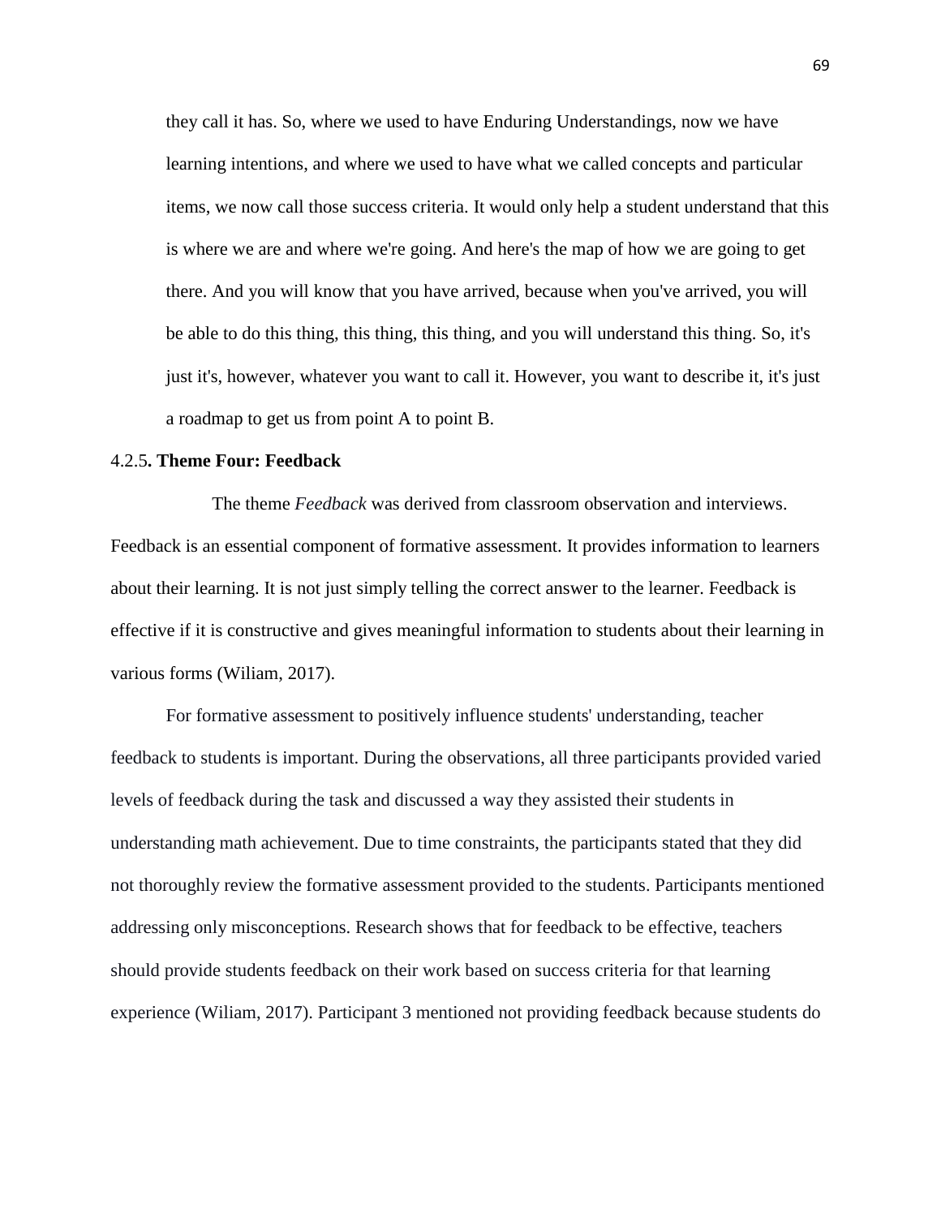> they call it has. So, where we used to have Enduring Understandings, now we have learning intentions, and where we used to have what we called concepts and particular items, we now call those success criteria. It would only help a student understand that this is where we are and where we're going. And here's the map of how we are going to get there. And you will know that you have arrived, because when you've arrived, you will be able to do this thing, this thing, this thing, and you will understand this thing. So, it's just it's, however, whatever you want to call it. However, you want to describe it, it's just a roadmap to get us from point A to point B.

#### 4.2.5. **Theme Four: Feedback**

The theme *Feedback* was derived from classroom observation and interviews. Feedback is an essential component of formative assessment. It provides information to learners about their learning. It is not just simply telling the correct answer to the learner. Feedback is effective if it is constructive and gives meaningful information to students about their learning in various forms (Wiliam, 2017).

For formative assessment to positively influence students' understanding, teacher feedback to students is important. During the observations, all three participants provided varied levels of feedback during the task and discussed a way they assisted their students in understanding math achievement. Due to time constraints, the participants stated that they did not thoroughly review the formative assessment provided to the students. Participants mentioned addressing only misconceptions. Research shows that for feedback to be effective, teachers should provide students feedback on their work based on success criteria for that learning experience (Wiliam, 2017). Participant 3 mentioned not providing feedback because students do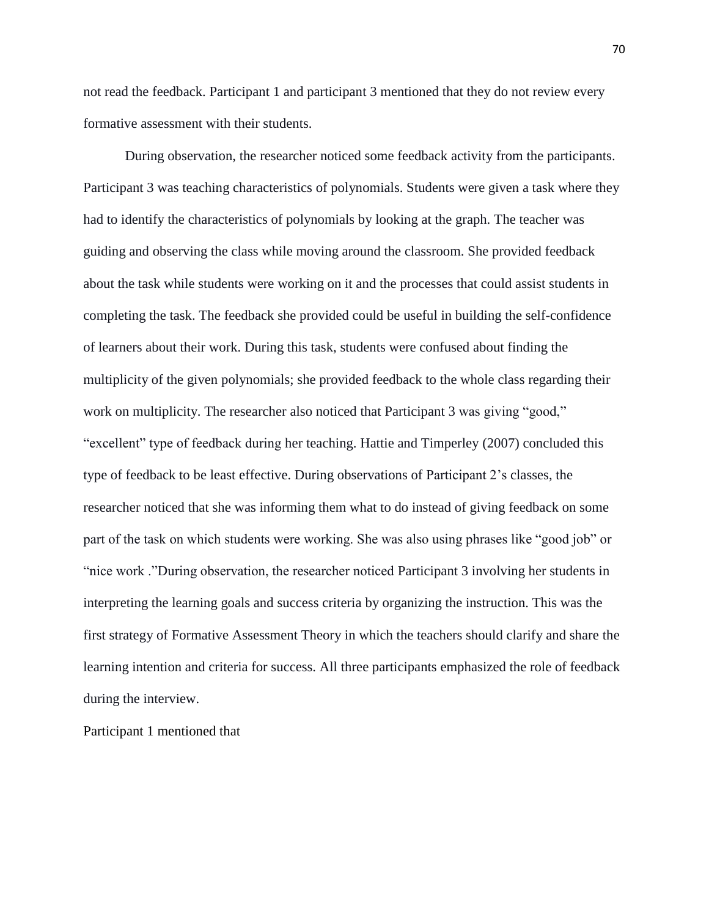not read the feedback. Participant 1 and participant 3 mentioned that they do not review every formative assessment with their students.

During observation, the researcher noticed some feedback activity from the participants. Participant 3 was teaching characteristics of polynomials. Students were given a task where they had to identify the characteristics of polynomials by looking at the graph. The teacher was guiding and observing the class while moving around the classroom. She provided feedback about the task while students were working on it and the processes that could assist students in completing the task. The feedback she provided could be useful in building the self-confidence of learners about their work. During this task, students were confused about finding the multiplicity of the given polynomials; she provided feedback to the whole class regarding their work on multiplicity. The researcher also noticed that Participant 3 was giving "good," "excellent" type of feedback during her teaching. Hattie and Timperley (2007) concluded this type of feedback to be least effective. During observations of Participant 2's classes, the researcher noticed that she was informing them what to do instead of giving feedback on some part of the task on which students were working. She was also using phrases like "good job" or "nice work ."During observation, the researcher noticed Participant 3 involving her students in interpreting the learning goals and success criteria by organizing the instruction. This was the first strategy of Formative Assessment Theory in which the teachers should clarify and share the learning intention and criteria for success. All three participants emphasized the role of feedback during the interview.

Participant 1 mentioned that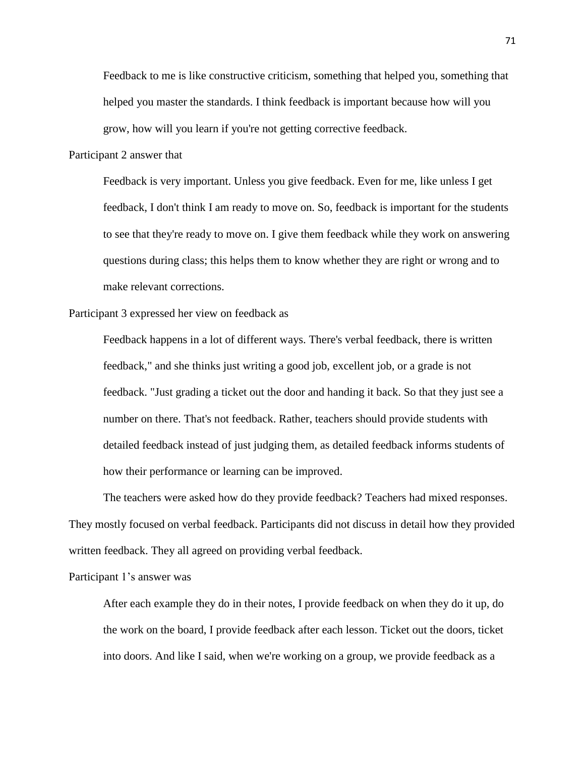> Feedback to me is like constructive criticism, something that helped you, something that helped you master the standards. I think feedback is important because how will you grow, how will you learn if you're not getting corrective feedback.

Participant 2 answer that

> Feedback is very important. Unless you give feedback. Even for me, like unless I get feedback, I don't think I am ready to move on. So, feedback is important for the students to see that they're ready to move on. I give them feedback while they work on answering questions during class; this helps them to know whether they are right or wrong and to make relevant corrections.

Participant 3 expressed her view on feedback as

> Feedback happens in a lot of different ways. There's verbal feedback, there is written feedback," and she thinks just writing a good job, excellent job, or a grade is not feedback. "Just grading a ticket out the door and handing it back. So that they just see a number on there. That's not feedback. Rather, teachers should provide students with detailed feedback instead of just judging them, as detailed feedback informs students of how their performance or learning can be improved.

The teachers were asked how do they provide feedback? Teachers had mixed responses. They mostly focused on verbal feedback. Participants did not discuss in detail how they provided written feedback. They all agreed on providing verbal feedback.

Participant 1's answer was

> After each example they do in their notes, I provide feedback on when they do it up, do the work on the board, I provide feedback after each lesson. Ticket out the doors, ticket into doors. And like I said, when we're working on a group, we provide feedback as a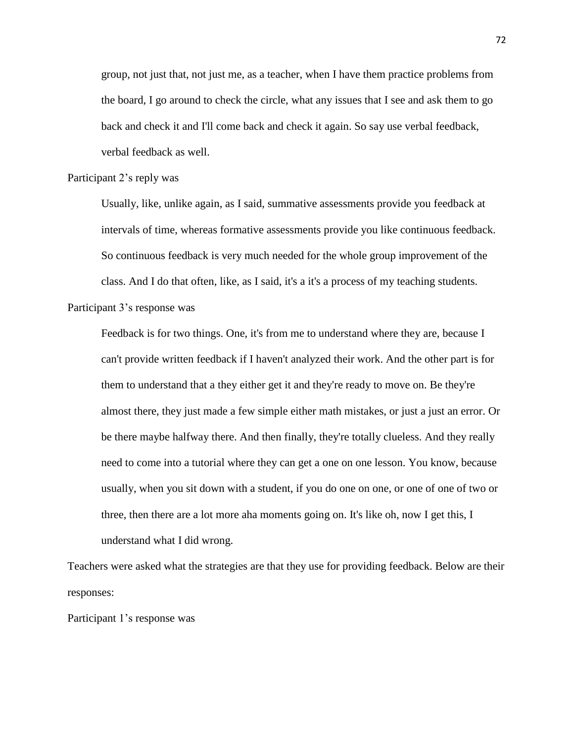> group, not just that, not just me, as a teacher, when I have them practice problems from the board, I go around to check the circle, what any issues that I see and ask them to go back and check it and I'll come back and check it again. So say use verbal feedback, verbal feedback as well.

Participant 2's reply was

> Usually, like, unlike again, as I said, summative assessments provide you feedback at intervals of time, whereas formative assessments provide you like continuous feedback. So continuous feedback is very much needed for the whole group improvement of the class. And I do that often, like, as I said, it's a it's a process of my teaching students.

Participant 3's response was

> Feedback is for two things. One, it's from me to understand where they are, because I can't provide written feedback if I haven't analyzed their work. And the other part is for them to understand that a they either get it and they're ready to move on. Be they're almost there, they just made a few simple either math mistakes, or just a just an error. Or be there maybe halfway there. And then finally, they're totally clueless. And they really need to come into a tutorial where they can get a one on one lesson. You know, because usually, when you sit down with a student, if you do one on one, or one of one of two or three, then there are a lot more aha moments going on. It's like oh, now I get this, I understand what I did wrong.

Teachers were asked what the strategies are that they use for providing feedback. Below are their responses:

Participant 1's response was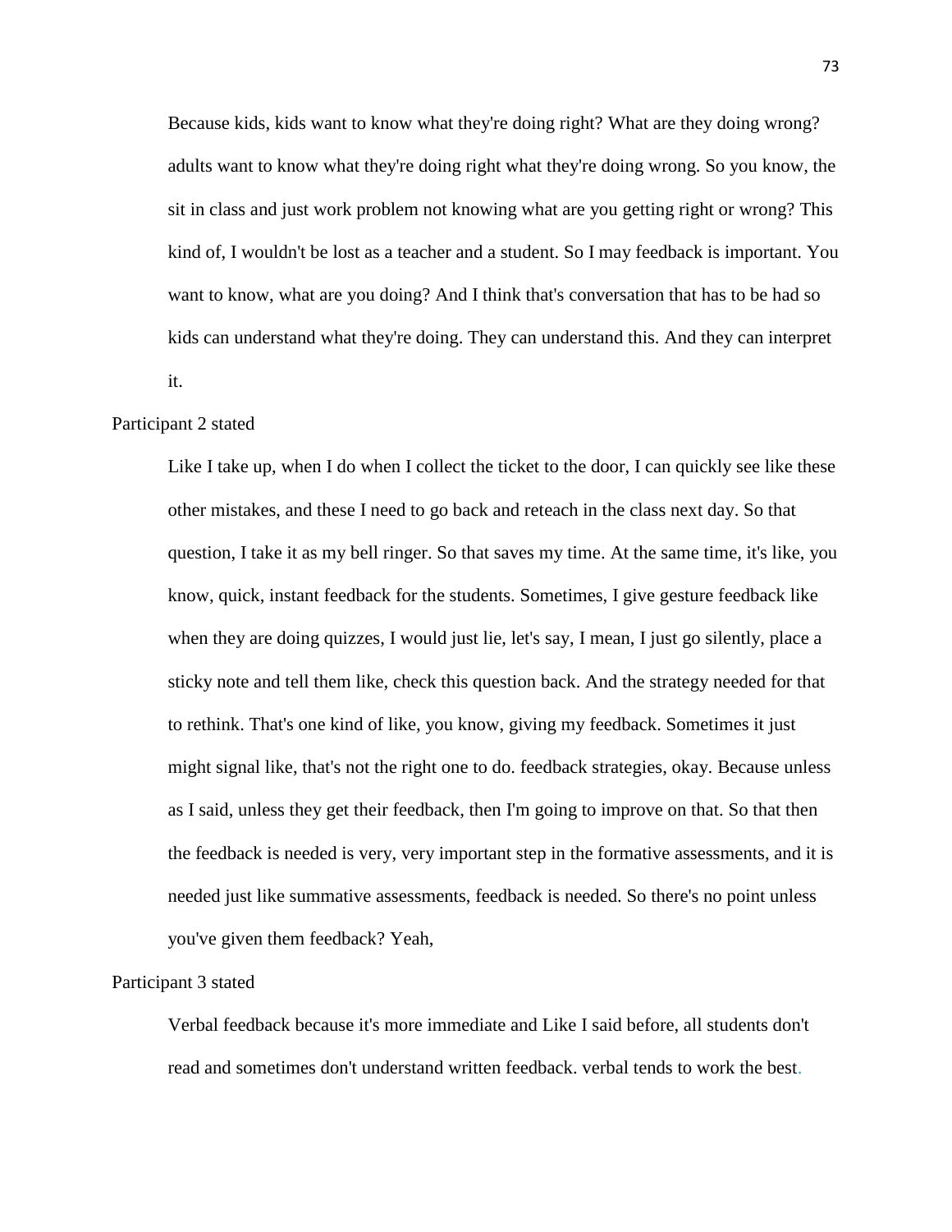> Because kids, kids want to know what they're doing right? What are they doing wrong? adults want to know what they're doing right what they're doing wrong. So you know, the sit in class and just work problem not knowing what are you getting right or wrong? This kind of, I wouldn't be lost as a teacher and a student. So I may feedback is important. You want to know, what are you doing? And I think that's conversation that has to be had so kids can understand what they're doing. They can understand this. And they can interpret it.

Participant 2 stated

> Like I take up, when I do when I collect the ticket to the door, I can quickly see like these other mistakes, and these I need to go back and reteach in the class next day. So that question, I take it as my bell ringer. So that saves my time. At the same time, it's like, you know, quick, instant feedback for the students. Sometimes, I give gesture feedback like when they are doing quizzes, I would just lie, let's say, I mean, I just go silently, place a sticky note and tell them like, check this question back. And the strategy needed for that to rethink. That's one kind of like, you know, giving my feedback. Sometimes it just might signal like, that's not the right one to do. feedback strategies, okay. Because unless as I said, unless they get their feedback, then I'm going to improve on that. So that then the feedback is needed is very, very important step in the formative assessments, and it is needed just like summative assessments, feedback is needed. So there's no point unless you've given them feedback? Yeah,

Participant 3 stated

> Verbal feedback because it's more immediate and Like I said before, all students don't read and sometimes don't understand written feedback. verbal tends to work the best.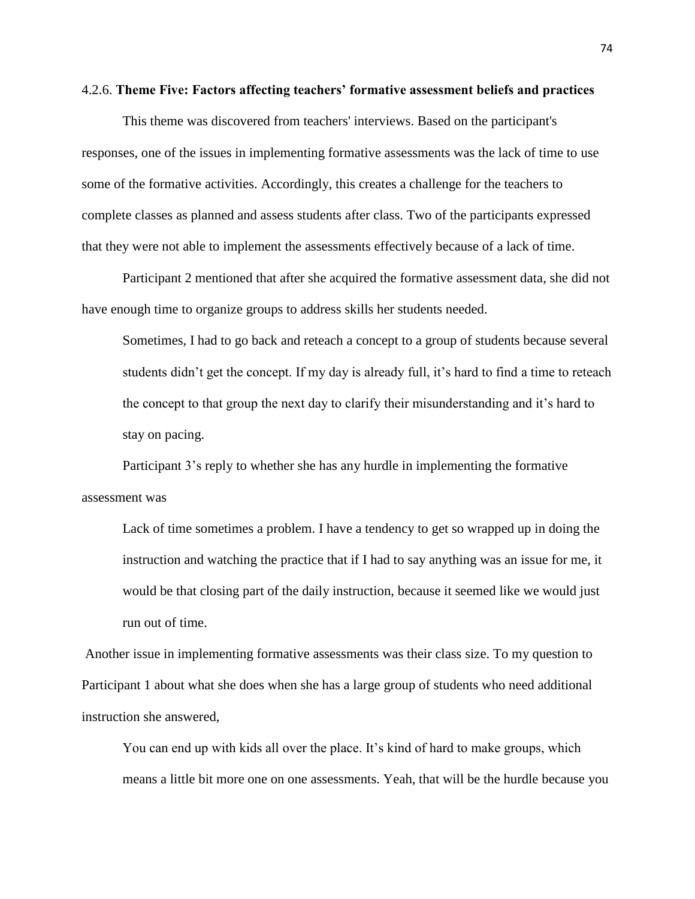### 4.2.6. **Theme Five: Factors affecting teachers' formative assessment beliefs and practices**

This theme was discovered from teachers' interviews. Based on the participant's responses, one of the issues in implementing formative assessments was the lack of time to use some of the formative activities. Accordingly, this creates a challenge for the teachers to complete classes as planned and assess students after class. Two of the participants expressed that they were not able to implement the assessments effectively because of a lack of time.

Participant 2 mentioned that after she acquired the formative assessment data, she did not have enough time to organize groups to address skills her students needed.

> Sometimes, I had to go back and reteach a concept to a group of students because several students didn't get the concept. If my day is already full, it's hard to find a time to reteach the concept to that group the next day to clarify their misunderstanding and it's hard to stay on pacing.

Participant 3's reply to whether she has any hurdle in implementing the formative assessment was

> Lack of time sometimes a problem. I have a tendency to get so wrapped up in doing the instruction and watching the practice that if I had to say anything was an issue for me, it would be that closing part of the daily instruction, because it seemed like we would just run out of time.

Another issue in implementing formative assessments was their class size. To my question to Participant 1 about what she does when she has a large group of students who need additional instruction she answered,

> You can end up with kids all over the place. It's kind of hard to make groups, which means a little bit more one on one assessments. Yeah, that will be the hurdle because you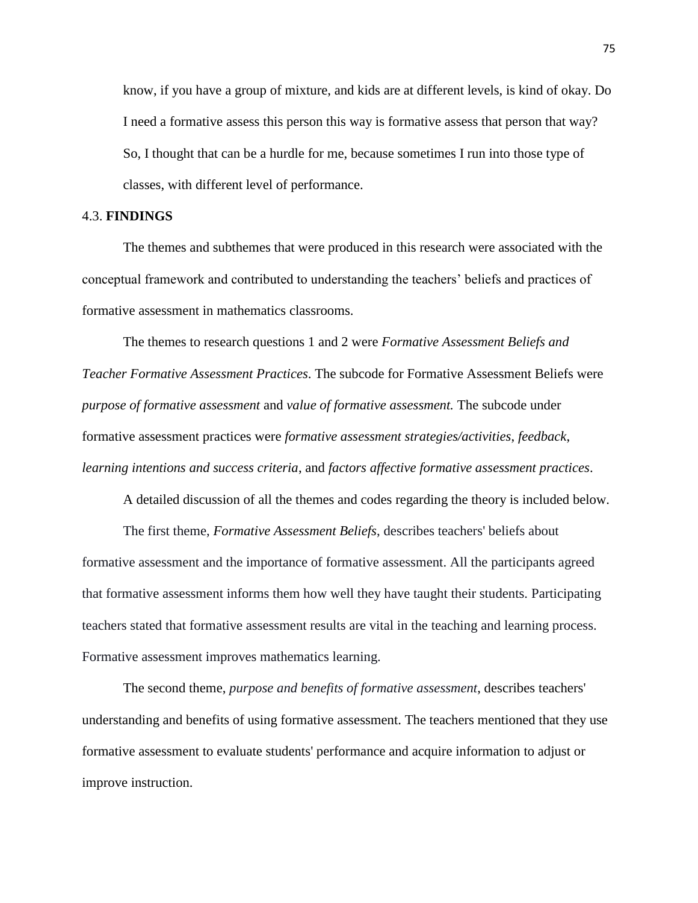> know, if you have a group of mixture, and kids are at different levels, is kind of okay. Do I need a formative assess this person this way is formative assess that person that way? So, I thought that can be a hurdle for me, because sometimes I run into those type of classes, with different level of performance.

## 4.3. **FINDINGS**

The themes and subthemes that were produced in this research were associated with the conceptual framework and contributed to understanding the teachers' beliefs and practices of formative assessment in mathematics classrooms.

The themes to research questions 1 and 2 were *Formative Assessment Beliefs and Teacher Formative Assessment Practices*. The subcode for Formative Assessment Beliefs were *purpose of formative assessment* and *value of formative assessment.* The subcode under formative assessment practices were *formative assessment strategies/activities*, *feedback*, *learning intentions and success criteria,* and *factors affective formative assessment practices*.

A detailed discussion of all the themes and codes regarding the theory is included below.

The first theme, *Formative Assessment Beliefs*, describes teachers' beliefs about formative assessment and the importance of formative assessment. All the participants agreed that formative assessment informs them how well they have taught their students. Participating teachers stated that formative assessment results are vital in the teaching and learning process. Formative assessment improves mathematics learning.

The second theme, *purpose and benefits of formative assessment*, describes teachers' understanding and benefits of using formative assessment. The teachers mentioned that they use formative assessment to evaluate students' performance and acquire information to adjust or improve instruction.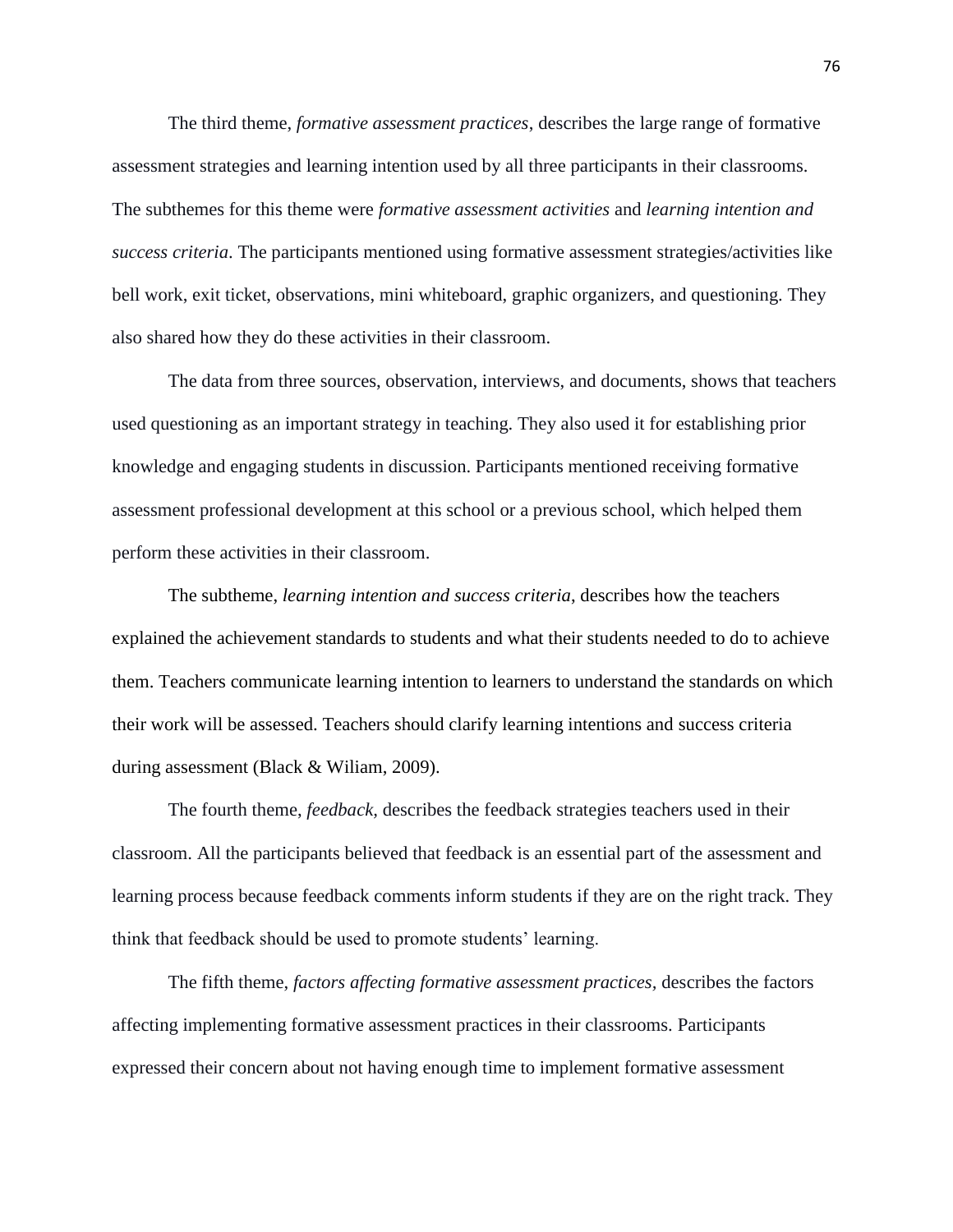The third theme, *formative assessment practices*, describes the large range of formative assessment strategies and learning intention used by all three participants in their classrooms. The subthemes for this theme were *formative assessment activities* and *learning intention and success criteria*. The participants mentioned using formative assessment strategies/activities like bell work, exit ticket, observations, mini whiteboard, graphic organizers, and questioning. They also shared how they do these activities in their classroom.

The data from three sources, observation, interviews, and documents, shows that teachers used questioning as an important strategy in teaching. They also used it for establishing prior knowledge and engaging students in discussion. Participants mentioned receiving formative assessment professional development at this school or a previous school, which helped them perform these activities in their classroom.

The subtheme, *learning intention and success criteria*, describes how the teachers explained the achievement standards to students and what their students needed to do to achieve them. Teachers communicate learning intention to learners to understand the standards on which their work will be assessed. Teachers should clarify learning intentions and success criteria during assessment (Black & Wiliam, 2009).

The fourth theme, *feedback*, describes the feedback strategies teachers used in their classroom. All the participants believed that feedback is an essential part of the assessment and learning process because feedback comments inform students if they are on the right track. They think that feedback should be used to promote students' learning.

The fifth theme, *factors affecting formative assessment practices*, describes the factors affecting implementing formative assessment practices in their classrooms. Participants expressed their concern about not having enough time to implement formative assessment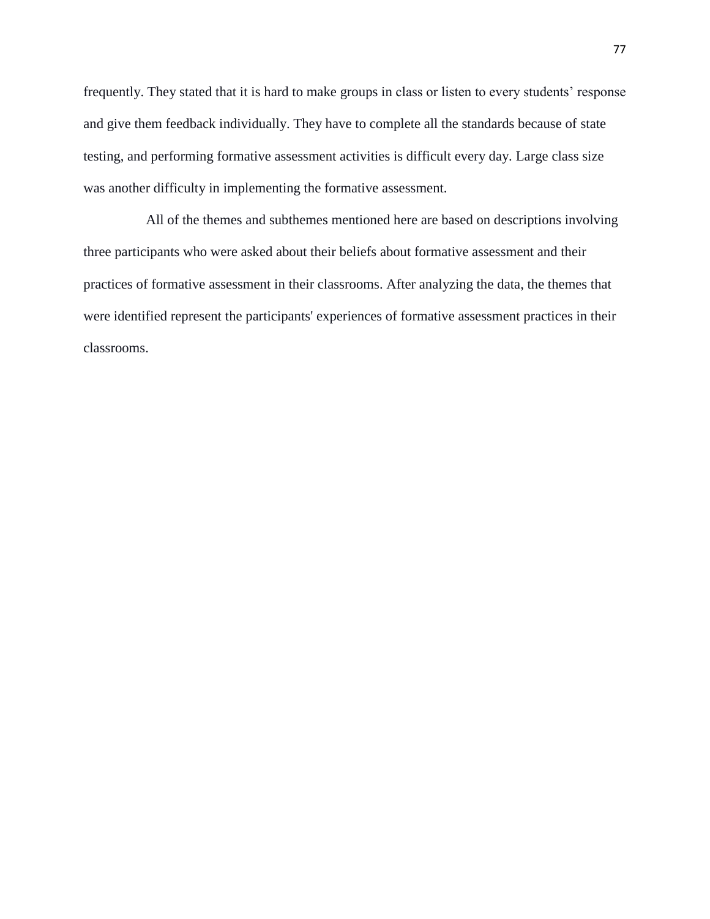frequently. They stated that it is hard to make groups in class or listen to every students' response and give them feedback individually. They have to complete all the standards because of state testing, and performing formative assessment activities is difficult every day. Large class size was another difficulty in implementing the formative assessment.

All of the themes and subthemes mentioned here are based on descriptions involving three participants who were asked about their beliefs about formative assessment and their practices of formative assessment in their classrooms. After analyzing the data, the themes that were identified represent the participants' experiences of formative assessment practices in their classrooms.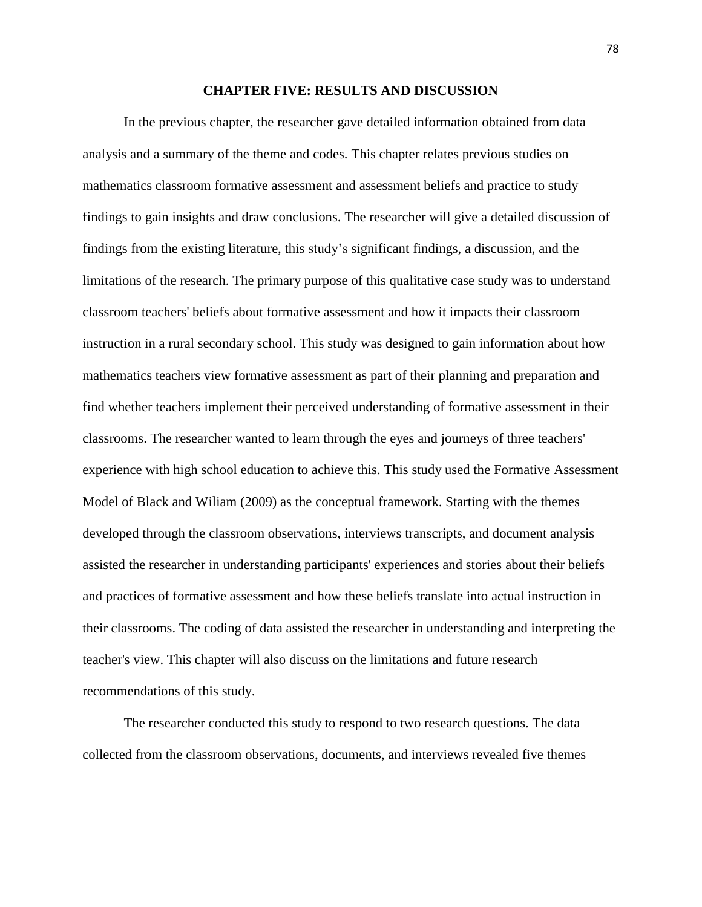# CHAPTER FIVE: RESULTS AND DISCUSSION

In the previous chapter, the researcher gave detailed information obtained from data analysis and a summary of the theme and codes. This chapter relates previous studies on mathematics classroom formative assessment and assessment beliefs and practice to study findings to gain insights and draw conclusions. The researcher will give a detailed discussion of findings from the existing literature, this study's significant findings, a discussion, and the limitations of the research. The primary purpose of this qualitative case study was to understand classroom teachers' beliefs about formative assessment and how it impacts their classroom instruction in a rural secondary school. This study was designed to gain information about how mathematics teachers view formative assessment as part of their planning and preparation and find whether teachers implement their perceived understanding of formative assessment in their classrooms. The researcher wanted to learn through the eyes and journeys of three teachers' experience with high school education to achieve this. This study used the Formative Assessment Model of Black and Wiliam (2009) as the conceptual framework. Starting with the themes developed through the classroom observations, interviews transcripts, and document analysis assisted the researcher in understanding participants' experiences and stories about their beliefs and practices of formative assessment and how these beliefs translate into actual instruction in their classrooms. The coding of data assisted the researcher in understanding and interpreting the teacher's view. This chapter will also discuss on the limitations and future research recommendations of this study.

The researcher conducted this study to respond to two research questions. The data collected from the classroom observations, documents, and interviews revealed five themes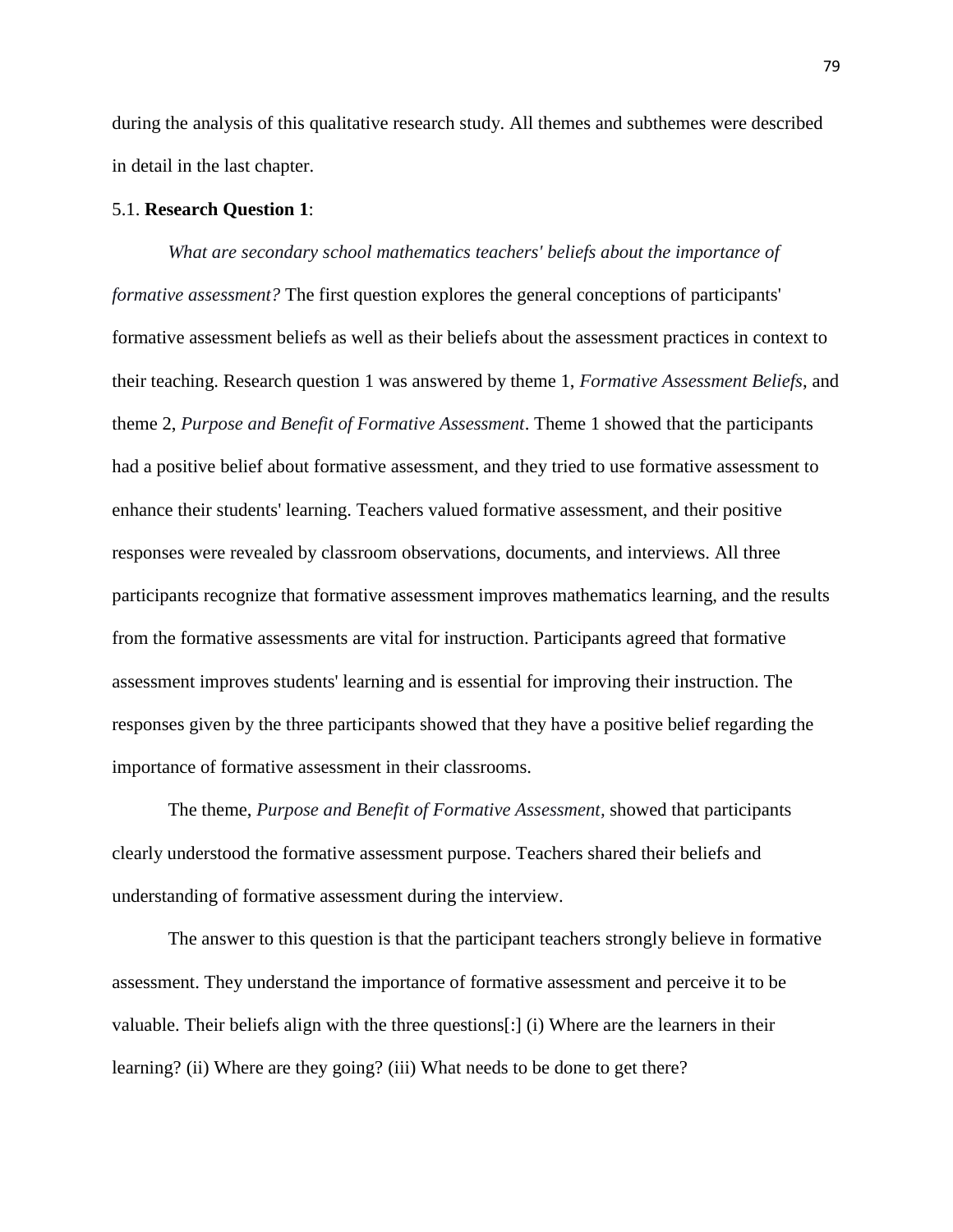during the analysis of this qualitative research study. All themes and subthemes were described in detail in the last chapter.

## 5.1. **Research Question 1**:

*What are secondary school mathematics teachers' beliefs about the importance of formative assessment?* The first question explores the general conceptions of participants' formative assessment beliefs as well as their beliefs about the assessment practices in context to their teaching. Research question 1 was answered by theme 1, *Formative Assessment Beliefs*, and theme 2, *Purpose and Benefit of Formative Assessment*. Theme 1 showed that the participants had a positive belief about formative assessment, and they tried to use formative assessment to enhance their students' learning. Teachers valued formative assessment, and their positive responses were revealed by classroom observations, documents, and interviews. All three participants recognize that formative assessment improves mathematics learning, and the results from the formative assessments are vital for instruction. Participants agreed that formative assessment improves students' learning and is essential for improving their instruction. The responses given by the three participants showed that they have a positive belief regarding the importance of formative assessment in their classrooms.

The theme, *Purpose and Benefit of Formative Assessment*, showed that participants clearly understood the formative assessment purpose. Teachers shared their beliefs and understanding of formative assessment during the interview.

The answer to this question is that the participant teachers strongly believe in formative assessment. They understand the importance of formative assessment and perceive it to be valuable. Their beliefs align with the three questions[:] (i) Where are the learners in their learning? (ii) Where are they going? (iii) What needs to be done to get there?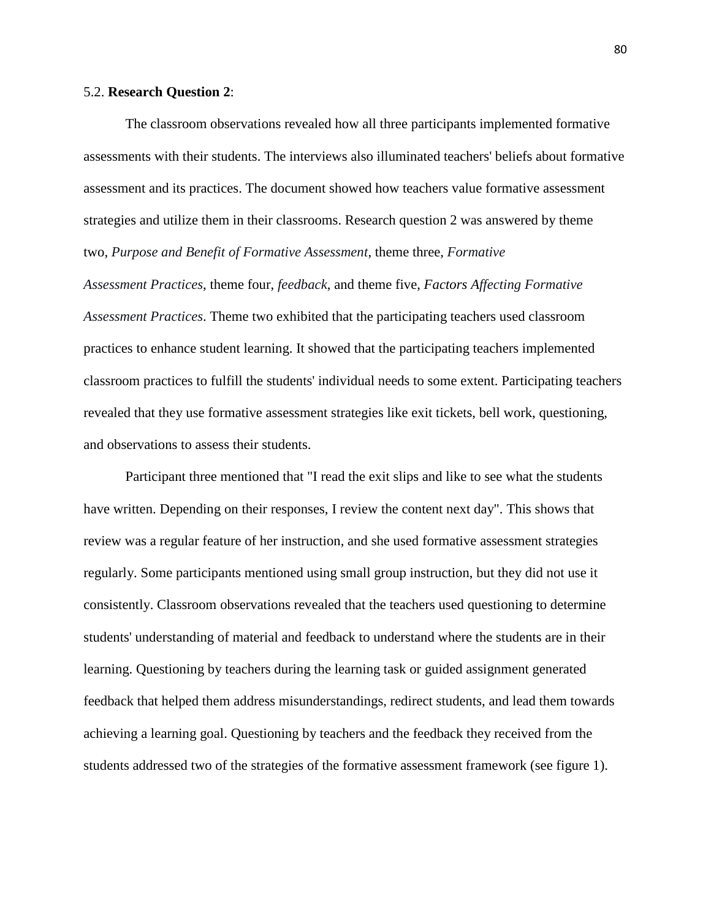5.2. **Research Question 2**:

The classroom observations revealed how all three participants implemented formative assessments with their students. The interviews also illuminated teachers' beliefs about formative assessment and its practices. The document showed how teachers value formative assessment strategies and utilize them in their classrooms. Research question 2 was answered by theme two, *Purpose and Benefit of Formative Assessment*, theme three, *Formative Assessment Practices*, theme four, *feedback*, and theme five, *Factors Affecting Formative Assessment Practices*. Theme two exhibited that the participating teachers used classroom practices to enhance student learning. It showed that the participating teachers implemented classroom practices to fulfill the students' individual needs to some extent. Participating teachers revealed that they use formative assessment strategies like exit tickets, bell work, questioning, and observations to assess their students.

Participant three mentioned that "I read the exit slips and like to see what the students have written. Depending on their responses, I review the content next day". This shows that review was a regular feature of her instruction, and she used formative assessment strategies regularly. Some participants mentioned using small group instruction, but they did not use it consistently. Classroom observations revealed that the teachers used questioning to determine students' understanding of material and feedback to understand where the students are in their learning. Questioning by teachers during the learning task or guided assignment generated feedback that helped them address misunderstandings, redirect students, and lead them towards achieving a learning goal. Questioning by teachers and the feedback they received from the students addressed two of the strategies of the formative assessment framework (see figure 1).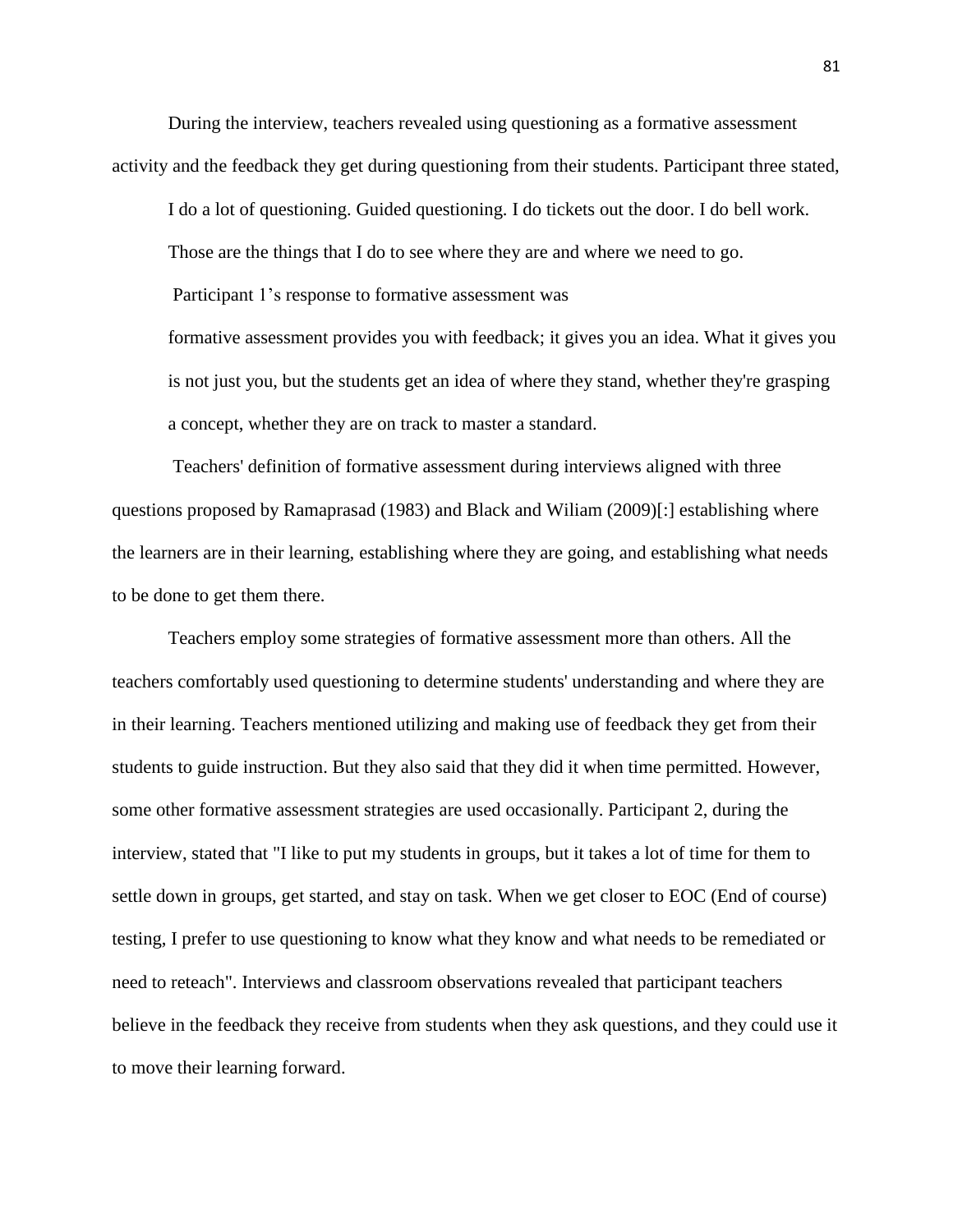During the interview, teachers revealed using questioning as a formative assessment activity and the feedback they get during questioning from their students. Participant three stated,

> I do a lot of questioning. Guided questioning. I do tickets out the door. I do bell work. Those are the things that I do to see where they are and where we need to go.

Participant 1's response to formative assessment was

> formative assessment provides you with feedback; it gives you an idea. What it gives you is not just you, but the students get an idea of where they stand, whether they're grasping a concept, whether they are on track to master a standard.

Teachers' definition of formative assessment during interviews aligned with three questions proposed by Ramaprasad (1983) and Black and Wiliam (2009)[:] establishing where the learners are in their learning, establishing where they are going, and establishing what needs to be done to get them there.

Teachers employ some strategies of formative assessment more than others. All the teachers comfortably used questioning to determine students' understanding and where they are in their learning. Teachers mentioned utilizing and making use of feedback they get from their students to guide instruction. But they also said that they did it when time permitted. However, some other formative assessment strategies are used occasionally. Participant 2, during the interview, stated that "I like to put my students in groups, but it takes a lot of time for them to settle down in groups, get started, and stay on task. When we get closer to EOC (End of course) testing, I prefer to use questioning to know what they know and what needs to be remediated or need to reteach". Interviews and classroom observations revealed that participant teachers believe in the feedback they receive from students when they ask questions, and they could use it to move their learning forward.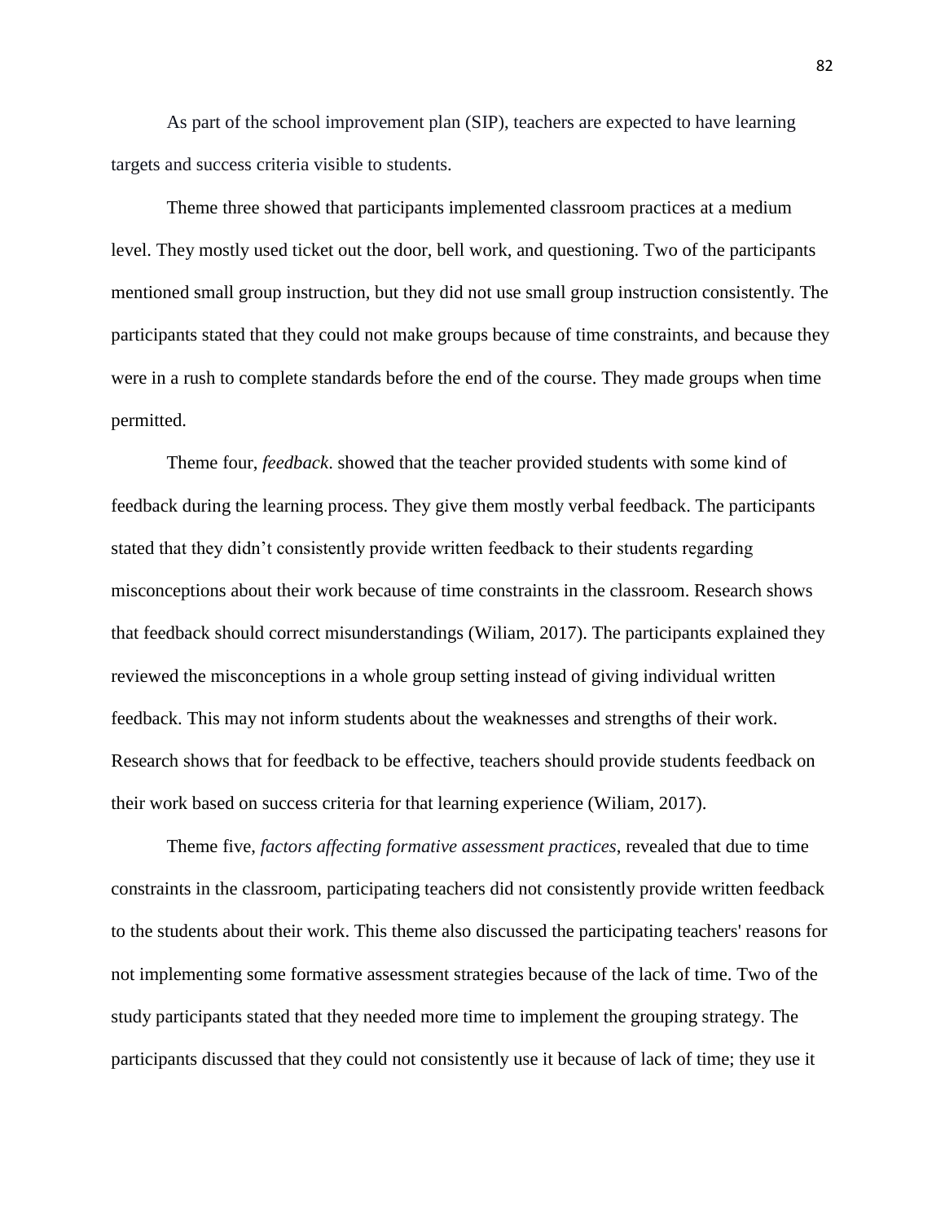As part of the school improvement plan (SIP), teachers are expected to have learning targets and success criteria visible to students.

Theme three showed that participants implemented classroom practices at a medium level. They mostly used ticket out the door, bell work, and questioning. Two of the participants mentioned small group instruction, but they did not use small group instruction consistently. The participants stated that they could not make groups because of time constraints, and because they were in a rush to complete standards before the end of the course. They made groups when time permitted.

Theme four, *feedback*. showed that the teacher provided students with some kind of feedback during the learning process. They give them mostly verbal feedback. The participants stated that they didn't consistently provide written feedback to their students regarding misconceptions about their work because of time constraints in the classroom. Research shows that feedback should correct misunderstandings (Wiliam, 2017). The participants explained they reviewed the misconceptions in a whole group setting instead of giving individual written feedback. This may not inform students about the weaknesses and strengths of their work. Research shows that for feedback to be effective, teachers should provide students feedback on their work based on success criteria for that learning experience (Wiliam, 2017).

Theme five, *factors affecting formative assessment practices*, revealed that due to time constraints in the classroom, participating teachers did not consistently provide written feedback to the students about their work. This theme also discussed the participating teachers' reasons for not implementing some formative assessment strategies because of the lack of time. Two of the study participants stated that they needed more time to implement the grouping strategy. The participants discussed that they could not consistently use it because of lack of time; they use it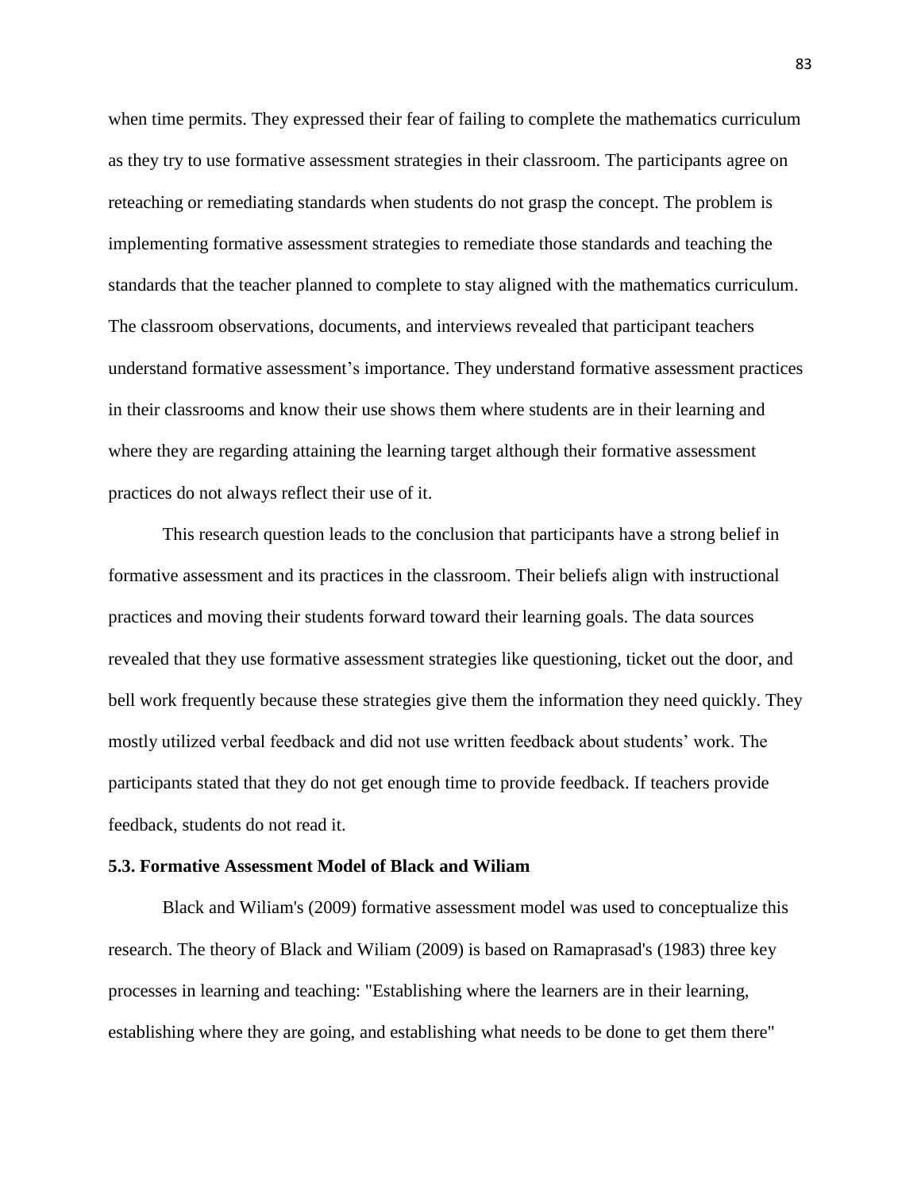when time permits. They expressed their fear of failing to complete the mathematics curriculum as they try to use formative assessment strategies in their classroom. The participants agree on reteaching or remediating standards when students do not grasp the concept. The problem is implementing formative assessment strategies to remediate those standards and teaching the standards that the teacher planned to complete to stay aligned with the mathematics curriculum. The classroom observations, documents, and interviews revealed that participant teachers understand formative assessment's importance. They understand formative assessment practices in their classrooms and know their use shows them where students are in their learning and where they are regarding attaining the learning target although their formative assessment practices do not always reflect their use of it.

This research question leads to the conclusion that participants have a strong belief in formative assessment and its practices in the classroom. Their beliefs align with instructional practices and moving their students forward toward their learning goals. The data sources revealed that they use formative assessment strategies like questioning, ticket out the door, and bell work frequently because these strategies give them the information they need quickly. They mostly utilized verbal feedback and did not use written feedback about students' work. The participants stated that they do not get enough time to provide feedback. If teachers provide feedback, students do not read it.

### 5.3. Formative Assessment Model of Black and Wiliam

Black and Wiliam's (2009) formative assessment model was used to conceptualize this research. The theory of Black and Wiliam (2009) is based on Ramaprasad's (1983) three key processes in learning and teaching: "Establishing where the learners are in their learning, establishing where they are going, and establishing what needs to be done to get them there"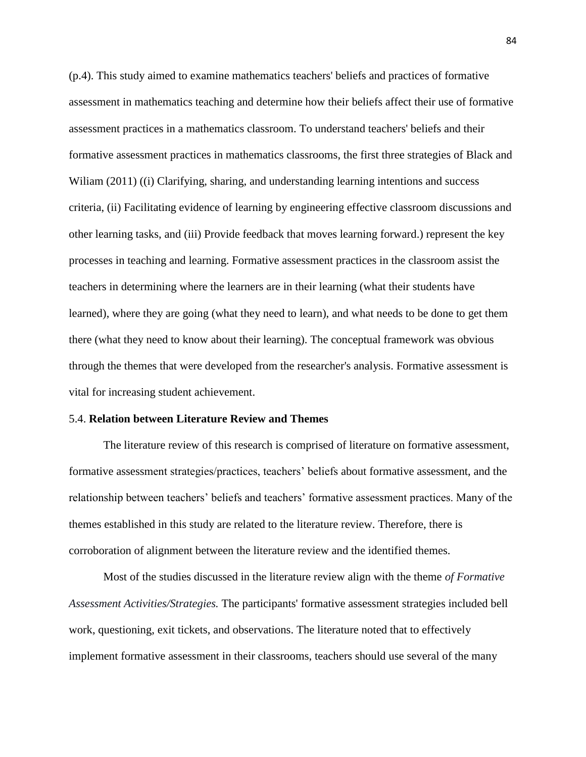(p.4). This study aimed to examine mathematics teachers' beliefs and practices of formative assessment in mathematics teaching and determine how their beliefs affect their use of formative assessment practices in a mathematics classroom. To understand teachers' beliefs and their formative assessment practices in mathematics classrooms, the first three strategies of Black and Wiliam (2011) ((i) Clarifying, sharing, and understanding learning intentions and success criteria, (ii) Facilitating evidence of learning by engineering effective classroom discussions and other learning tasks, and (iii) Provide feedback that moves learning forward.) represent the key processes in teaching and learning. Formative assessment practices in the classroom assist the teachers in determining where the learners are in their learning (what their students have learned), where they are going (what they need to learn), and what needs to be done to get them there (what they need to know about their learning). The conceptual framework was obvious through the themes that were developed from the researcher's analysis. Formative assessment is vital for increasing student achievement.

### 5.4. **Relation between Literature Review and Themes**

The literature review of this research is comprised of literature on formative assessment, formative assessment strategies/practices, teachers' beliefs about formative assessment, and the relationship between teachers' beliefs and teachers' formative assessment practices. Many of the themes established in this study are related to the literature review. Therefore, there is corroboration of alignment between the literature review and the identified themes.

Most of the studies discussed in the literature review align with the theme *of Formative Assessment Activities/Strategies.* The participants' formative assessment strategies included bell work, questioning, exit tickets, and observations. The literature noted that to effectively implement formative assessment in their classrooms, teachers should use several of the many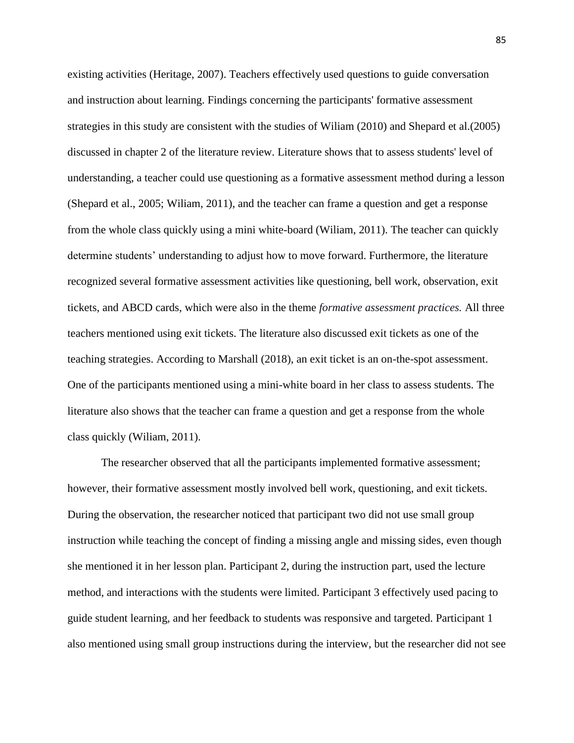existing activities (Heritage, 2007). Teachers effectively used questions to guide conversation and instruction about learning. Findings concerning the participants' formative assessment strategies in this study are consistent with the studies of Wiliam (2010) and Shepard et al.(2005) discussed in chapter 2 of the literature review. Literature shows that to assess students' level of understanding, a teacher could use questioning as a formative assessment method during a lesson (Shepard et al., 2005; Wiliam, 2011), and the teacher can frame a question and get a response from the whole class quickly using a mini white-board (Wiliam, 2011). The teacher can quickly determine students' understanding to adjust how to move forward. Furthermore, the literature recognized several formative assessment activities like questioning, bell work, observation, exit tickets, and ABCD cards, which were also in the theme *formative assessment practices.* All three teachers mentioned using exit tickets. The literature also discussed exit tickets as one of the teaching strategies. According to Marshall (2018), an exit ticket is an on-the-spot assessment. One of the participants mentioned using a mini-white board in her class to assess students. The literature also shows that the teacher can frame a question and get a response from the whole class quickly (Wiliam, 2011).

The researcher observed that all the participants implemented formative assessment; however, their formative assessment mostly involved bell work, questioning, and exit tickets. During the observation, the researcher noticed that participant two did not use small group instruction while teaching the concept of finding a missing angle and missing sides, even though she mentioned it in her lesson plan. Participant 2, during the instruction part, used the lecture method, and interactions with the students were limited. Participant 3 effectively used pacing to guide student learning, and her feedback to students was responsive and targeted. Participant 1 also mentioned using small group instructions during the interview, but the researcher did not see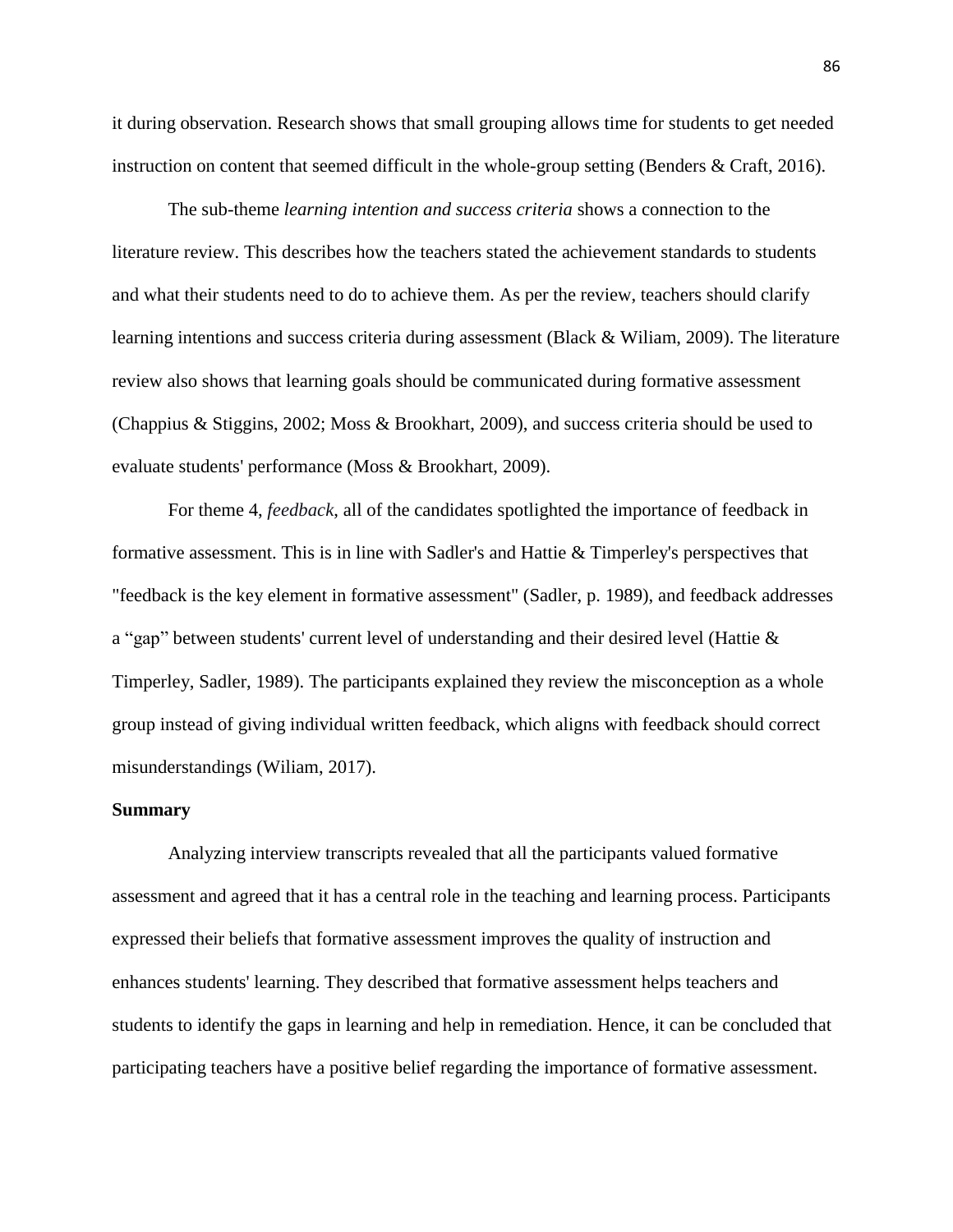it during observation. Research shows that small grouping allows time for students to get needed instruction on content that seemed difficult in the whole-group setting (Benders & Craft, 2016).

The sub-theme *learning intention and success criteria* shows a connection to the literature review. This describes how the teachers stated the achievement standards to students and what their students need to do to achieve them. As per the review, teachers should clarify learning intentions and success criteria during assessment (Black & Wiliam, 2009). The literature review also shows that learning goals should be communicated during formative assessment (Chappius & Stiggins, 2002; Moss & Brookhart, 2009), and success criteria should be used to evaluate students' performance (Moss & Brookhart, 2009).

For theme 4, *feedback*, all of the candidates spotlighted the importance of feedback in formative assessment. This is in line with Sadler's and Hattie & Timperley's perspectives that "feedback is the key element in formative assessment" (Sadler, p. 1989), and feedback addresses a “gap” between students' current level of understanding and their desired level (Hattie & Timperley, Sadler, 1989). The participants explained they review the misconception as a whole group instead of giving individual written feedback, which aligns with feedback should correct misunderstandings (Wiliam, 2017).

**Summary**

Analyzing interview transcripts revealed that all the participants valued formative assessment and agreed that it has a central role in the teaching and learning process. Participants expressed their beliefs that formative assessment improves the quality of instruction and enhances students' learning. They described that formative assessment helps teachers and students to identify the gaps in learning and help in remediation. Hence, it can be concluded that participating teachers have a positive belief regarding the importance of formative assessment.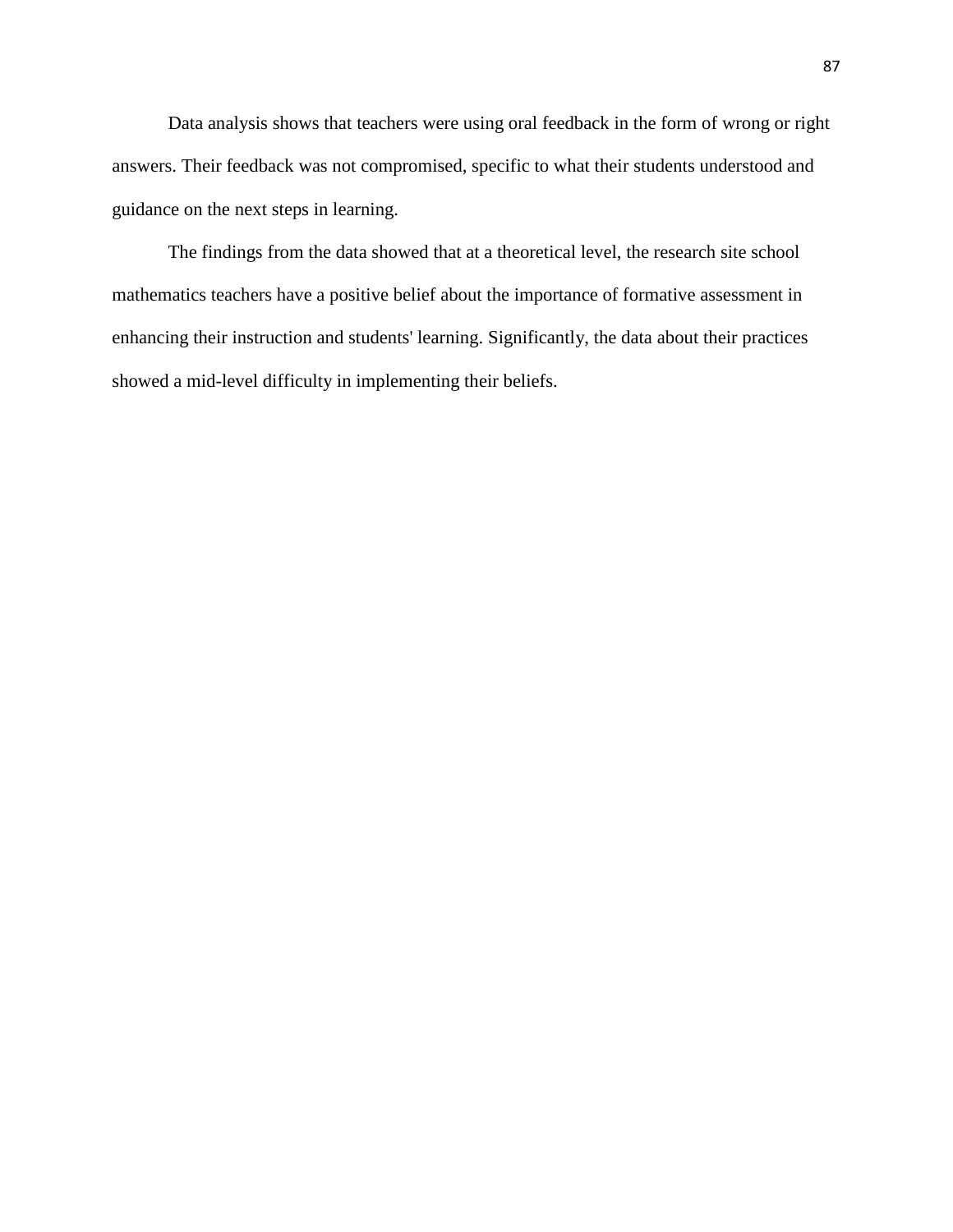Data analysis shows that teachers were using oral feedback in the form of wrong or right answers. Their feedback was not compromised, specific to what their students understood and guidance on the next steps in learning.

The findings from the data showed that at a theoretical level, the research site school mathematics teachers have a positive belief about the importance of formative assessment in enhancing their instruction and students' learning. Significantly, the data about their practices showed a mid-level difficulty in implementing their beliefs.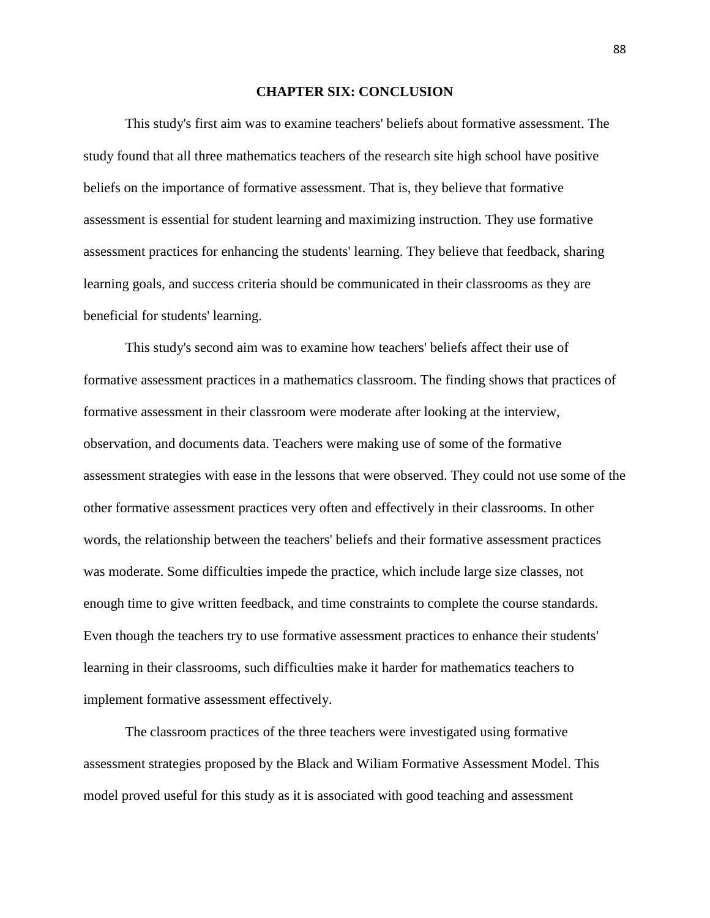# CHAPTER SIX: CONCLUSION

This study's first aim was to examine teachers' beliefs about formative assessment. The study found that all three mathematics teachers of the research site high school have positive beliefs on the importance of formative assessment. That is, they believe that formative assessment is essential for student learning and maximizing instruction. They use formative assessment practices for enhancing the students' learning. They believe that feedback, sharing learning goals, and success criteria should be communicated in their classrooms as they are beneficial for students' learning.

This study's second aim was to examine how teachers' beliefs affect their use of formative assessment practices in a mathematics classroom. The finding shows that practices of formative assessment in their classroom were moderate after looking at the interview, observation, and documents data. Teachers were making use of some of the formative assessment strategies with ease in the lessons that were observed. They could not use some of the other formative assessment practices very often and effectively in their classrooms. In other words, the relationship between the teachers' beliefs and their formative assessment practices was moderate. Some difficulties impede the practice, which include large size classes, not enough time to give written feedback, and time constraints to complete the course standards. Even though the teachers try to use formative assessment practices to enhance their students' learning in their classrooms, such difficulties make it harder for mathematics teachers to implement formative assessment effectively.

The classroom practices of the three teachers were investigated using formative assessment strategies proposed by the Black and Wiliam Formative Assessment Model. This model proved useful for this study as it is associated with good teaching and assessment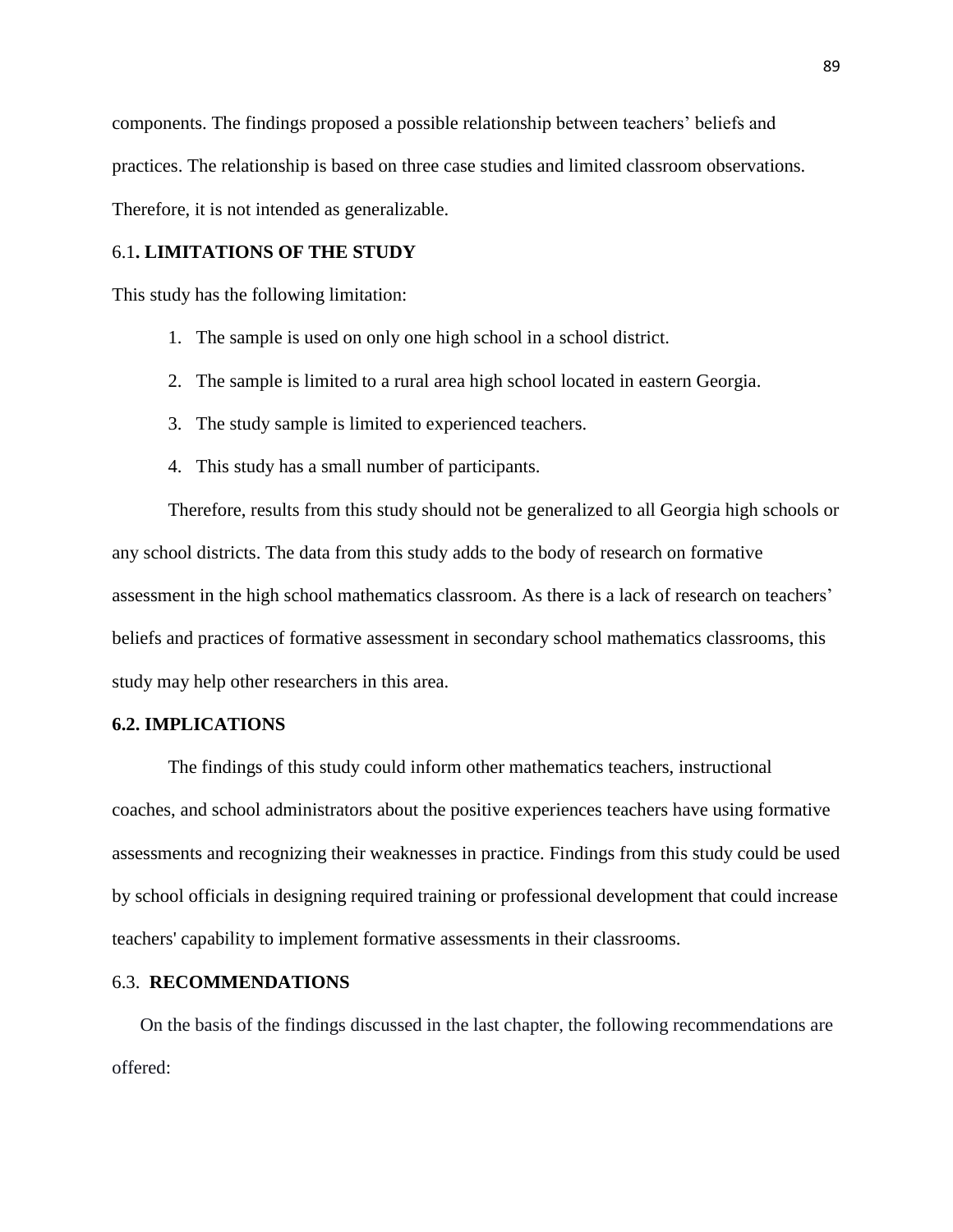components. The findings proposed a possible relationship between teachers' beliefs and practices. The relationship is based on three case studies and limited classroom observations. Therefore, it is not intended as generalizable.

## 6.1**. LIMITATIONS OF THE STUDY**

This study has the following limitation:

1. The sample is used on only one high school in a school district.
2. The sample is limited to a rural area high school located in eastern Georgia.
3. The study sample is limited to experienced teachers.
4. This study has a small number of participants.

Therefore, results from this study should not be generalized to all Georgia high schools or any school districts. The data from this study adds to the body of research on formative assessment in the high school mathematics classroom. As there is a lack of research on teachers' beliefs and practices of formative assessment in secondary school mathematics classrooms, this study may help other researchers in this area.

## **6.2. IMPLICATIONS**

The findings of this study could inform other mathematics teachers, instructional coaches, and school administrators about the positive experiences teachers have using formative assessments and recognizing their weaknesses in practice. Findings from this study could be used by school officials in designing required training or professional development that could increase teachers' capability to implement formative assessments in their classrooms.

## 6.3. **RECOMMENDATIONS**

On the basis of the findings discussed in the last chapter, the following recommendations are offered: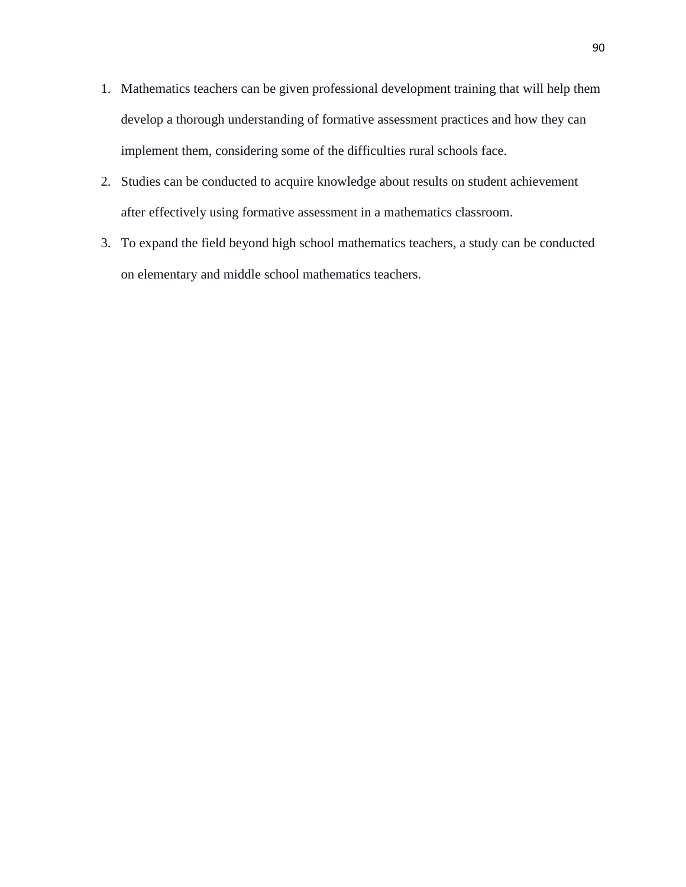1. Mathematics teachers can be given professional development training that will help them develop a thorough understanding of formative assessment practices and how they can implement them, considering some of the difficulties rural schools face.
2. Studies can be conducted to acquire knowledge about results on student achievement after effectively using formative assessment in a mathematics classroom.
3. To expand the field beyond high school mathematics teachers, a study can be conducted on elementary and middle school mathematics teachers.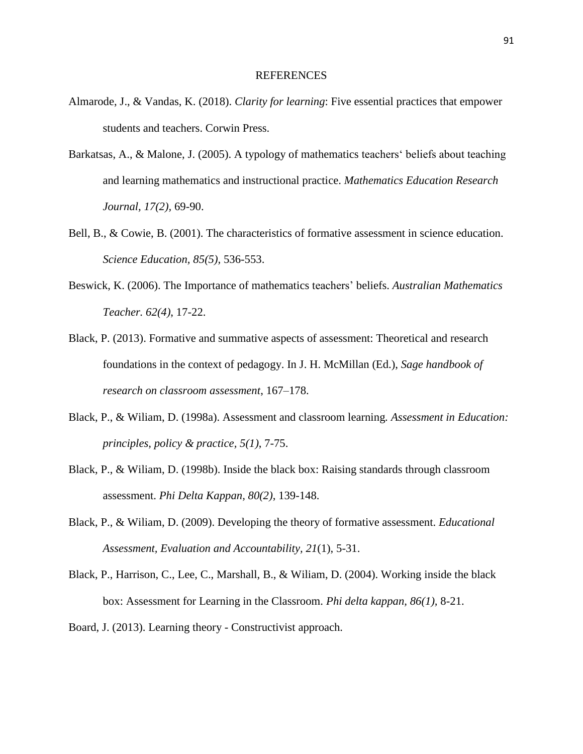# REFERENCES

Almarode, J., & Vandas, K. (2018). *Clarity for learning*: Five essential practices that empower students and teachers. Corwin Press.

Barkatsas, A., & Malone, J. (2005). A typology of mathematics teachers' beliefs about teaching and learning mathematics and instructional practice. *Mathematics Education Research Journal, 17(2)*, 69-90.

Bell, B., & Cowie, B. (2001). The characteristics of formative assessment in science education. *Science Education, 85(5)*, 536-553.

Beswick, K. (2006). The Importance of mathematics teachers' beliefs. *Australian Mathematics Teacher. 62(4)*, 17-22.

Black, P. (2013). Formative and summative aspects of assessment: Theoretical and research foundations in the context of pedagogy. In J. H. McMillan (Ed.), *Sage handbook of research on classroom assessment*, 167–178.

Black, P., & Wiliam, D. (1998a). Assessment and classroom learning. *Assessment in Education: principles, policy & practice, 5(1)*, 7-75.

Black, P., & Wiliam, D. (1998b). Inside the black box: Raising standards through classroom assessment. *Phi Delta Kappan, 80(2)*, 139-148.

Black, P., & Wiliam, D. (2009). Developing the theory of formative assessment. *Educational Assessment, Evaluation and Accountability, 21*(1), 5-31.

Black, P., Harrison, C., Lee, C., Marshall, B., & Wiliam, D. (2004). Working inside the black box: Assessment for Learning in the Classroom. *Phi delta kappan, 86(1)*, 8-21.

Board, J. (2013). Learning theory - Constructivist approach.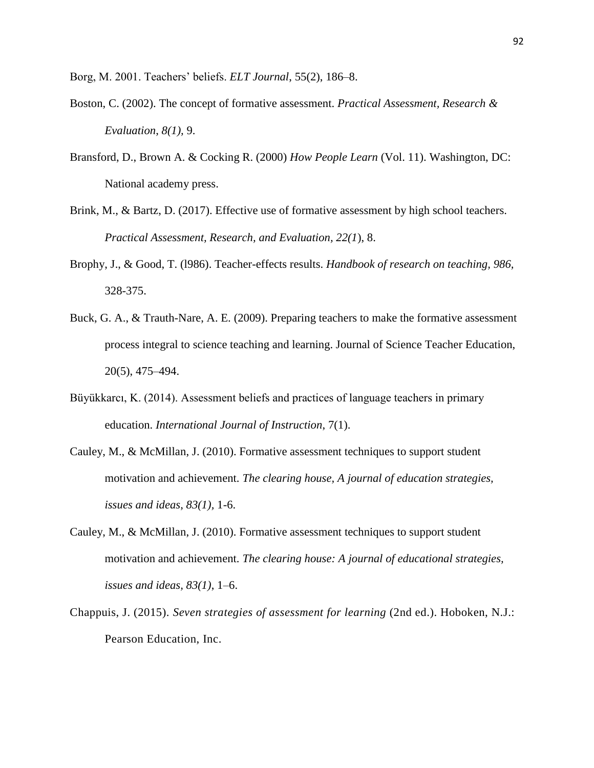Borg, M. 2001. Teachers' beliefs. *ELT Journal*, 55(2), 186–8.

Boston, C. (2002). The concept of formative assessment. *Practical Assessment, Research & Evaluation*, *8(1),* 9.

Bransford, D., Brown A. & Cocking R. (2000) *How People Learn* (Vol. 11). Washington, DC: National academy press.

Brink, M., & Bartz, D. (2017). Effective use of formative assessment by high school teachers. *Practical Assessment, Research, and Evaluation, 22(1*), 8.

Brophy, J., & Good, T. (l986). Teacher-effects results. *Handbook of research on teaching, 986*, 328-375.

Buck, G. A., & Trauth-Nare, A. E. (2009). Preparing teachers to make the formative assessment process integral to science teaching and learning. Journal of Science Teacher Education, 20(5), 475–494.

Büyükkarcı, K. (2014). Assessment beliefs and practices of language teachers in primary education. *International Journal of Instruction*, 7(1).

Cauley, M., & McMillan, J. (2010). Formative assessment techniques to support student motivation and achievement. *The clearing house, A journal of education strategies, issues and ideas*, *83(1),* 1-6.

Cauley, M., & McMillan, J. (2010). Formative assessment techniques to support student motivation and achievement. *The clearing house: A journal of educational strategies, issues and ideas, 83(1)*, 1–6.

Chappuis, J. (2015). *Seven strategies of assessment for learning* (2nd ed.). Hoboken, N.J.: Pearson Education, Inc.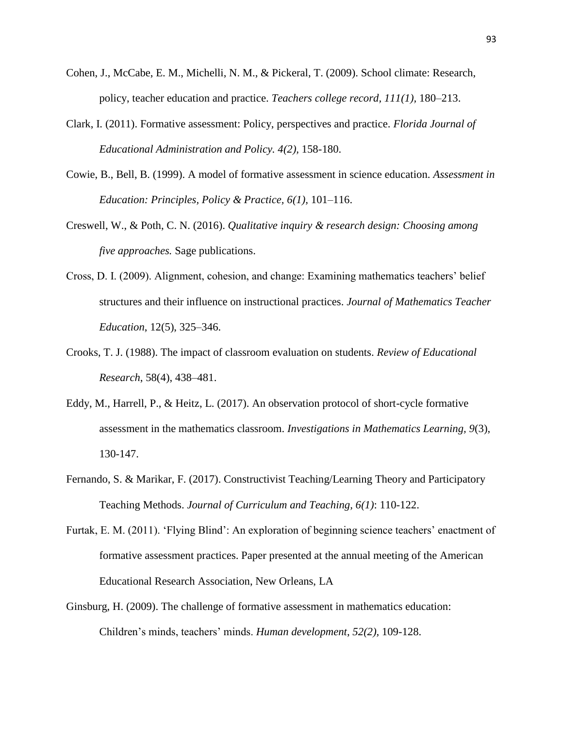Cohen, J., McCabe, E. M., Michelli, N. M., & Pickeral, T. (2009). School climate: Research, policy, teacher education and practice. *Teachers college record, 111(1),* 180–213.

Clark, I. (2011). Formative assessment: Policy, perspectives and practice. *Florida Journal of Educational Administration and Policy. 4(2),* 158-180.

Cowie, B., Bell, B. (1999). A model of formative assessment in science education. *Assessment in Education: Principles, Policy & Practice, 6(1),* 101–116.

Creswell, W., & Poth, C. N. (2016). *Qualitative inquiry & research design: Choosing among five approaches.* Sage publications.

Cross, D. I. (2009). Alignment, cohesion, and change: Examining mathematics teachers' belief structures and their influence on instructional practices. *Journal of Mathematics Teacher Education*, 12(5), 325–346.

Crooks, T. J. (1988). The impact of classroom evaluation on students. *Review of Educational Research*, 58(4), 438–481.

Eddy, M., Harrell, P., & Heitz, L. (2017). An observation protocol of short-cycle formative assessment in the mathematics classroom. *Investigations in Mathematics Learning, 9*(3), 130-147.

Fernando, S. & Marikar, F. (2017). Constructivist Teaching/Learning Theory and Participatory Teaching Methods. *Journal of Curriculum and Teaching, 6(1)*: 110-122.

Furtak, E. M. (2011). 'Flying Blind': An exploration of beginning science teachers' enactment of formative assessment practices. Paper presented at the annual meeting of the American Educational Research Association, New Orleans, LA

Ginsburg, H. (2009). The challenge of formative assessment in mathematics education: Children's minds, teachers' minds. *Human development, 52(2),* 109-128.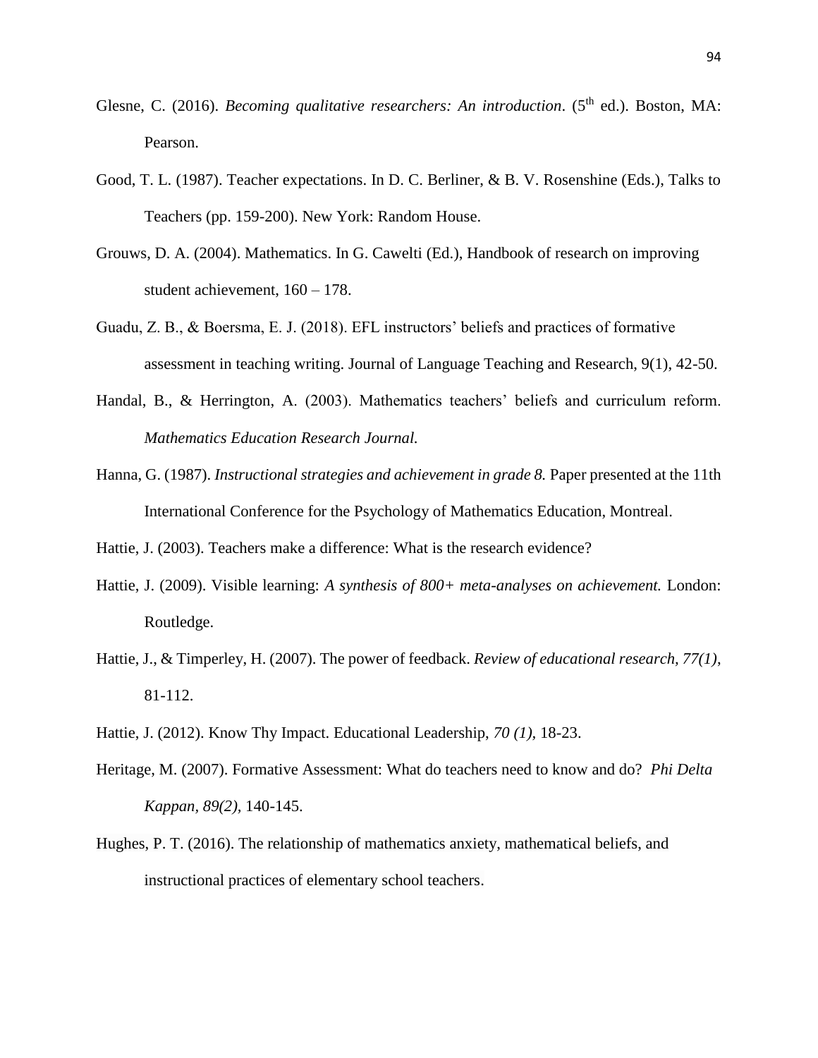Glesne, C. (2016). *Becoming qualitative researchers: An introduction*. (5th ed.). Boston, MA: Pearson.

Good, T. L. (1987). Teacher expectations. In D. C. Berliner, & B. V. Rosenshine (Eds.), Talks to Teachers (pp. 159-200). New York: Random House.

Grouws, D. A. (2004). Mathematics. In G. Cawelti (Ed.), Handbook of research on improving student achievement, 160 – 178.

Guadu, Z. B., & Boersma, E. J. (2018). EFL instructors' beliefs and practices of formative assessment in teaching writing. Journal of Language Teaching and Research, 9(1), 42-50.

Handal, B., & Herrington, A. (2003). Mathematics teachers' beliefs and curriculum reform. *Mathematics Education Research Journal.*

Hanna, G. (1987). *Instructional strategies and achievement in grade 8.* Paper presented at the 11th International Conference for the Psychology of Mathematics Education, Montreal.

Hattie, J. (2003). Teachers make a difference: What is the research evidence?

Hattie, J. (2009). Visible learning: *A synthesis of 800+ meta-analyses on achievement.* London: Routledge.

Hattie, J., & Timperley, H. (2007). The power of feedback. *Review of educational research, 77(1)*, 81-112.

Hattie, J. (2012). Know Thy Impact. Educational Leadership, *70 (1)*, 18-23.

Heritage, M. (2007). Formative Assessment: What do teachers need to know and do? *Phi Delta Kappan, 89(2)*, 140-145.

Hughes, P. T. (2016). The relationship of mathematics anxiety, mathematical beliefs, and instructional practices of elementary school teachers.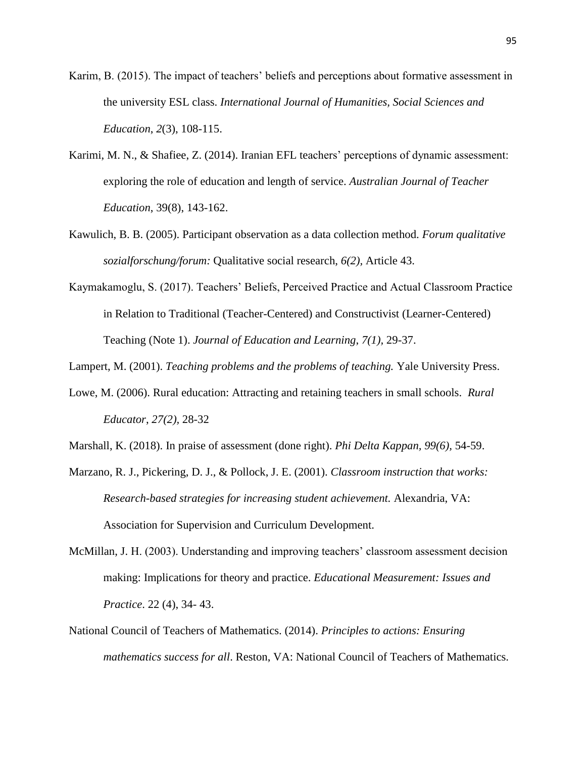Karim, B. (2015). The impact of teachers' beliefs and perceptions about formative assessment in the university ESL class. *International Journal of Humanities, Social Sciences and Education*, *2*(3), 108-115.

Karimi, M. N., & Shafiee, Z. (2014). Iranian EFL teachers' perceptions of dynamic assessment: exploring the role of education and length of service. *Australian Journal of Teacher Education*, 39(8), 143-162.

Kawulich, B. B. (2005). Participant observation as a data collection method. *Forum qualitative sozialforschung/forum:* Qualitative social research, *6(2),* Article 43.

Kaymakamoglu, S. (2017). Teachers' Beliefs, Perceived Practice and Actual Classroom Practice in Relation to Traditional (Teacher-Centered) and Constructivist (Learner-Centered) Teaching (Note 1). *Journal of Education and Learning*, *7(1),* 29-37.

Lampert, M. (2001). *Teaching problems and the problems of teaching.* Yale University Press.

Lowe, M. (2006). Rural education: Attracting and retaining teachers in small schools. *Rural Educator*, *27(2),* 28-32

Marshall, K. (2018). In praise of assessment (done right). *Phi Delta Kappan, 99(6),* 54-59.

Marzano, R. J., Pickering, D. J., & Pollock, J. E. (2001). *Classroom instruction that works: Research-based strategies for increasing student achievement.* Alexandria, VA: Association for Supervision and Curriculum Development.

McMillan, J. H. (2003). Understanding and improving teachers' classroom assessment decision making: Implications for theory and practice. *Educational Measurement: Issues and Practice*. 22 (4), 34- 43.

National Council of Teachers of Mathematics. (2014). *Principles to actions: Ensuring mathematics success for all*. Reston, VA: National Council of Teachers of Mathematics.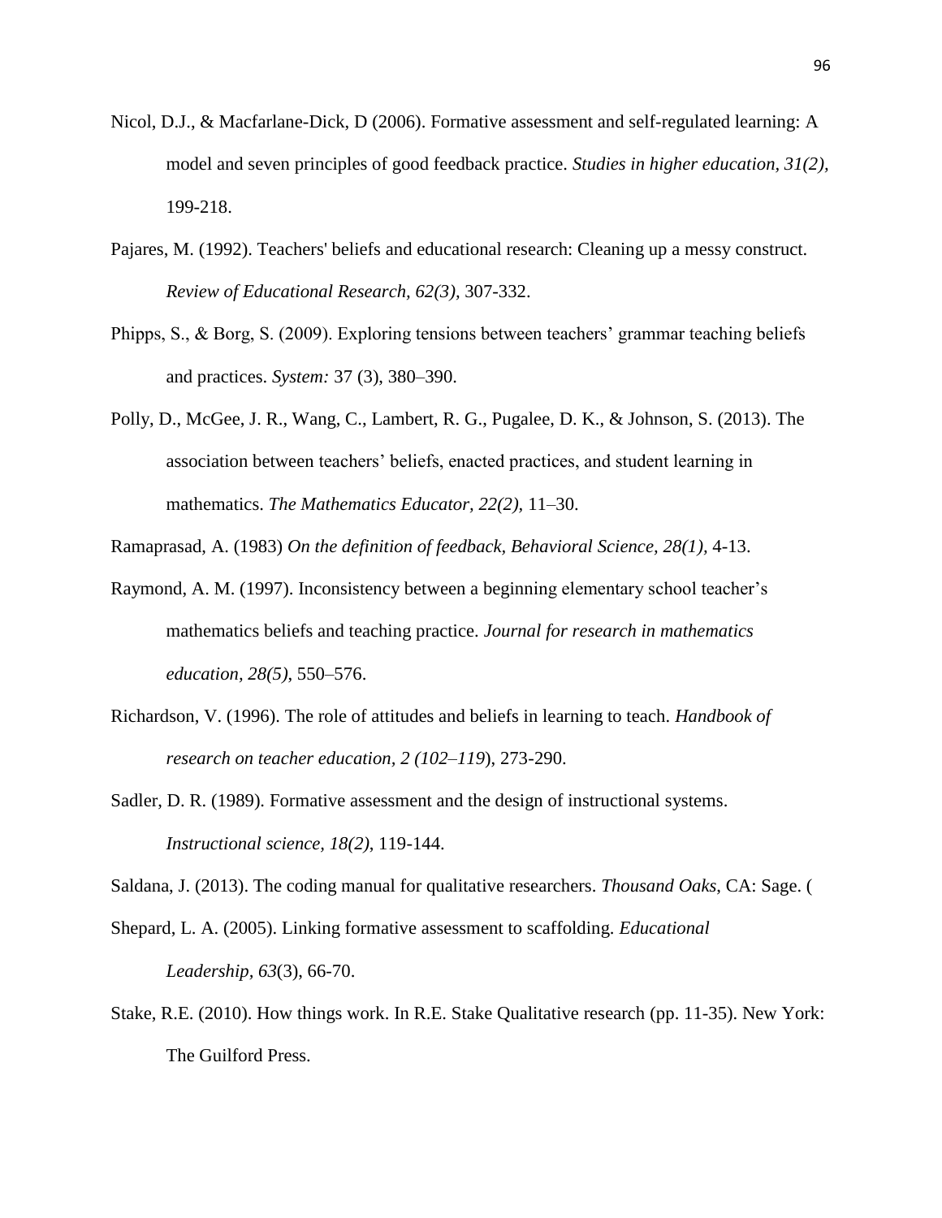Nicol, D.J., & Macfarlane-Dick, D (2006). Formative assessment and self-regulated learning: A model and seven principles of good feedback practice. *Studies in higher education, 31(2),* 199-218.

Pajares, M. (1992). Teachers' beliefs and educational research: Cleaning up a messy construct. *Review of Educational Research, 62(3),* 307-332.

Phipps, S., & Borg, S. (2009). Exploring tensions between teachers' grammar teaching beliefs and practices. *System:* 37 (3), 380–390.

Polly, D., McGee, J. R., Wang, C., Lambert, R. G., Pugalee, D. K., & Johnson, S. (2013). The association between teachers' beliefs, enacted practices, and student learning in mathematics. *The Mathematics Educator, 22(2),* 11–30.

Ramaprasad, A. (1983) *On the definition of feedback, Behavioral Science, 28(1),* 4-13.

Raymond, A. M. (1997). Inconsistency between a beginning elementary school teacher's mathematics beliefs and teaching practice. *Journal for research in mathematics education, 28(5),* 550–576.

Richardson, V. (1996). The role of attitudes and beliefs in learning to teach. *Handbook of research on teacher education, 2 (102–119*), 273-290.

Sadler, D. R. (1989). Formative assessment and the design of instructional systems. *Instructional science, 18(2),* 119-144.

Saldana, J. (2013). The coding manual for qualitative researchers. *Thousand Oaks*, CA: Sage. (

Shepard, L. A. (2005). Linking formative assessment to scaffolding. *Educational Leadership, 63*(3), 66-70.

Stake, R.E. (2010). How things work. In R.E. Stake Qualitative research (pp. 11-35). New York: The Guilford Press.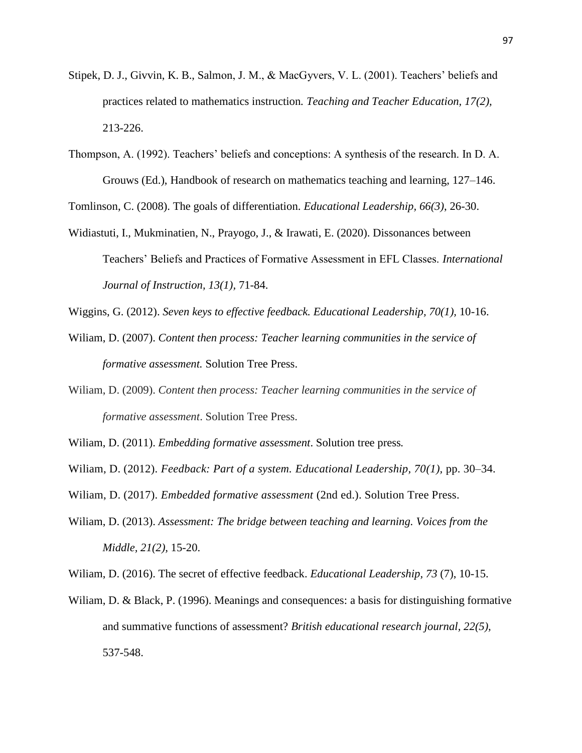Stipek, D. J., Givvin, K. B., Salmon, J. M., & MacGyvers, V. L. (2001). Teachers' beliefs and practices related to mathematics instruction. *Teaching and Teacher Education, 17(2),* 213-226.

Thompson, A. (1992). Teachers' beliefs and conceptions: A synthesis of the research. In D. A. Grouws (Ed.), Handbook of research on mathematics teaching and learning, 127–146.

Tomlinson, C. (2008). The goals of differentiation. *Educational Leadership, 66(3)*, 26-30.

Widiastuti, I., Mukminatien, N., Prayogo, J., & Irawati, E. (2020). Dissonances between Teachers' Beliefs and Practices of Formative Assessment in EFL Classes. *International Journal of Instruction, 13(1),* 71-84.

Wiggins, G. (2012). *Seven keys to effective feedback. Educational Leadership, 70(1),* 10-16.

Wiliam, D. (2007). *Content then process: Teacher learning communities in the service of formative assessment.* Solution Tree Press.

Wiliam, D. (2009). *Content then process: Teacher learning communities in the service of formative assessment*. Solution Tree Press.

Wiliam, D. (2011). *Embedding formative assessment*. Solution tree press*.*

Wiliam, D. (2012). *Feedback: Part of a system. Educational Leadership, 70(1),* pp. 30–34.

Wiliam, D. (2017). *Embedded formative assessment* (2nd ed.). Solution Tree Press.

Wiliam, D. (2013). *Assessment: The bridge between teaching and learning. Voices from the Middle, 21(2),* 15-20.

Wiliam, D. (2016). The secret of effective feedback. *Educational Leadership, 73* (7), 10-15.

Wiliam, D. & Black, P. (1996). Meanings and consequences: a basis for distinguishing formative and summative functions of assessment? *British educational research journal*, *22(5),* 537-548.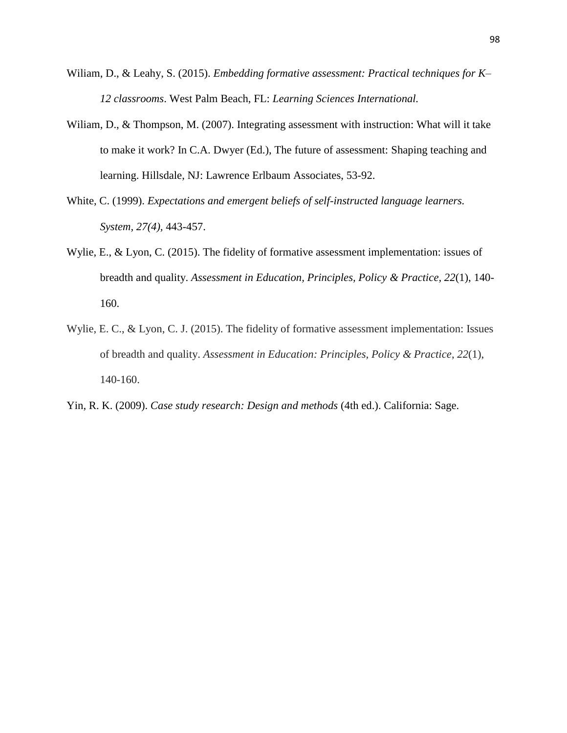Wiliam, D., & Leahy, S. (2015). *Embedding formative assessment: Practical techniques for K–12 classrooms*. West Palm Beach, FL: *Learning Sciences International.*

Wiliam, D., & Thompson, M. (2007). Integrating assessment with instruction: What will it take to make it work? In C.A. Dwyer (Ed.), The future of assessment: Shaping teaching and learning. Hillsdale, NJ: Lawrence Erlbaum Associates, 53-92.

White, C. (1999). *Expectations and emergent beliefs of self-instructed language learners. System*, *27(4)*, 443-457.

Wylie, E., & Lyon, C. (2015). The fidelity of formative assessment implementation: issues of breadth and quality. *Assessment in Education, Principles, Policy & Practice, 22*(1), 140-160.

Wylie, E. C., & Lyon, C. J. (2015). The fidelity of formative assessment implementation: Issues of breadth and quality. *Assessment in Education: Principles, Policy & Practice*, *22*(1), 140-160.

Yin, R. K. (2009). *Case study research: Design and methods* (4th ed.). California: Sage.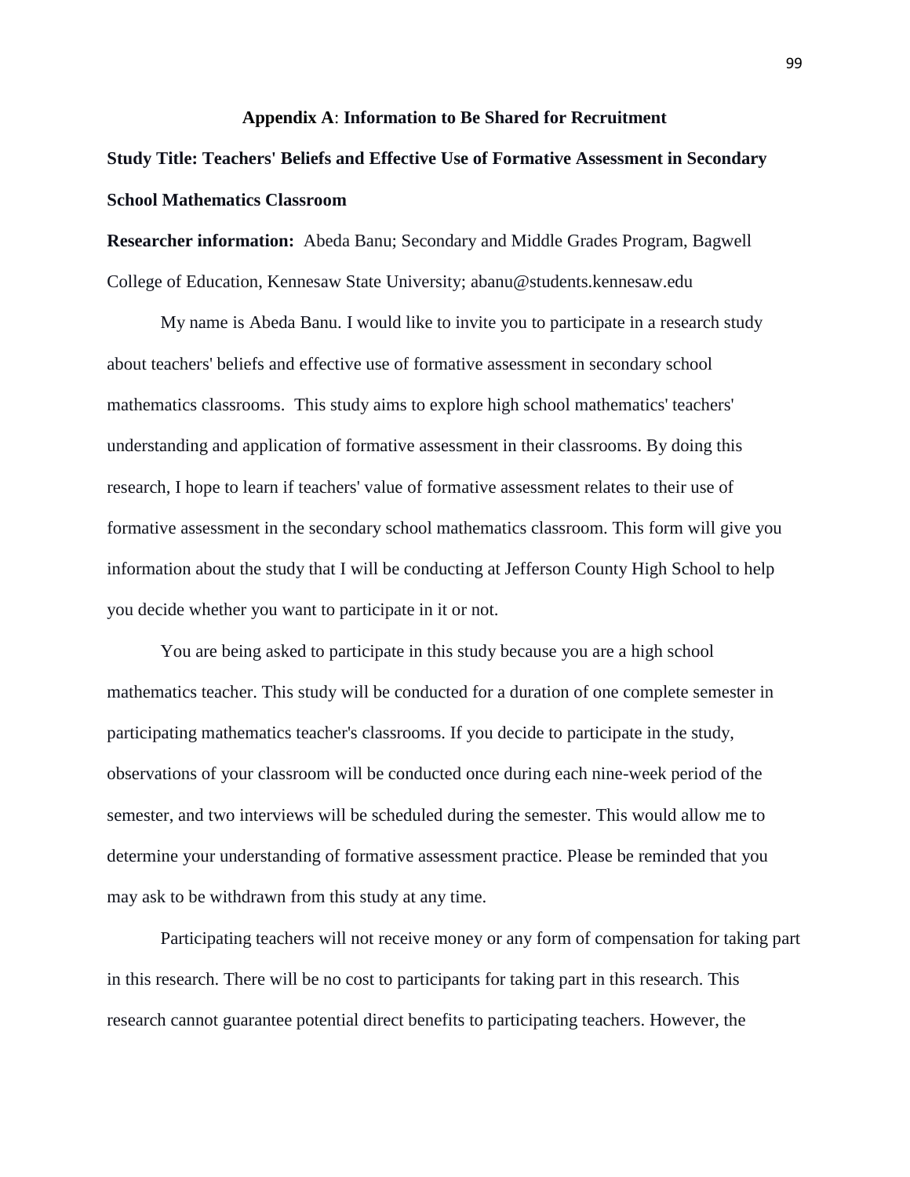## Appendix A: Information to Be Shared for Recruitment

**Study Title: Teachers' Beliefs and Effective Use of Formative Assessment in Secondary School Mathematics Classroom**

**Researcher information:** Abeda Banu; Secondary and Middle Grades Program, Bagwell College of Education, Kennesaw State University; abanu@students.kennesaw.edu

My name is Abeda Banu. I would like to invite you to participate in a research study about teachers' beliefs and effective use of formative assessment in secondary school mathematics classrooms. This study aims to explore high school mathematics' teachers' understanding and application of formative assessment in their classrooms. By doing this research, I hope to learn if teachers' value of formative assessment relates to their use of formative assessment in the secondary school mathematics classroom. This form will give you information about the study that I will be conducting at Jefferson County High School to help you decide whether you want to participate in it or not.

You are being asked to participate in this study because you are a high school mathematics teacher. This study will be conducted for a duration of one complete semester in participating mathematics teacher's classrooms. If you decide to participate in the study, observations of your classroom will be conducted once during each nine-week period of the semester, and two interviews will be scheduled during the semester. This would allow me to determine your understanding of formative assessment practice. Please be reminded that you may ask to be withdrawn from this study at any time.

Participating teachers will not receive money or any form of compensation for taking part in this research. There will be no cost to participants for taking part in this research. This research cannot guarantee potential direct benefits to participating teachers. However, the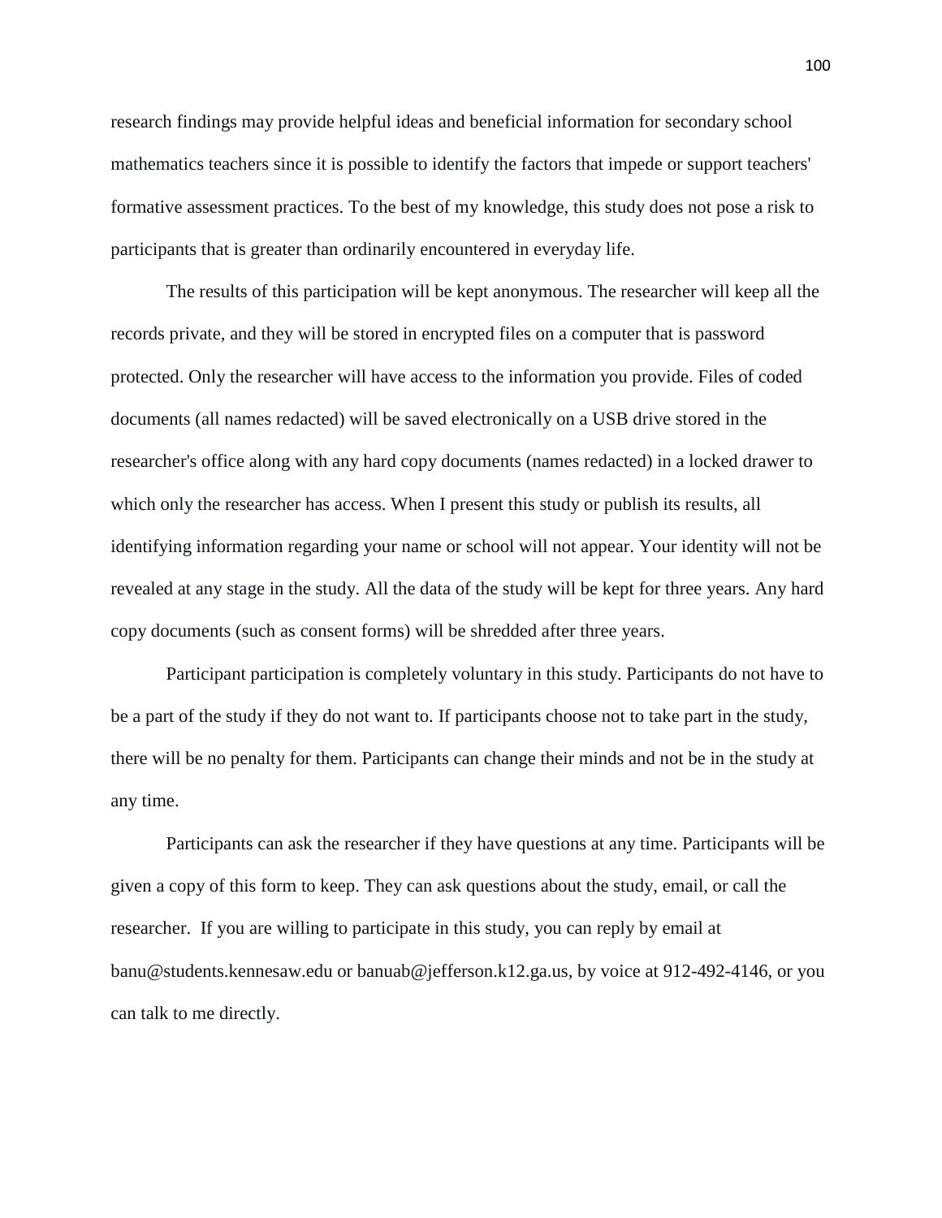research findings may provide helpful ideas and beneficial information for secondary school mathematics teachers since it is possible to identify the factors that impede or support teachers' formative assessment practices. To the best of my knowledge, this study does not pose a risk to participants that is greater than ordinarily encountered in everyday life.

The results of this participation will be kept anonymous. The researcher will keep all the records private, and they will be stored in encrypted files on a computer that is password protected. Only the researcher will have access to the information you provide. Files of coded documents (all names redacted) will be saved electronically on a USB drive stored in the researcher's office along with any hard copy documents (names redacted) in a locked drawer to which only the researcher has access. When I present this study or publish its results, all identifying information regarding your name or school will not appear. Your identity will not be revealed at any stage in the study. All the data of the study will be kept for three years. Any hard copy documents (such as consent forms) will be shredded after three years.

Participant participation is completely voluntary in this study. Participants do not have to be a part of the study if they do not want to. If participants choose not to take part in the study, there will be no penalty for them. Participants can change their minds and not be in the study at any time.

Participants can ask the researcher if they have questions at any time. Participants will be given a copy of this form to keep. They can ask questions about the study, email, or call the researcher. If you are willing to participate in this study, you can reply by email at banu@students.kennesaw.edu or banuab@jefferson.k12.ga.us, by voice at 912-492-4146, or you can talk to me directly.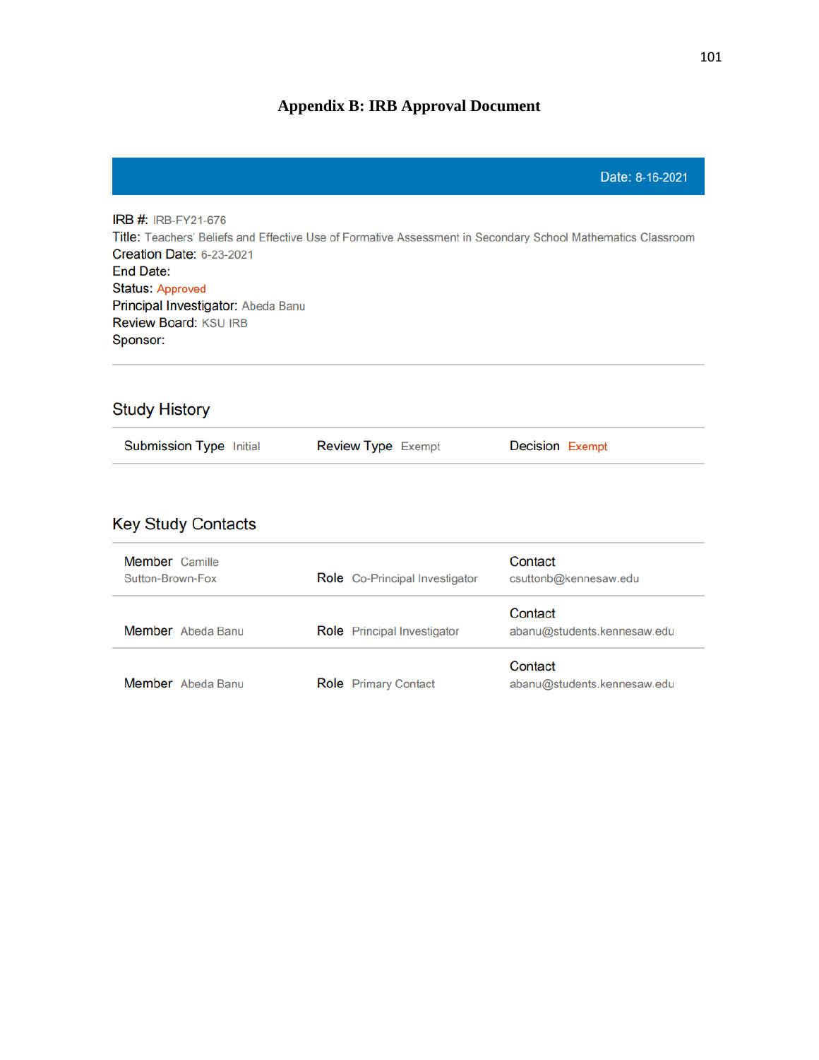# Appendix B: IRB Approval Document

Date: 8-16-2021

IRB #: IRB-FY21-676
Title: Teachers' Beliefs and Effective Use of Formative Assessment in Secondary School Mathematics Classroom
Creation Date: 6-23-2021
End Date:
Status: Approved
Principal Investigator: Abeda Banu
Review Board: KSU IRB
Sponsor:

## Study History

| Submission Type Initial | Review Type Exempt | Decision Exempt |
|---|---|---|

## Key Study Contacts

| Member | Role | Contact |
|---|---|---|
| Camille Sutton-Brown-Fox | Co-Principal Investigator | csuttonb@kennesaw.edu |
| Abeda Banu | Principal Investigator | abanu@students.kennesaw.edu |
| Abeda Banu | Primary Contact | abanu@students.kennesaw.edu |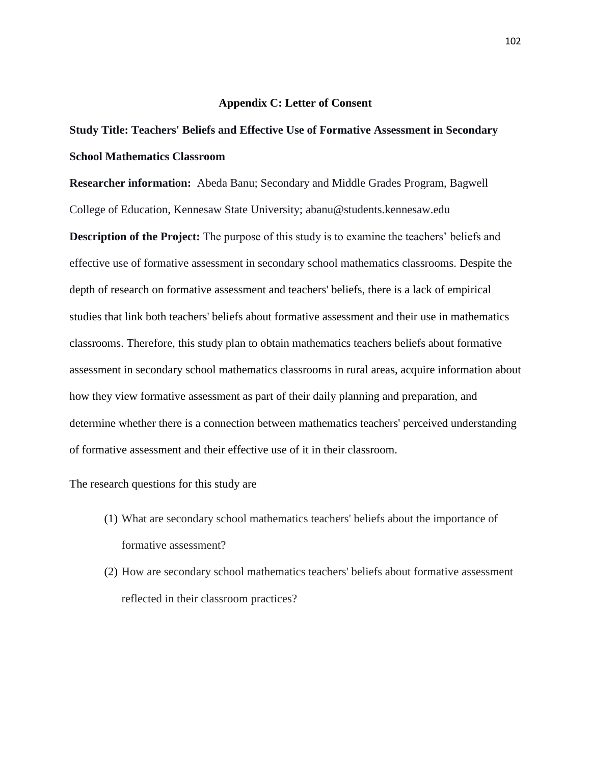## Appendix C: Letter of Consent

**Study Title: Teachers' Beliefs and Effective Use of Formative Assessment in Secondary School Mathematics Classroom**

**Researcher information:** Abeda Banu; Secondary and Middle Grades Program, Bagwell College of Education, Kennesaw State University; abanu@students.kennesaw.edu

**Description of the Project:** The purpose of this study is to examine the teachers' beliefs and effective use of formative assessment in secondary school mathematics classrooms. Despite the depth of research on formative assessment and teachers' beliefs, there is a lack of empirical studies that link both teachers' beliefs about formative assessment and their use in mathematics classrooms. Therefore, this study plan to obtain mathematics teachers beliefs about formative assessment in secondary school mathematics classrooms in rural areas, acquire information about how they view formative assessment as part of their daily planning and preparation, and determine whether there is a connection between mathematics teachers' perceived understanding of formative assessment and their effective use of it in their classroom.

The research questions for this study are

(1) What are secondary school mathematics teachers' beliefs about the importance of formative assessment?

(2) How are secondary school mathematics teachers' beliefs about formative assessment reflected in their classroom practices?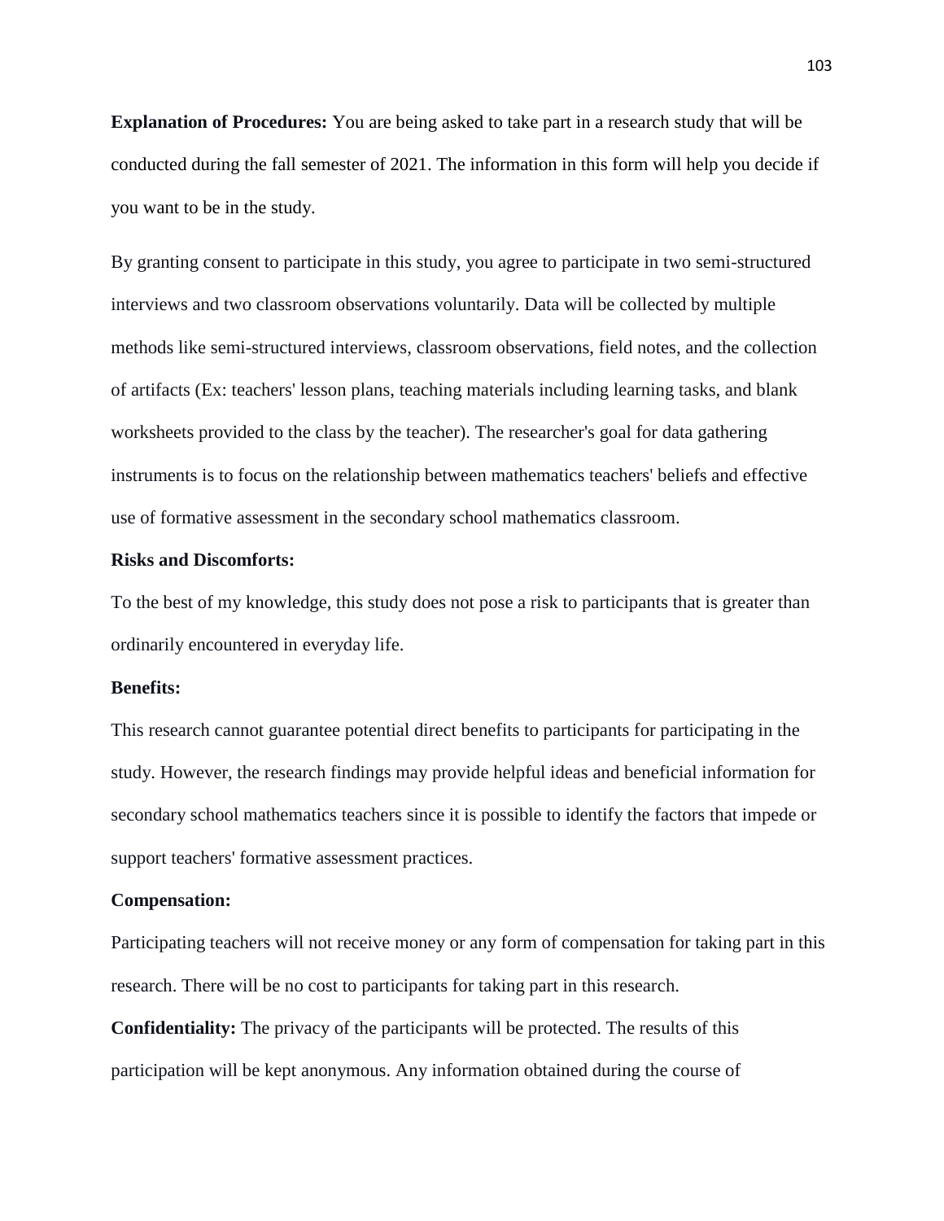**Explanation of Procedures:** You are being asked to take part in a research study that will be conducted during the fall semester of 2021. The information in this form will help you decide if you want to be in the study.

By granting consent to participate in this study, you agree to participate in two semi-structured interviews and two classroom observations voluntarily. Data will be collected by multiple methods like semi-structured interviews, classroom observations, field notes, and the collection of artifacts (Ex: teachers' lesson plans, teaching materials including learning tasks, and blank worksheets provided to the class by the teacher). The researcher's goal for data gathering instruments is to focus on the relationship between mathematics teachers' beliefs and effective use of formative assessment in the secondary school mathematics classroom.

**Risks and Discomforts:**

To the best of my knowledge, this study does not pose a risk to participants that is greater than ordinarily encountered in everyday life.

**Benefits:**

This research cannot guarantee potential direct benefits to participants for participating in the study. However, the research findings may provide helpful ideas and beneficial information for secondary school mathematics teachers since it is possible to identify the factors that impede or support teachers' formative assessment practices.

**Compensation:**

Participating teachers will not receive money or any form of compensation for taking part in this research. There will be no cost to participants for taking part in this research.

**Confidentiality:** The privacy of the participants will be protected. The results of this participation will be kept anonymous. Any information obtained during the course of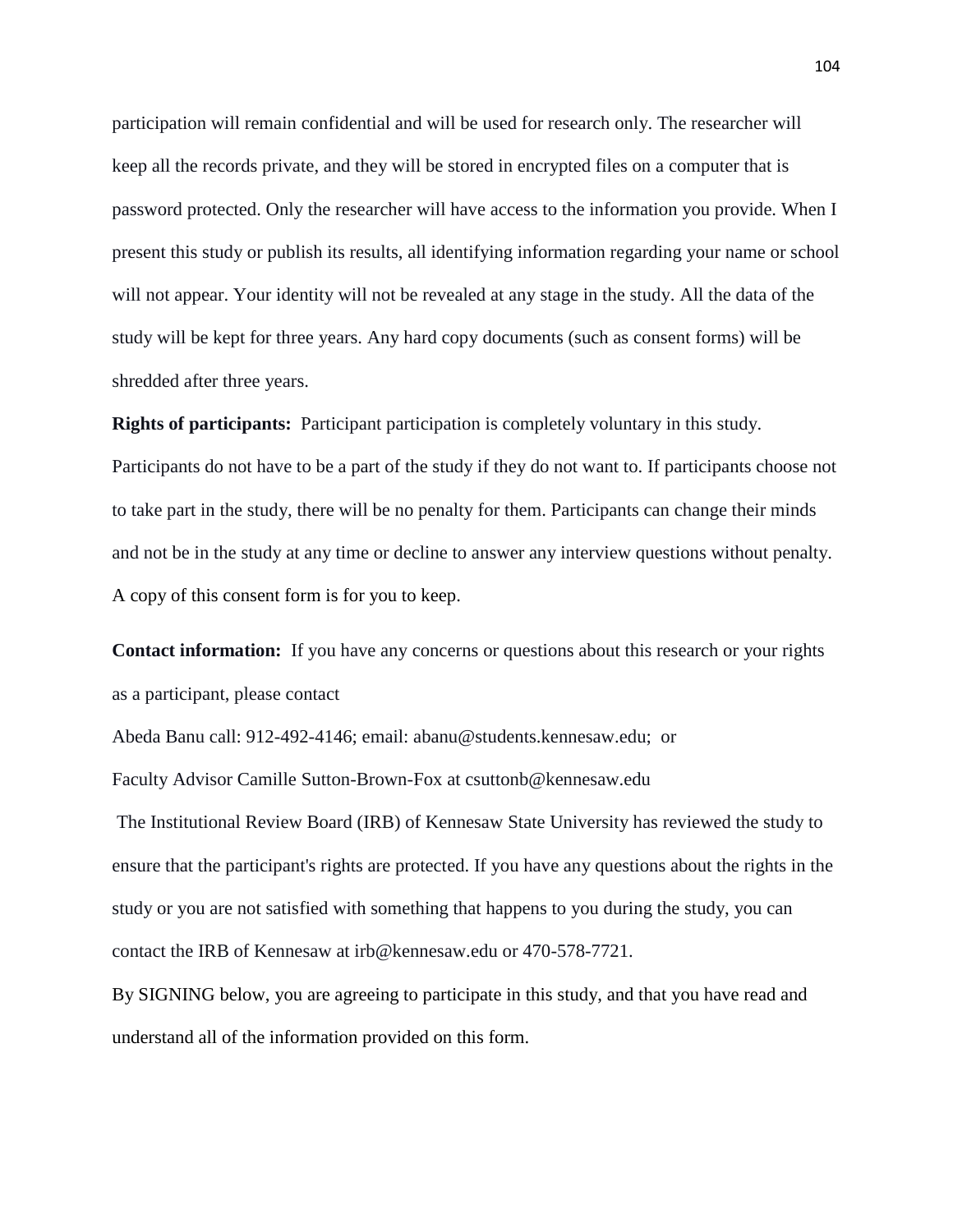participation will remain confidential and will be used for research only. The researcher will keep all the records private, and they will be stored in encrypted files on a computer that is password protected. Only the researcher will have access to the information you provide. When I present this study or publish its results, all identifying information regarding your name or school will not appear. Your identity will not be revealed at any stage in the study. All the data of the study will be kept for three years. Any hard copy documents (such as consent forms) will be shredded after three years.

**Rights of participants:** Participant participation is completely voluntary in this study. Participants do not have to be a part of the study if they do not want to. If participants choose not to take part in the study, there will be no penalty for them. Participants can change their minds and not be in the study at any time or decline to answer any interview questions without penalty. A copy of this consent form is for you to keep.

**Contact information:** If you have any concerns or questions about this research or your rights as a participant, please contact

Abeda Banu call: 912-492-4146; email: abanu@students.kennesaw.edu; or

Faculty Advisor Camille Sutton-Brown-Fox at csuttonb@kennesaw.edu

The Institutional Review Board (IRB) of Kennesaw State University has reviewed the study to ensure that the participant's rights are protected. If you have any questions about the rights in the study or you are not satisfied with something that happens to you during the study, you can contact the IRB of Kennesaw at irb@kennesaw.edu or 470-578-7721.

By SIGNING below, you are agreeing to participate in this study, and that you have read and understand all of the information provided on this form.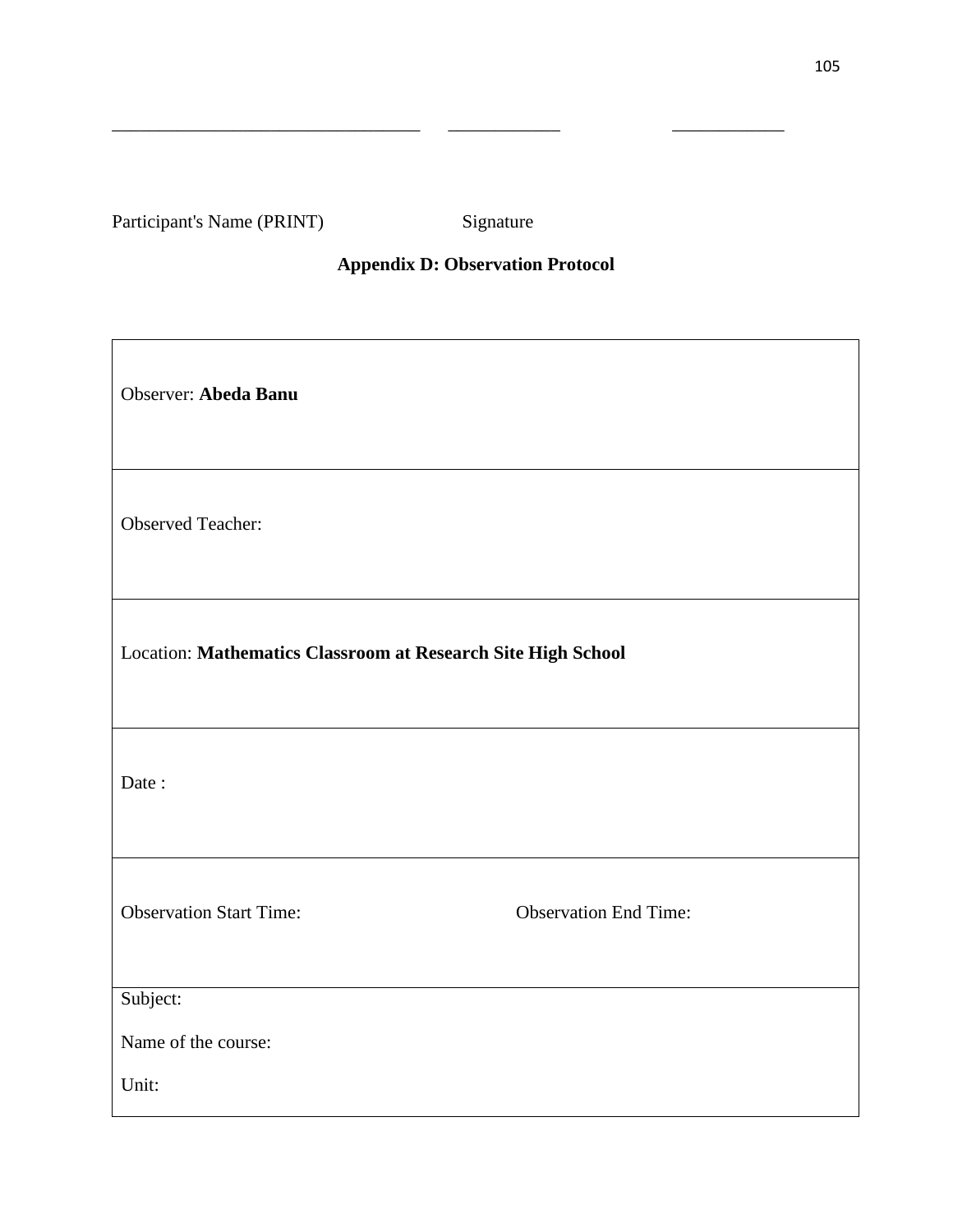\_\_\_\_\_\_\_\_\_\_\_\_\_\_\_\_\_\_\_\_\_\_\_\_\_\_\_\_\_\_\_\_\_\_ \_\_\_\_\_\_\_\_\_\_\_\_ \_\_\_\_\_\_\_\_\_\_\_\_

Participant's Name (PRINT) Signature

## Appendix D: Observation Protocol

| |
|---|
| Observer: **Abeda Banu** |
| Observed Teacher: |
| Location: **Mathematics Classroom at Research Site High School** |
| Date : |
| Observation Start Time: Observation End Time: |
| Subject:<br><br>Name of the course:<br><br>Unit: |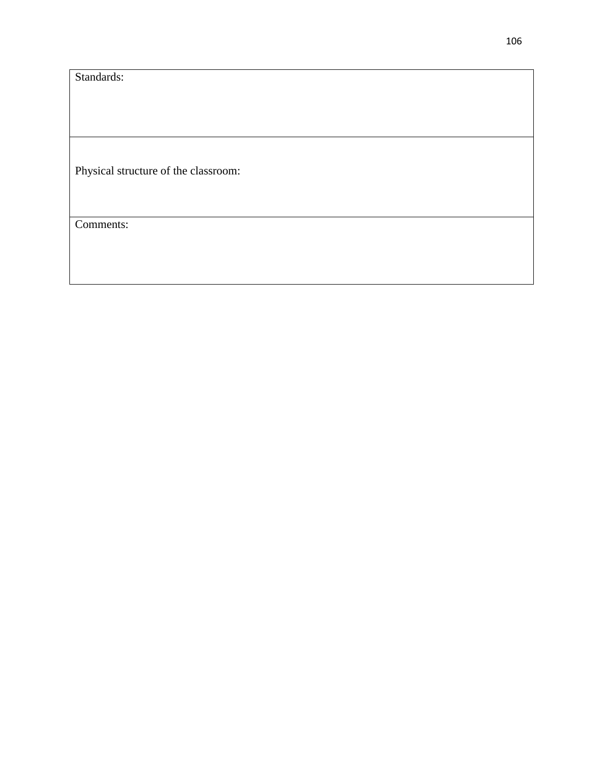| Standards: |
| --- |
| Physical structure of the classroom: |
| Comments: |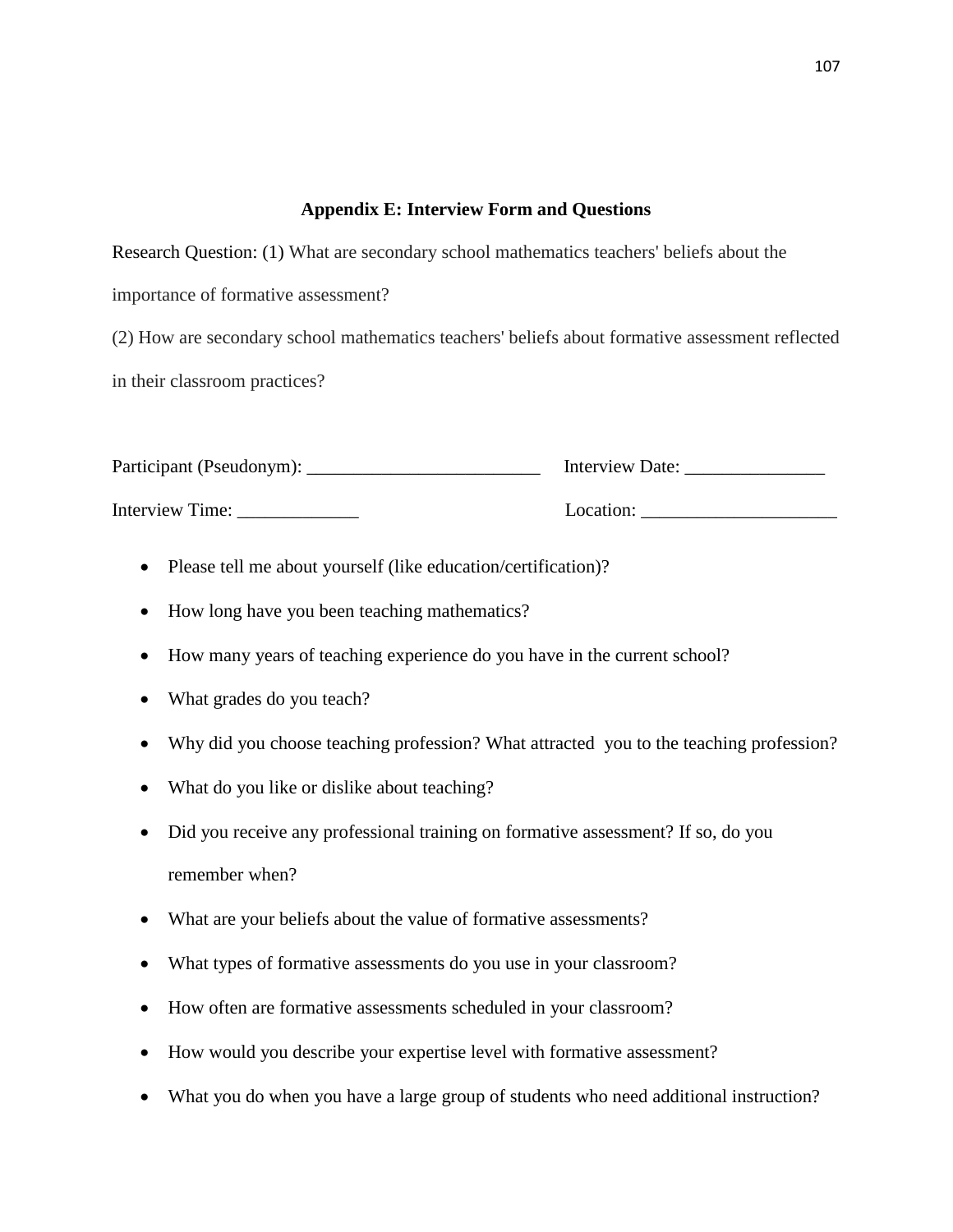## Appendix E: Interview Form and Questions

Research Question: (1) What are secondary school mathematics teachers' beliefs about the importance of formative assessment?

(2) How are secondary school mathematics teachers' beliefs about formative assessment reflected in their classroom practices?

Participant (Pseudonym): _________________________ Interview Date: _______________

Interview Time: _____________ Location: _____________________

- Please tell me about yourself (like education/certification)?
- How long have you been teaching mathematics?
- How many years of teaching experience do you have in the current school?
- What grades do you teach?
- Why did you choose teaching profession? What attracted you to the teaching profession?
- What do you like or dislike about teaching?
- Did you receive any professional training on formative assessment? If so, do you remember when?
- What are your beliefs about the value of formative assessments?
- What types of formative assessments do you use in your classroom?
- How often are formative assessments scheduled in your classroom?
- How would you describe your expertise level with formative assessment?
- What you do when you have a large group of students who need additional instruction?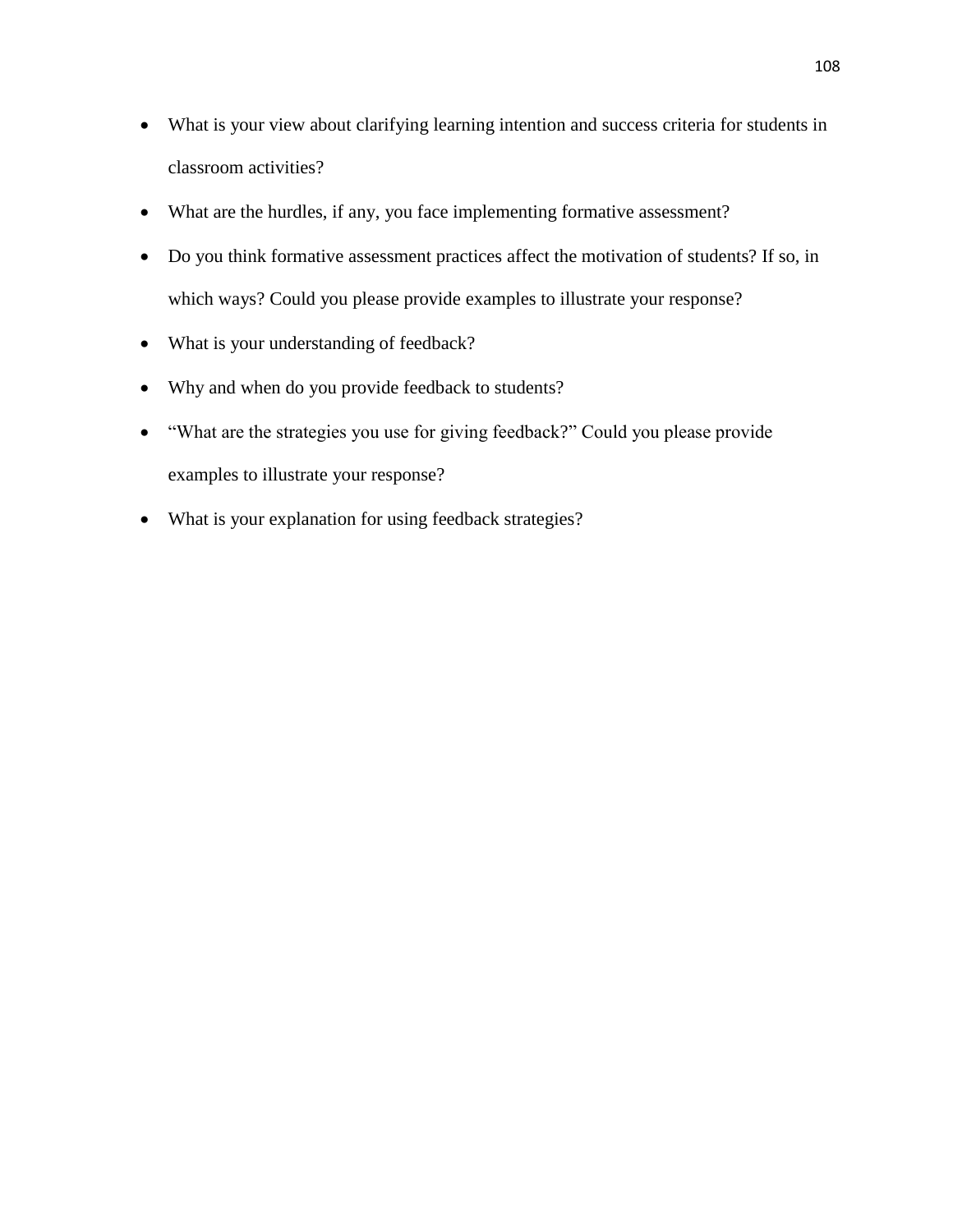- What is your view about clarifying learning intention and success criteria for students in classroom activities?
- What are the hurdles, if any, you face implementing formative assessment?
- Do you think formative assessment practices affect the motivation of students? If so, in which ways? Could you please provide examples to illustrate your response?
- What is your understanding of feedback?
- Why and when do you provide feedback to students?
- "What are the strategies you use for giving feedback?" Could you please provide examples to illustrate your response?
- What is your explanation for using feedback strategies?